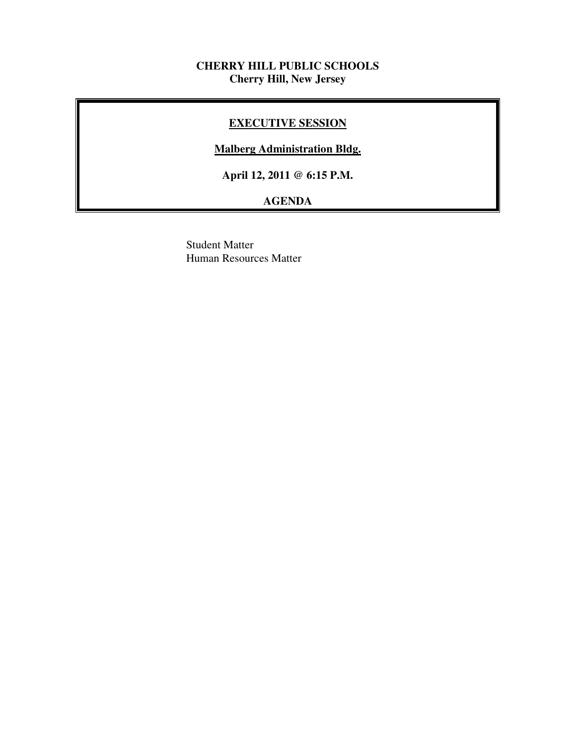**CHERRY HILL PUBLIC SCHOOLS**
**Cherry Hill, New Jersey**

## EXECUTIVE SESSION

**Malberg Administration Bldg.**

**April 12, 2011 @ 6:15 P.M.**

**AGENDA**

Student Matter
Human Resources Matter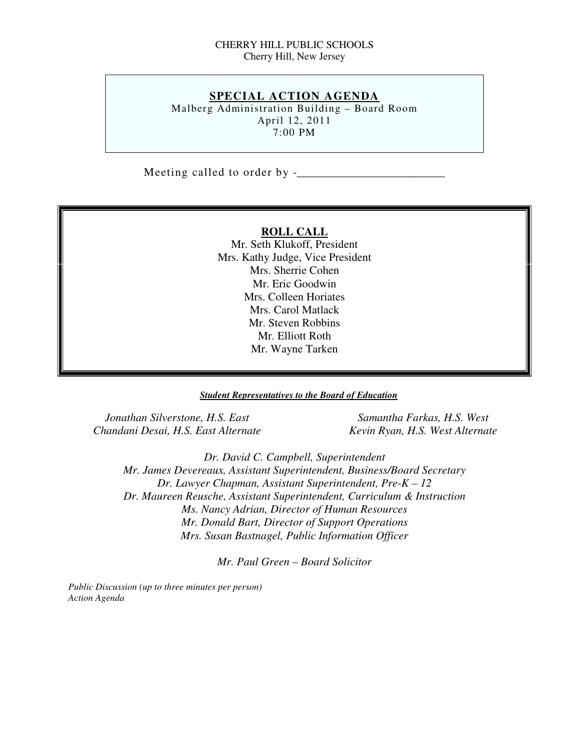CHERRY HILL PUBLIC SCHOOLS
Cherry Hill, New Jersey

## SPECIAL ACTION AGENDA

Malberg Administration Building – Board Room
April 12, 2011
7:00 PM

Meeting called to order by -_________________________

## ROLL CALL

Mr. Seth Klukoff, President
Mrs. Kathy Judge, Vice President
Mrs. Sherrie Cohen
Mr. Eric Goodwin
Mrs. Colleen Horiates
Mrs. Carol Matlack
Mr. Steven Robbins
Mr. Elliott Roth
Mr. Wayne Tarken

***Student Representatives to the Board of Education***

*Jonathan Silverstone, H.S. East*
*Chandani Desai, H.S. East Alternate*

*Samantha Farkas, H.S. West*
*Kevin Ryan, H.S. West Alternate*

*Dr. David C. Campbell, Superintendent*
*Mr. James Devereaux, Assistant Superintendent, Business/Board Secretary*
*Dr. Lawyer Chapman, Assistant Superintendent, Pre-K – 12*
*Dr. Maureen Reusche, Assistant Superintendent, Curriculum & Instruction*
*Ms. Nancy Adrian, Director of Human Resources*
*Mr. Donald Bart, Director of Support Operations*
*Mrs. Susan Bastnagel, Public Information Officer*

*Mr. Paul Green – Board Solicitor*

*Public Discussion (up to three minutes per person)*
*Action Agenda*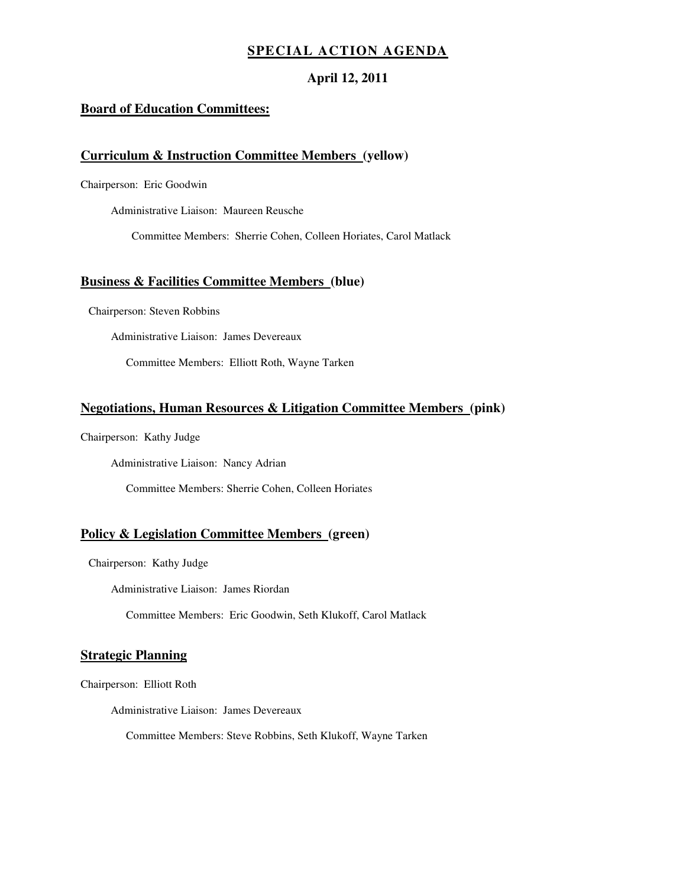# SPECIAL ACTION AGENDA

**April 12, 2011**

## Board of Education Committees:

### Curriculum & Instruction Committee Members (yellow)

Chairperson: Eric Goodwin

Administrative Liaison: Maureen Reusche

Committee Members: Sherrie Cohen, Colleen Horiates, Carol Matlack

### Business & Facilities Committee Members (blue)

Chairperson: Steven Robbins

Administrative Liaison: James Devereaux

Committee Members: Elliott Roth, Wayne Tarken

### Negotiations, Human Resources & Litigation Committee Members (pink)

Chairperson: Kathy Judge

Administrative Liaison: Nancy Adrian

Committee Members: Sherrie Cohen, Colleen Horiates

### Policy & Legislation Committee Members (green)

Chairperson: Kathy Judge

Administrative Liaison: James Riordan

Committee Members: Eric Goodwin, Seth Klukoff, Carol Matlack

### Strategic Planning

Chairperson: Elliott Roth

Administrative Liaison: James Devereaux

Committee Members: Steve Robbins, Seth Klukoff, Wayne Tarken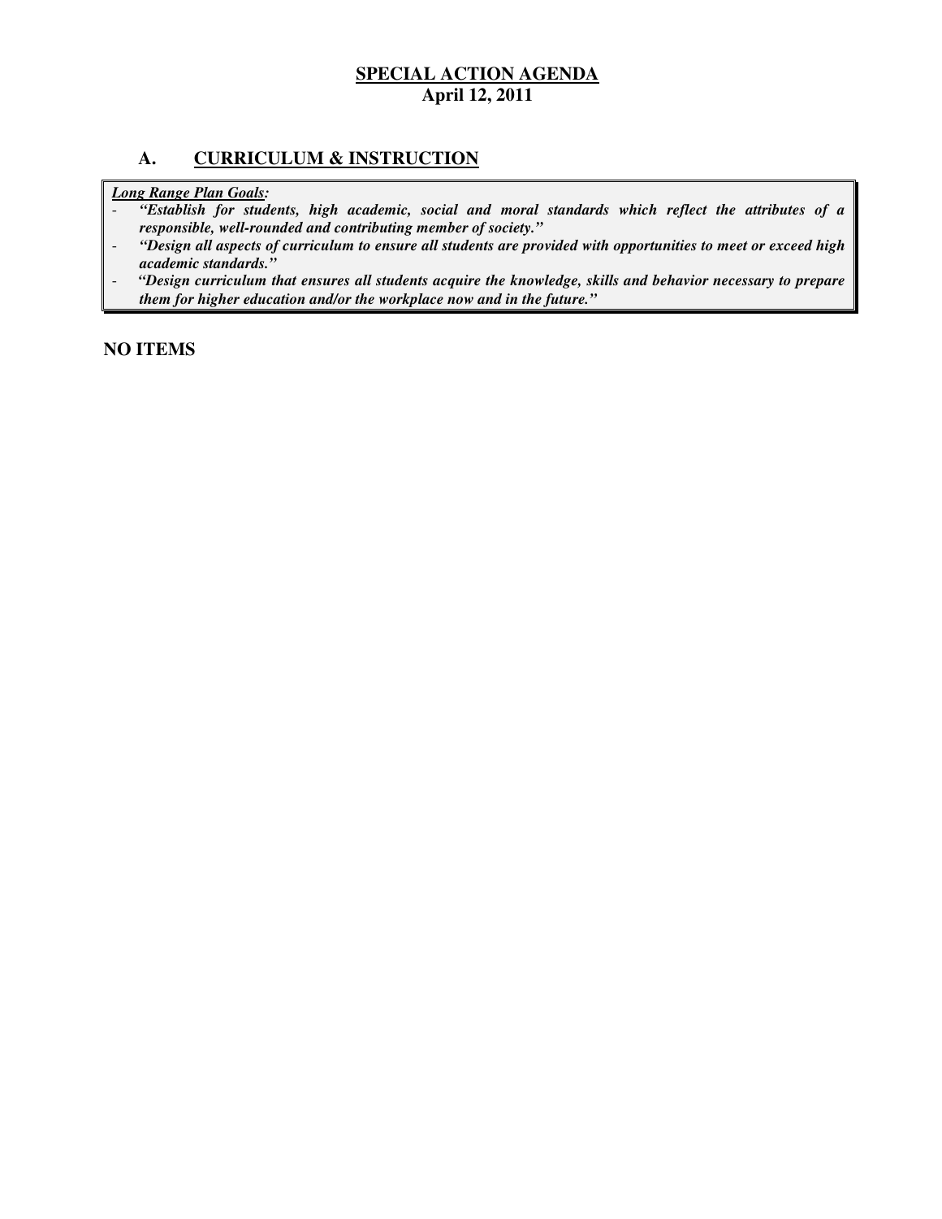**SPECIAL ACTION AGENDA**
**April 12, 2011**

## A. CURRICULUM & INSTRUCTION

***Long Range Plan Goals:***

- ***"Establish for students, high academic, social and moral standards which reflect the attributes of a responsible, well-rounded and contributing member of society."***
- ***"Design all aspects of curriculum to ensure all students are provided with opportunities to meet or exceed high academic standards."***
- ***"Design curriculum that ensures all students acquire the knowledge, skills and behavior necessary to prepare them for higher education and/or the workplace now and in the future."***

**NO ITEMS**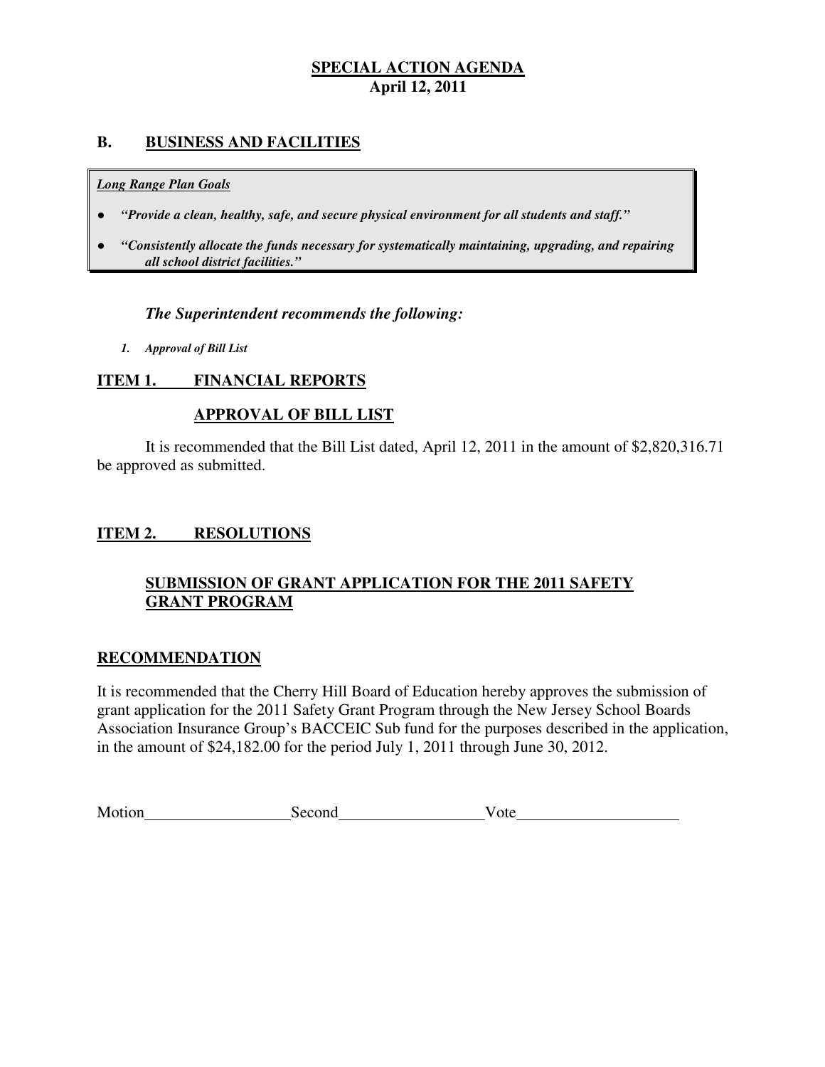**SPECIAL ACTION AGENDA**
**April 12, 2011**

## B. BUSINESS AND FACILITIES

***Long Range Plan Goals***

- ***"Provide a clean, healthy, safe, and secure physical environment for all students and staff."***
- ***"Consistently allocate the funds necessary for systematically maintaining, upgrading, and repairing all school district facilities."***

***The Superintendent recommends the following:***

1. ***Approval of Bill List***

### ITEM 1. FINANCIAL REPORTS

**APPROVAL OF BILL LIST**

It is recommended that the Bill List dated, April 12, 2011 in the amount of $2,820,316.71 be approved as submitted.

### ITEM 2. RESOLUTIONS

**SUBMISSION OF GRANT APPLICATION FOR THE 2011 SAFETY GRANT PROGRAM**

**RECOMMENDATION**

It is recommended that the Cherry Hill Board of Education hereby approves the submission of grant application for the 2011 Safety Grant Program through the New Jersey School Boards Association Insurance Group's BACCEIC Sub fund for the purposes described in the application, in the amount of $24,182.00 for the period July 1, 2011 through June 30, 2012.

Motion__________________ Second__________________ Vote____________________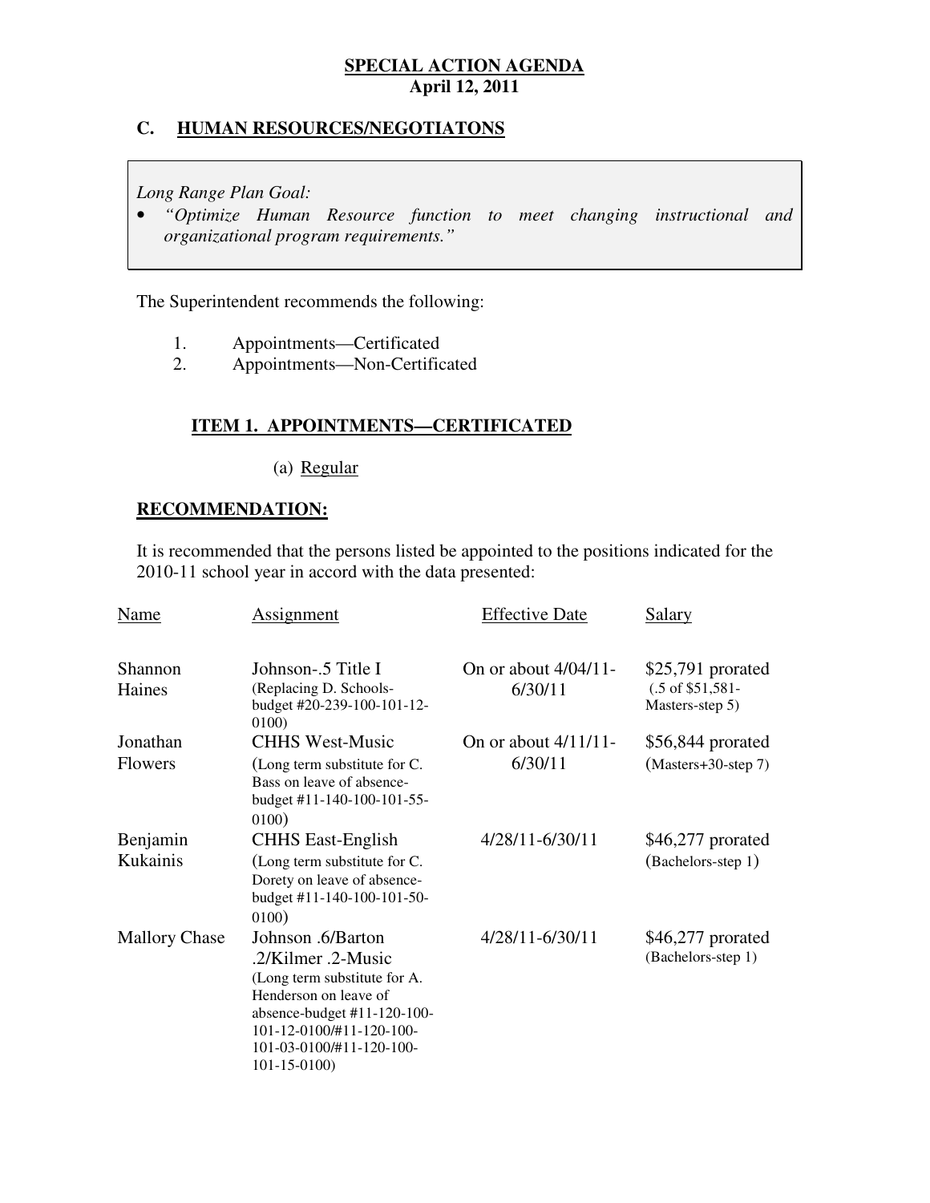**SPECIAL ACTION AGENDA**
**April 12, 2011**

## C. HUMAN RESOURCES/NEGOTIATONS

*Long Range Plan Goal:*

- *"Optimize Human Resource function to meet changing instructional and organizational program requirements."*

The Superintendent recommends the following:

1. Appointments—Certificated
2. Appointments—Non-Certificated

### ITEM 1. APPOINTMENTS—CERTIFICATED

(a) Regular

**RECOMMENDATION:**

It is recommended that the persons listed be appointed to the positions indicated for the 2010-11 school year in accord with the data presented:

| Name | Assignment | Effective Date | Salary |
|---|---|---|---|
| Shannon Haines | Johnson-.5 Title I (Replacing D. Schools-budget #20-239-100-101-12-0100) | On or about 4/04/11-6/30/11 | $25,791 prorated (.5 of $51,581-Masters-step 5) |
| Jonathan Flowers | CHHS West-Music (Long term substitute for C. Bass on leave of absence-budget #11-140-100-101-55-0100) | On or about 4/11/11-6/30/11 | $56,844 prorated (Masters+30-step 7) |
| Benjamin Kukainis | CHHS East-English (Long term substitute for C. Dorety on leave of absence-budget #11-140-100-101-50-0100) | 4/28/11-6/30/11 | $46,277 prorated (Bachelors-step 1) |
| Mallory Chase | Johnson .6/Barton .2/Kilmer .2-Music (Long term substitute for A. Henderson on leave of absence-budget #11-120-100-101-12-0100/#11-120-100-101-03-0100/#11-120-100-101-15-0100) | 4/28/11-6/30/11 | $46,277 prorated (Bachelors-step 1) |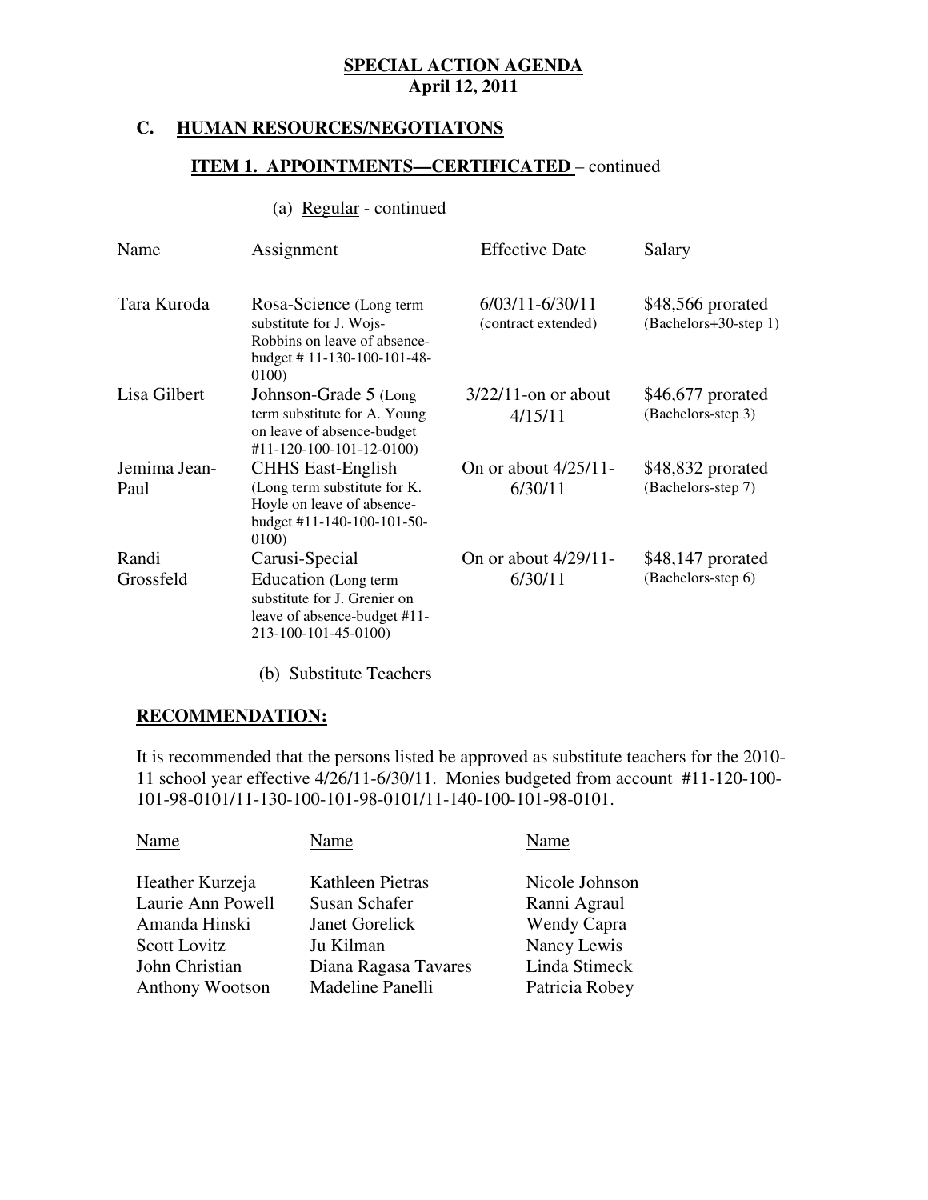**SPECIAL ACTION AGENDA**
**April 12, 2011**

## C. HUMAN RESOURCES/NEGOTIATONS

### ITEM 1. APPOINTMENTS—CERTIFICATED – continued

(a) Regular - continued

| Name | Assignment | Effective Date | Salary |
|---|---|---|---|
| Tara Kuroda | Rosa-Science (Long term substitute for J. Wojs-Robbins on leave of absence-budget # 11-130-100-101-48-0100) | 6/03/11-6/30/11 (contract extended) | $48,566 prorated (Bachelors+30-step 1) |
| Lisa Gilbert | Johnson-Grade 5 (Long term substitute for A. Young on leave of absence-budget #11-120-100-101-12-0100) | 3/22/11-on or about 4/15/11 | $46,677 prorated (Bachelors-step 3) |
| Jemima Jean-Paul | CHHS East-English (Long term substitute for K. Hoyle on leave of absence-budget #11-140-100-101-50-0100) | On or about 4/25/11-6/30/11 | $48,832 prorated (Bachelors-step 7) |
| Randi Grossfeld | Carusi-Special Education (Long term substitute for J. Grenier on leave of absence-budget #11-213-100-101-45-0100) | On or about 4/29/11-6/30/11 | $48,147 prorated (Bachelors-step 6) |

(b) Substitute Teachers

**RECOMMENDATION:**

It is recommended that the persons listed be approved as substitute teachers for the 2010-11 school year effective 4/26/11-6/30/11. Monies budgeted from account #11-120-100-101-98-0101/11-130-100-101-98-0101/11-140-100-101-98-0101.

| Name | Name | Name |
|---|---|---|
| Heather Kurzeja | Kathleen Pietras | Nicole Johnson |
| Laurie Ann Powell | Susan Schafer | Ranni Agraul |
| Amanda Hinski | Janet Gorelick | Wendy Capra |
| Scott Lovitz | Ju Kilman | Nancy Lewis |
| John Christian | Diana Ragasa Tavares | Linda Stimeck |
| Anthony Wootson | Madeline Panelli | Patricia Robey |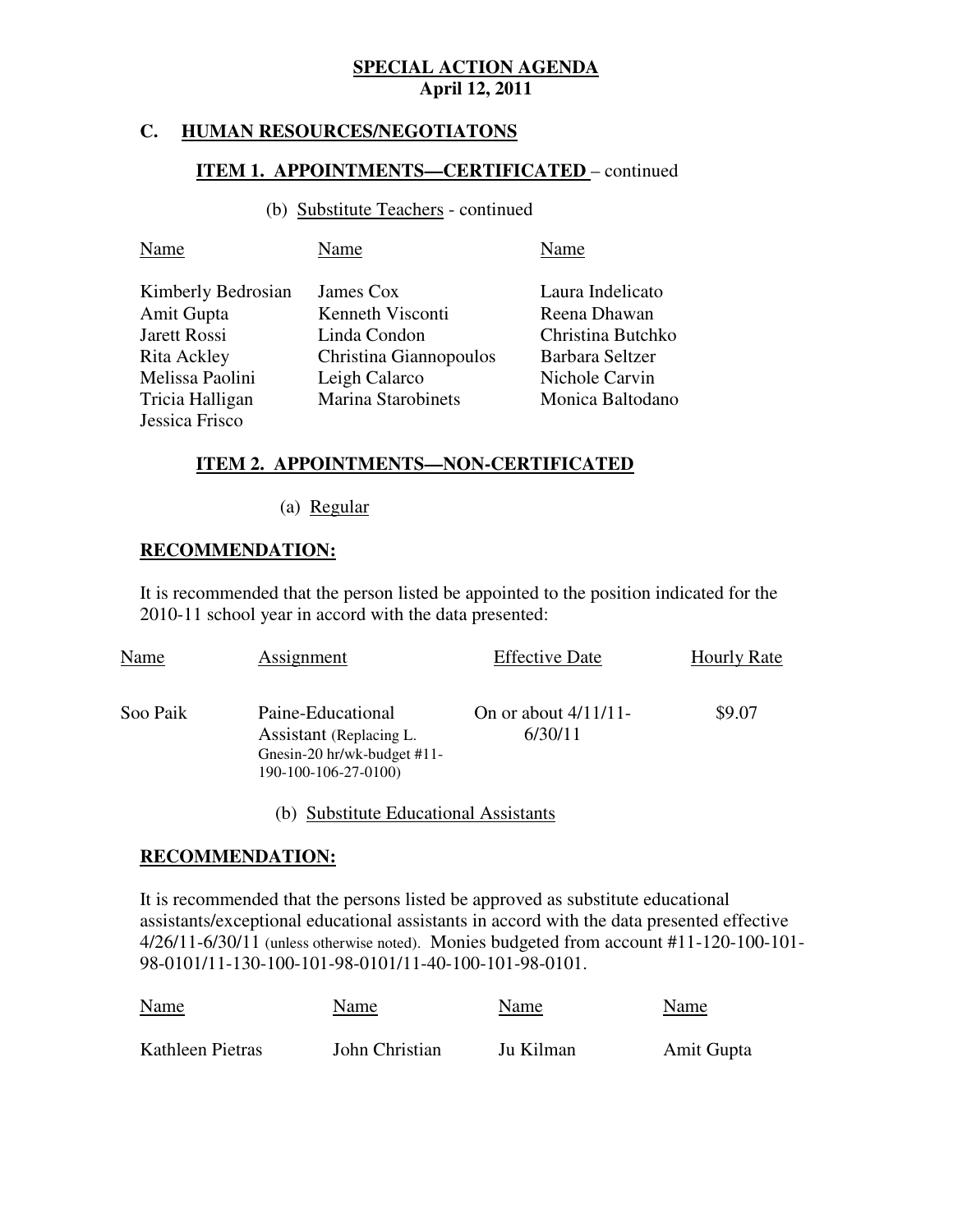**SPECIAL ACTION AGENDA**
**April 12, 2011**

## C. HUMAN RESOURCES/NEGOTIATONS

### ITEM 1. APPOINTMENTS—CERTIFICATED – continued

(b) Substitute Teachers - continued

| Name | Name | Name |
|---|---|---|
| Kimberly Bedrosian | James Cox | Laura Indelicato |
| Amit Gupta | Kenneth Visconti | Reena Dhawan |
| Jarett Rossi | Linda Condon | Christina Butchko |
| Rita Ackley | Christina Giannopoulos | Barbara Seltzer |
| Melissa Paolini | Leigh Calarco | Nichole Carvin |
| Tricia Halligan | Marina Starobinets | Monica Baltodano |
| Jessica Frisco | | |

### ITEM 2. APPOINTMENTS—NON-CERTIFICATED

(a) Regular

**RECOMMENDATION:**

It is recommended that the person listed be appointed to the position indicated for the 2010-11 school year in accord with the data presented:

| Name | Assignment | Effective Date | Hourly Rate |
|---|---|---|---|
| Soo Paik | Paine-Educational Assistant (Replacing L. Gnesin-20 hr/wk-budget #11-190-100-106-27-0100) | On or about 4/11/11-6/30/11 | $9.07 |

(b) Substitute Educational Assistants

**RECOMMENDATION:**

It is recommended that the persons listed be approved as substitute educational assistants/exceptional educational assistants in accord with the data presented effective 4/26/11-6/30/11 (unless otherwise noted). Monies budgeted from account #11-120-100-101-98-0101/11-130-100-101-98-0101/11-40-100-101-98-0101.

| Name | Name | Name | Name |
|---|---|---|---|
| Kathleen Pietras | John Christian | Ju Kilman | Amit Gupta |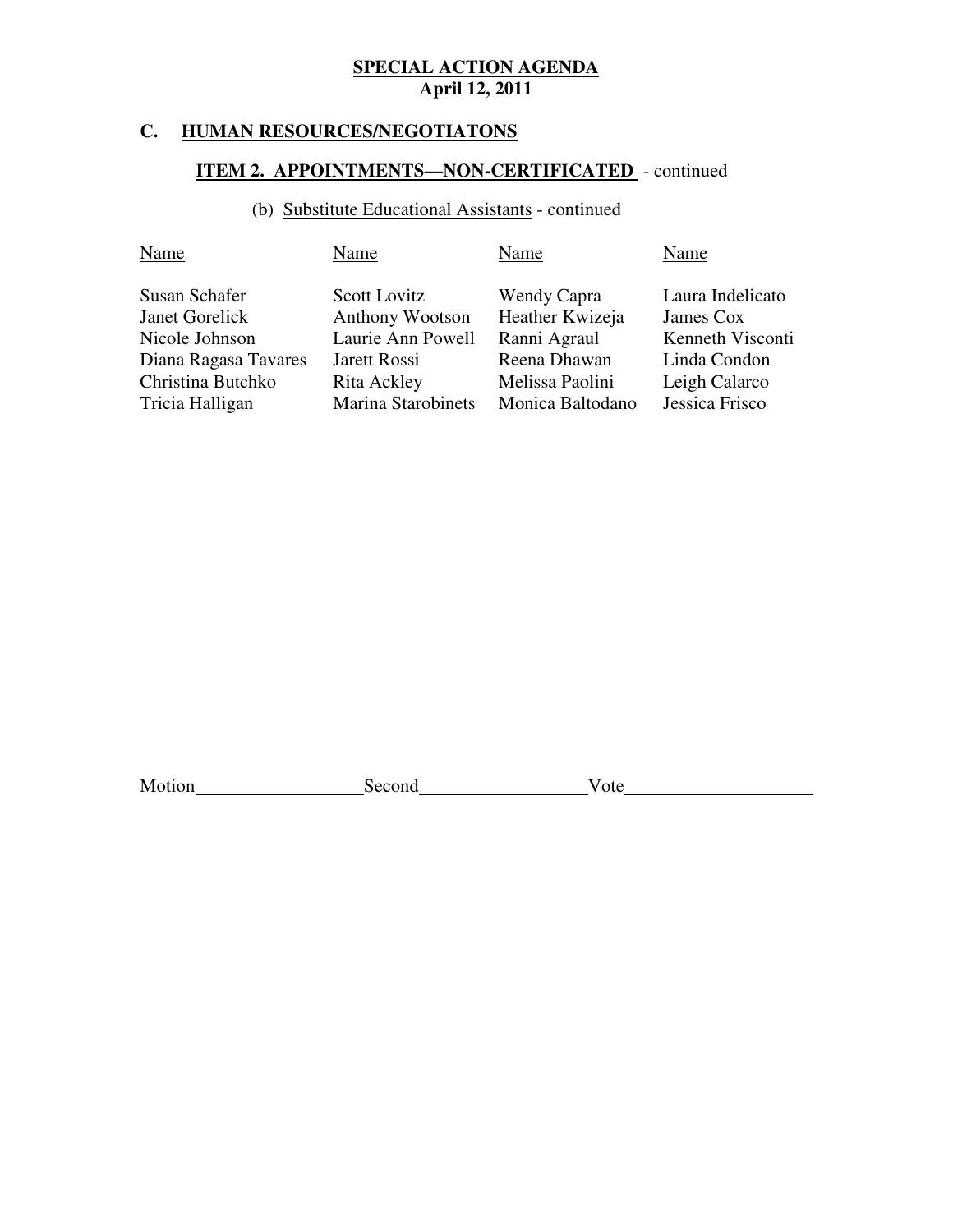**SPECIAL ACTION AGENDA**
**April 12, 2011**

## C. HUMAN RESOURCES/NEGOTIATONS

### ITEM 2. APPOINTMENTS—NON-CERTIFICATED - continued

(b) Substitute Educational Assistants - continued

| Name | Name | Name | Name |
|---|---|---|---|
| Susan Schafer | Scott Lovitz | Wendy Capra | Laura Indelicato |
| Janet Gorelick | Anthony Wootson | Heather Kwizeja | James Cox |
| Nicole Johnson | Laurie Ann Powell | Ranni Agraul | Kenneth Visconti |
| Diana Ragasa Tavares | Jarett Rossi | Reena Dhawan | Linda Condon |
| Christina Butchko | Rita Ackley | Melissa Paolini | Leigh Calarco |
| Tricia Halligan | Marina Starobinets | Monica Baltodano | Jessica Frisco |

Motion__________________Second__________________Vote____________________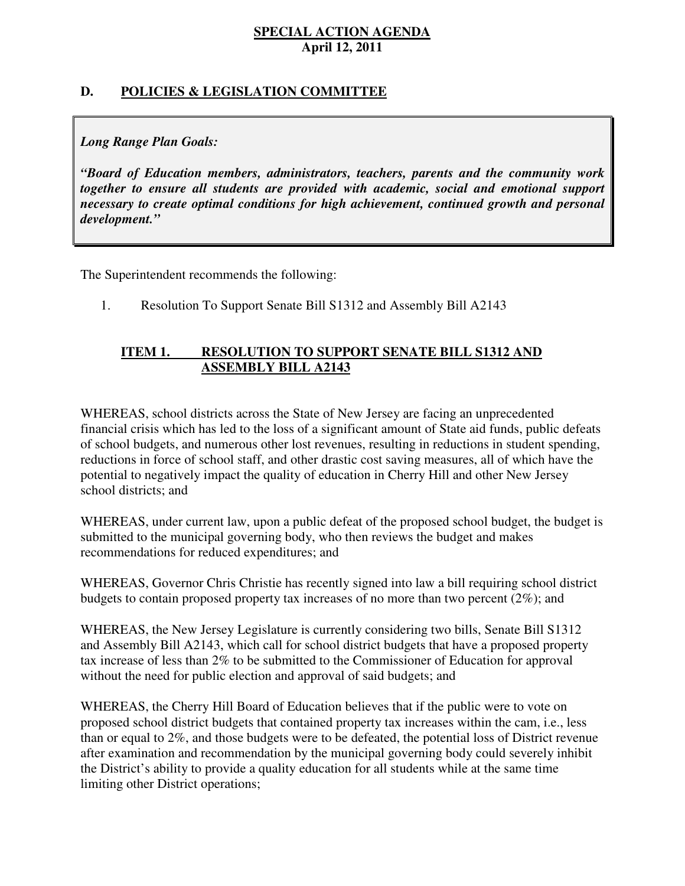**SPECIAL ACTION AGENDA**
**April 12, 2011**

## D. POLICIES & LEGISLATION COMMITTEE

***Long Range Plan Goals:***

***"Board of Education members, administrators, teachers, parents and the community work together to ensure all students are provided with academic, social and emotional support necessary to create optimal conditions for high achievement, continued growth and personal development."***

The Superintendent recommends the following:

1. Resolution To Support Senate Bill S1312 and Assembly Bill A2143

### ITEM 1. RESOLUTION TO SUPPORT SENATE BILL S1312 AND ASSEMBLY BILL A2143

WHEREAS, school districts across the State of New Jersey are facing an unprecedented financial crisis which has led to the loss of a significant amount of State aid funds, public defeats of school budgets, and numerous other lost revenues, resulting in reductions in student spending, reductions in force of school staff, and other drastic cost saving measures, all of which have the potential to negatively impact the quality of education in Cherry Hill and other New Jersey school districts; and

WHEREAS, under current law, upon a public defeat of the proposed school budget, the budget is submitted to the municipal governing body, who then reviews the budget and makes recommendations for reduced expenditures; and

WHEREAS, Governor Chris Christie has recently signed into law a bill requiring school district budgets to contain proposed property tax increases of no more than two percent (2%); and

WHEREAS, the New Jersey Legislature is currently considering two bills, Senate Bill S1312 and Assembly Bill A2143, which call for school district budgets that have a proposed property tax increase of less than 2% to be submitted to the Commissioner of Education for approval without the need for public election and approval of said budgets; and

WHEREAS, the Cherry Hill Board of Education believes that if the public were to vote on proposed school district budgets that contained property tax increases within the cam, i.e., less than or equal to 2%, and those budgets were to be defeated, the potential loss of District revenue after examination and recommendation by the municipal governing body could severely inhibit the District's ability to provide a quality education for all students while at the same time limiting other District operations;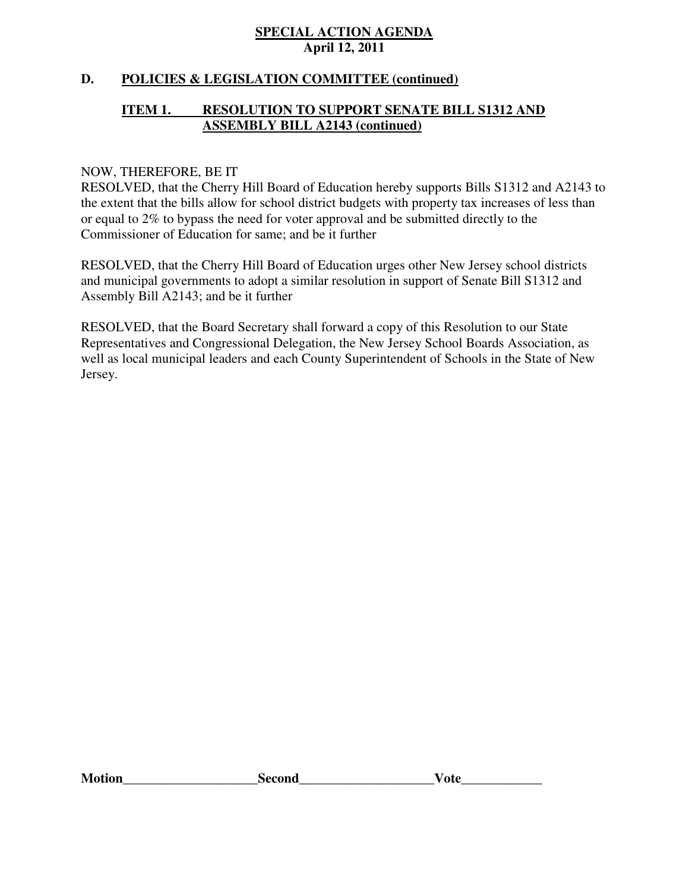## SPECIAL ACTION AGENDA
**April 12, 2011**

### D. POLICIES & LEGISLATION COMMITTEE (continued)

#### ITEM 1. RESOLUTION TO SUPPORT SENATE BILL S1312 AND ASSEMBLY BILL A2143 (continued)

NOW, THEREFORE, BE IT
RESOLVED, that the Cherry Hill Board of Education hereby supports Bills S1312 and A2143 to the extent that the bills allow for school district budgets with property tax increases of less than or equal to 2% to bypass the need for voter approval and be submitted directly to the Commissioner of Education for same; and be it further

RESOLVED, that the Cherry Hill Board of Education urges other New Jersey school districts and municipal governments to adopt a similar resolution in support of Senate Bill S1312 and Assembly Bill A2143; and be it further

RESOLVED, that the Board Secretary shall forward a copy of this Resolution to our State Representatives and Congressional Delegation, the New Jersey School Boards Association, as well as local municipal leaders and each County Superintendent of Schools in the State of New Jersey.

**Motion**___________________**Second**___________________**Vote**___________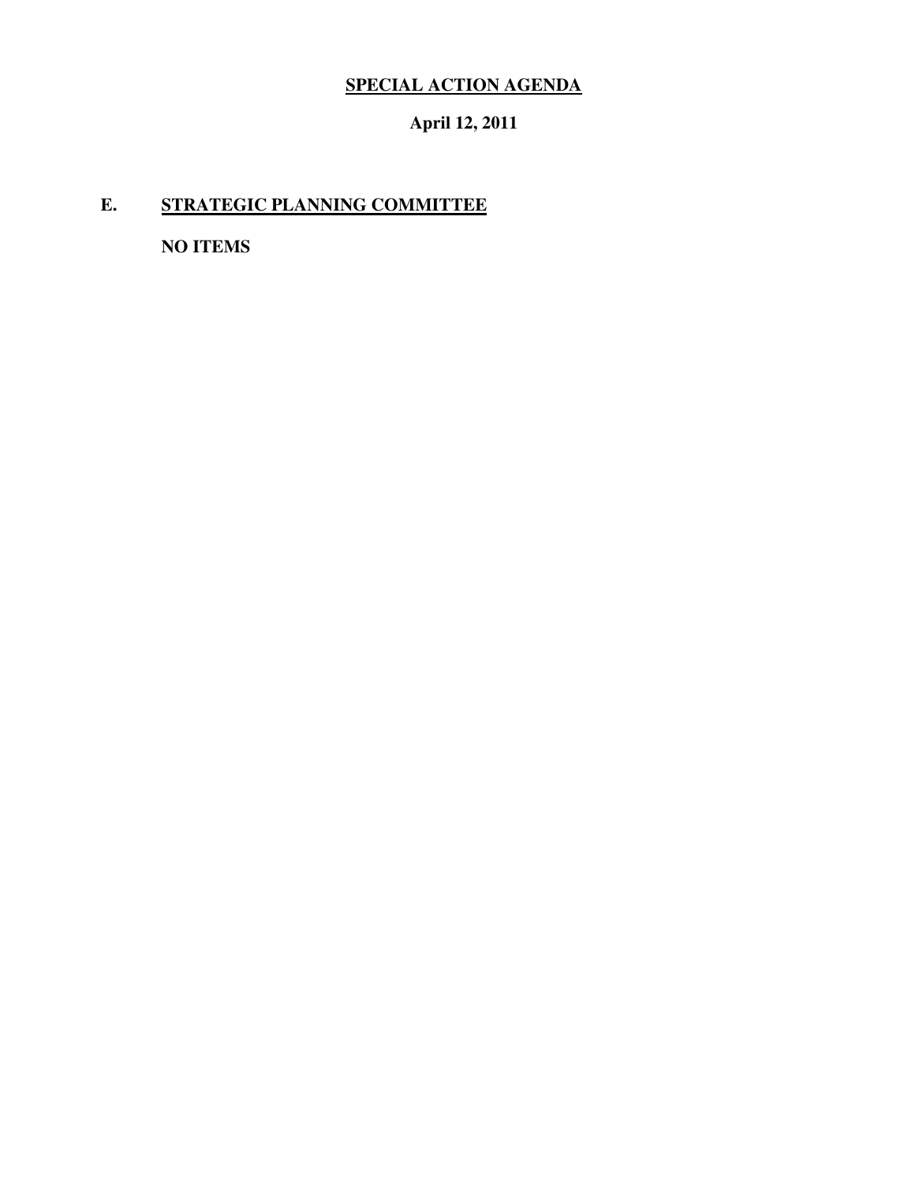**SPECIAL ACTION AGENDA**

**April 12, 2011**

## E. STRATEGIC PLANNING COMMITTEE

**NO ITEMS**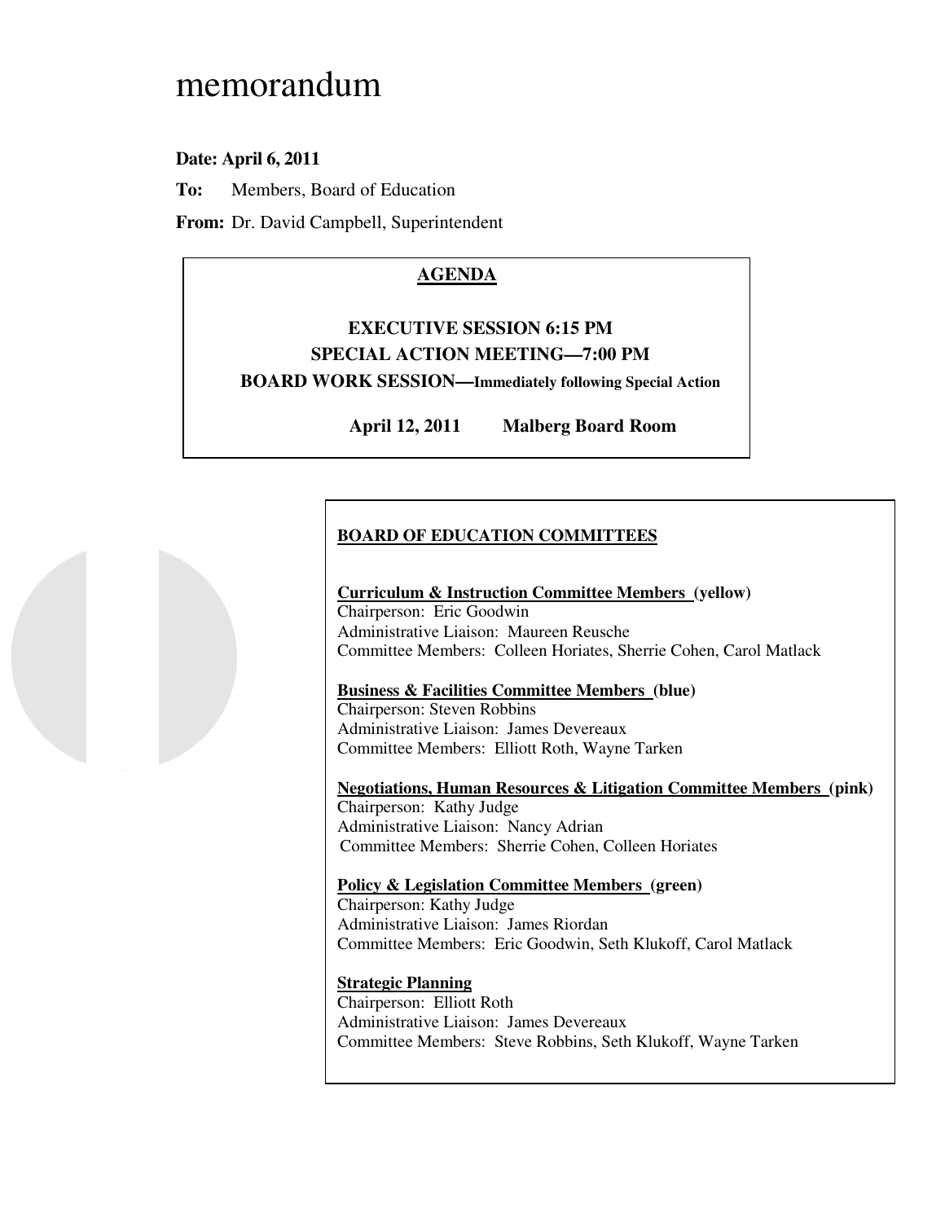# memorandum

**Date: April 6, 2011**

**To:** Members, Board of Education

**From:** Dr. David Campbell, Superintendent

**AGENDA**

**EXECUTIVE SESSION 6:15 PM**

**SPECIAL ACTION MEETING—7:00 PM**

**BOARD WORK SESSION—Immediately following Special Action**

**April 12, 2011 Malberg Board Room**

**BOARD OF EDUCATION COMMITTEES**

**Curriculum & Instruction Committee Members (yellow)**
Chairperson: Eric Goodwin
Administrative Liaison: Maureen Reusche
Committee Members: Colleen Horiates, Sherrie Cohen, Carol Matlack

**Business & Facilities Committee Members (blue)**
Chairperson: Steven Robbins
Administrative Liaison: James Devereaux
Committee Members: Elliott Roth, Wayne Tarken

**Negotiations, Human Resources & Litigation Committee Members (pink)**
Chairperson: Kathy Judge
Administrative Liaison: Nancy Adrian
Committee Members: Sherrie Cohen, Colleen Horiates

**Policy & Legislation Committee Members (green)**
Chairperson: Kathy Judge
Administrative Liaison: James Riordan
Committee Members: Eric Goodwin, Seth Klukoff, Carol Matlack

**Strategic Planning**
Chairperson: Elliott Roth
Administrative Liaison: James Devereaux
Committee Members: Steve Robbins, Seth Klukoff, Wayne Tarken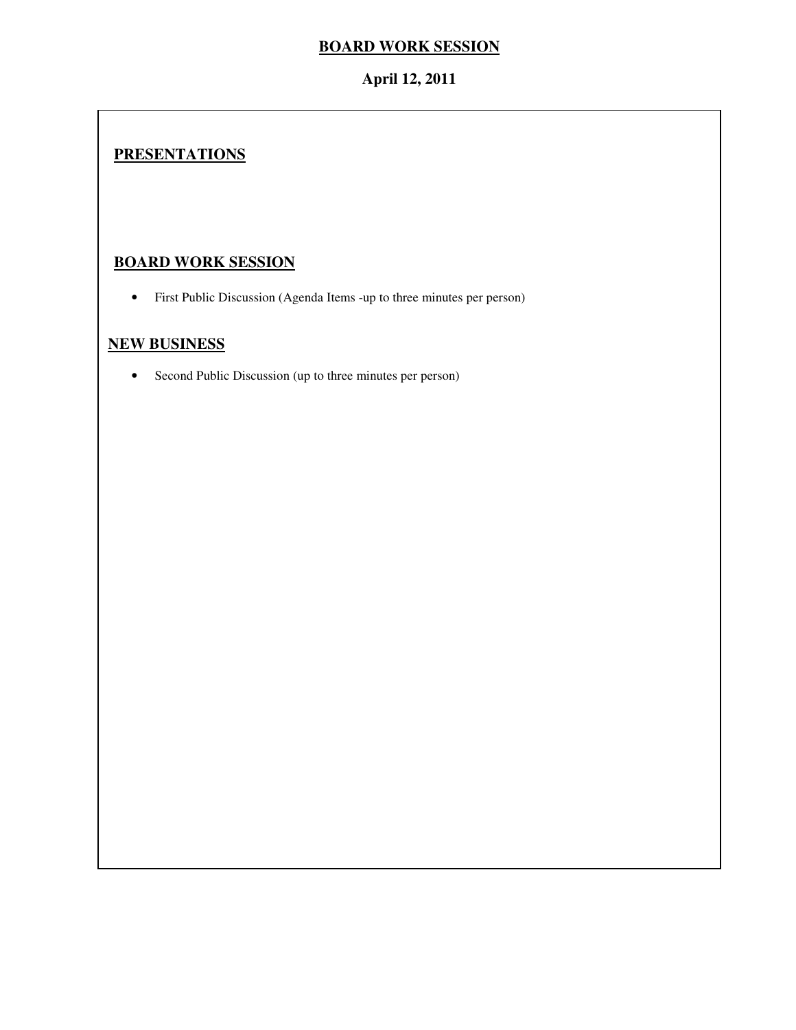# BOARD WORK SESSION

**April 12, 2011**

## PRESENTATIONS

## BOARD WORK SESSION

- First Public Discussion (Agenda Items -up to three minutes per person)

## NEW BUSINESS

- Second Public Discussion (up to three minutes per person)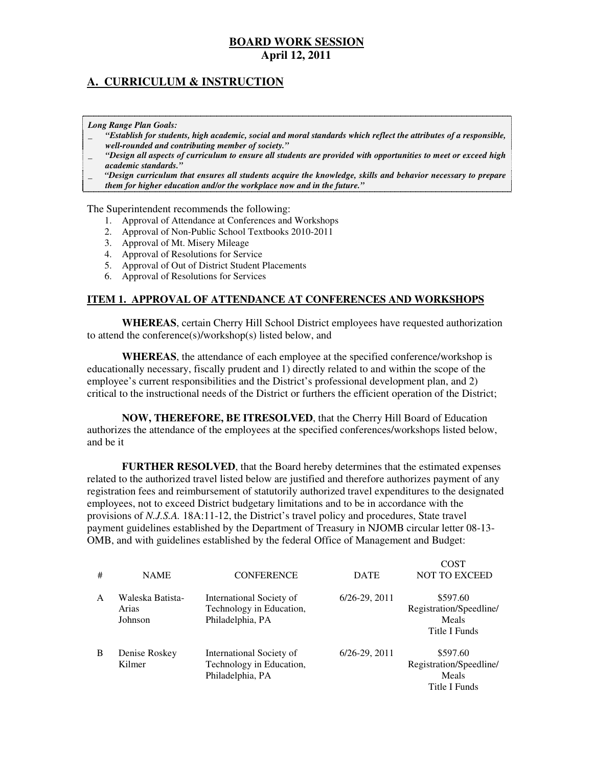## BOARD WORK SESSION
## April 12, 2011

## A. CURRICULUM & INSTRUCTION

***Long Range Plan Goals:***

- ***"Establish for students, high academic, social and moral standards which reflect the attributes of a responsible, well-rounded and contributing member of society."***
- ***"Design all aspects of curriculum to ensure all students are provided with opportunities to meet or exceed high academic standards."***
- ***"Design curriculum that ensures all students acquire the knowledge, skills and behavior necessary to prepare them for higher education and/or the workplace now and in the future."***

The Superintendent recommends the following:

1. Approval of Attendance at Conferences and Workshops
2. Approval of Non-Public School Textbooks 2010-2011
3. Approval of Mt. Misery Mileage
4. Approval of Resolutions for Service
5. Approval of Out of District Student Placements
6. Approval of Resolutions for Services

### ITEM 1. APPROVAL OF ATTENDANCE AT CONFERENCES AND WORKSHOPS

**WHEREAS**, certain Cherry Hill School District employees have requested authorization to attend the conference(s)/workshop(s) listed below, and

**WHEREAS**, the attendance of each employee at the specified conference/workshop is educationally necessary, fiscally prudent and 1) directly related to and within the scope of the employee's current responsibilities and the District's professional development plan, and 2) critical to the instructional needs of the District or furthers the efficient operation of the District;

**NOW, THEREFORE, BE ITRESOLVED**, that the Cherry Hill Board of Education authorizes the attendance of the employees at the specified conferences/workshops listed below, and be it

**FURTHER RESOLVED**, that the Board hereby determines that the estimated expenses related to the authorized travel listed below are justified and therefore authorizes payment of any registration fees and reimbursement of statutorily authorized travel expenditures to the designated employees, not to exceed District budgetary limitations and to be in accordance with the provisions of *N.J.S.A.* 18A:11-12, the District's travel policy and procedures, State travel payment guidelines established by the Department of Treasury in NJOMB circular letter 08-13-OMB, and with guidelines established by the federal Office of Management and Budget:

| # | NAME | CONFERENCE | DATE | COST NOT TO EXCEED |
|---|---|---|---|---|
| A | Waleska Batista-Arias Johnson | International Society of Technology in Education, Philadelphia, PA | 6/26-29, 2011 | $597.60 Registration/Speedline/ Meals Title I Funds |
| B | Denise Roskey Kilmer | International Society of Technology in Education, Philadelphia, PA | 6/26-29, 2011 | $597.60 Registration/Speedline/ Meals Title I Funds |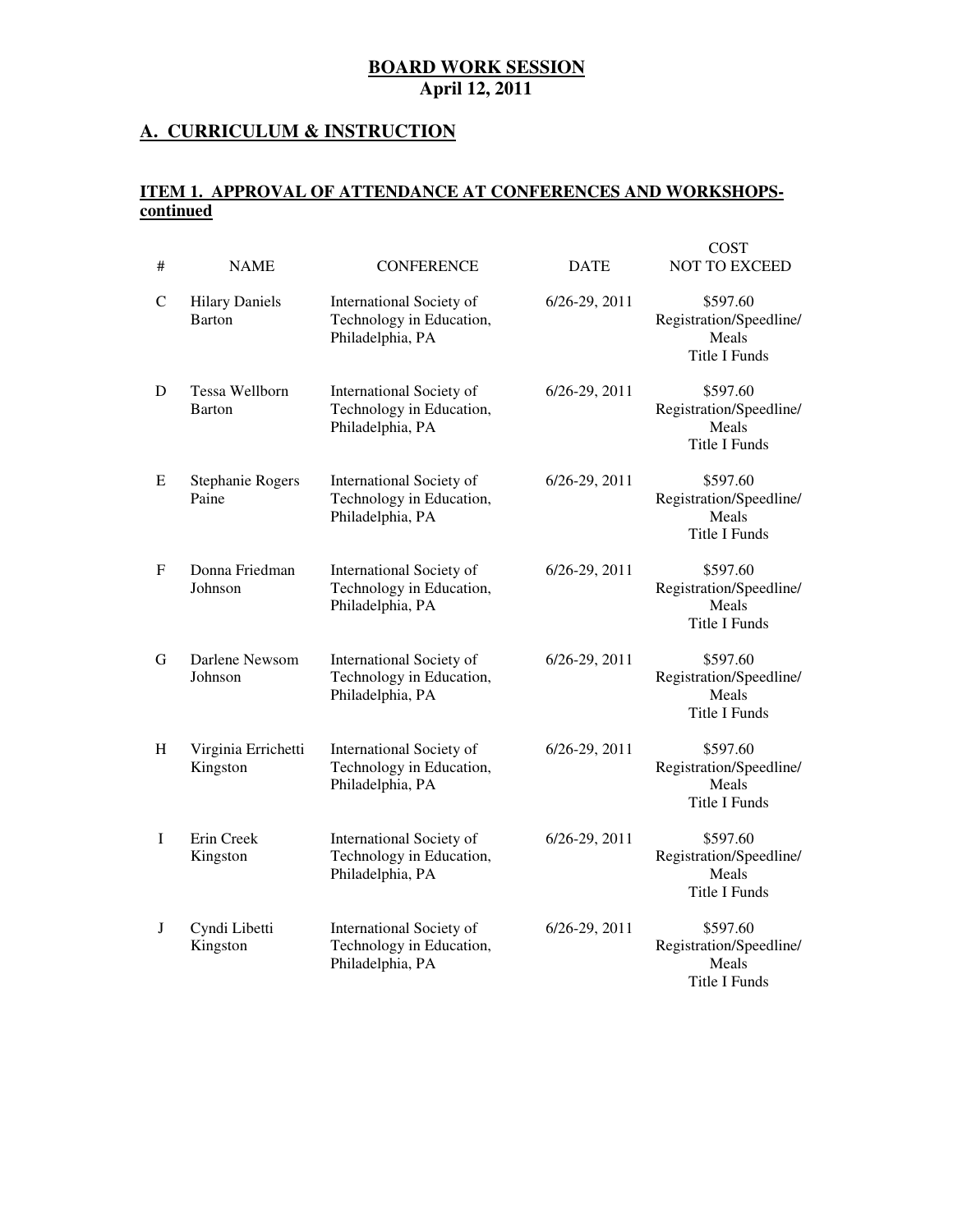**BOARD WORK SESSION**
**April 12, 2011**

## A. CURRICULUM & INSTRUCTION

### ITEM 1. APPROVAL OF ATTENDANCE AT CONFERENCES AND WORKSHOPS-continued

| # | NAME | CONFERENCE | DATE | COST NOT TO EXCEED |
|---|---|---|---|---|
| C | Hilary Daniels Barton | International Society of Technology in Education, Philadelphia, PA | 6/26-29, 2011 | $597.60 Registration/Speedline/ Meals Title I Funds |
| D | Tessa Wellborn Barton | International Society of Technology in Education, Philadelphia, PA | 6/26-29, 2011 | $597.60 Registration/Speedline/ Meals Title I Funds |
| E | Stephanie Rogers Paine | International Society of Technology in Education, Philadelphia, PA | 6/26-29, 2011 | $597.60 Registration/Speedline/ Meals Title I Funds |
| F | Donna Friedman Johnson | International Society of Technology in Education, Philadelphia, PA | 6/26-29, 2011 | $597.60 Registration/Speedline/ Meals Title I Funds |
| G | Darlene Newsom Johnson | International Society of Technology in Education, Philadelphia, PA | 6/26-29, 2011 | $597.60 Registration/Speedline/ Meals Title I Funds |
| H | Virginia Errichetti Kingston | International Society of Technology in Education, Philadelphia, PA | 6/26-29, 2011 | $597.60 Registration/Speedline/ Meals Title I Funds |
| I | Erin Creek Kingston | International Society of Technology in Education, Philadelphia, PA | 6/26-29, 2011 | $597.60 Registration/Speedline/ Meals Title I Funds |
| J | Cyndi Libetti Kingston | International Society of Technology in Education, Philadelphia, PA | 6/26-29, 2011 | $597.60 Registration/Speedline/ Meals Title I Funds |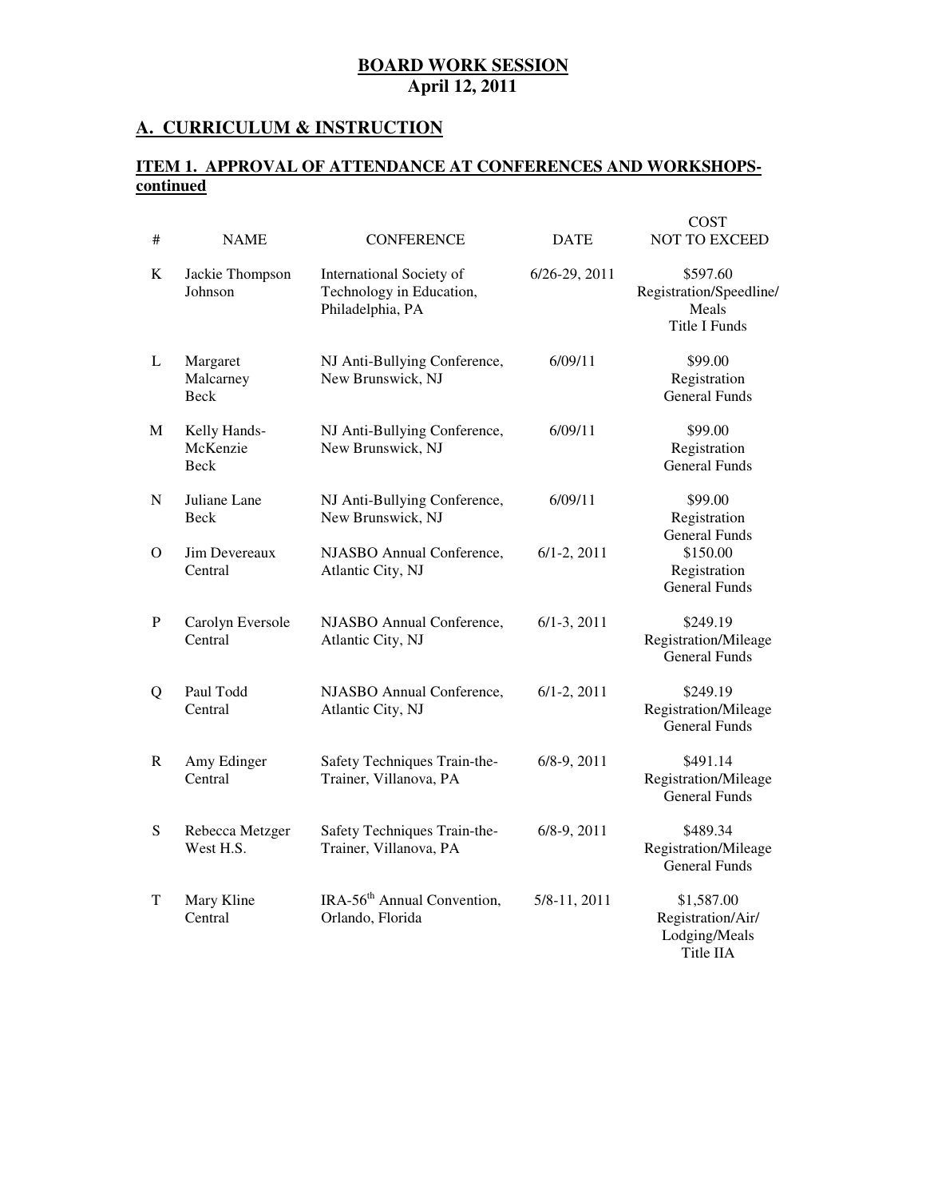**BOARD WORK SESSION**
**April 12, 2011**

## A. CURRICULUM & INSTRUCTION

### ITEM 1. APPROVAL OF ATTENDANCE AT CONFERENCES AND WORKSHOPS-continued

| # | NAME | CONFERENCE | DATE | COST NOT TO EXCEED |
|---|---|---|---|---|
| K | Jackie Thompson Johnson | International Society of Technology in Education, Philadelphia, PA | 6/26-29, 2011 | $597.60 Registration/Speedline/ Meals Title I Funds |
| L | Margaret Malcarney Beck | NJ Anti-Bullying Conference, New Brunswick, NJ | 6/09/11 | $99.00 Registration General Funds |
| M | Kelly Hands-McKenzie Beck | NJ Anti-Bullying Conference, New Brunswick, NJ | 6/09/11 | $99.00 Registration General Funds |
| N | Juliane Lane Beck | NJ Anti-Bullying Conference, New Brunswick, NJ | 6/09/11 | $99.00 Registration General Funds |
| O | Jim Devereaux Central | NJASBO Annual Conference, Atlantic City, NJ | 6/1-2, 2011 | $150.00 Registration General Funds |
| P | Carolyn Eversole Central | NJASBO Annual Conference, Atlantic City, NJ | 6/1-3, 2011 | $249.19 Registration/Mileage General Funds |
| Q | Paul Todd Central | NJASBO Annual Conference, Atlantic City, NJ | 6/1-2, 2011 | $249.19 Registration/Mileage General Funds |
| R | Amy Edinger Central | Safety Techniques Train-the-Trainer, Villanova, PA | 6/8-9, 2011 | $491.14 Registration/Mileage General Funds |
| S | Rebecca Metzger West H.S. | Safety Techniques Train-the-Trainer, Villanova, PA | 6/8-9, 2011 | $489.34 Registration/Mileage General Funds |
| T | Mary Kline Central | IRA-56th Annual Convention, Orlando, Florida | 5/8-11, 2011 | $1,587.00 Registration/Air/ Lodging/Meals Title IIA |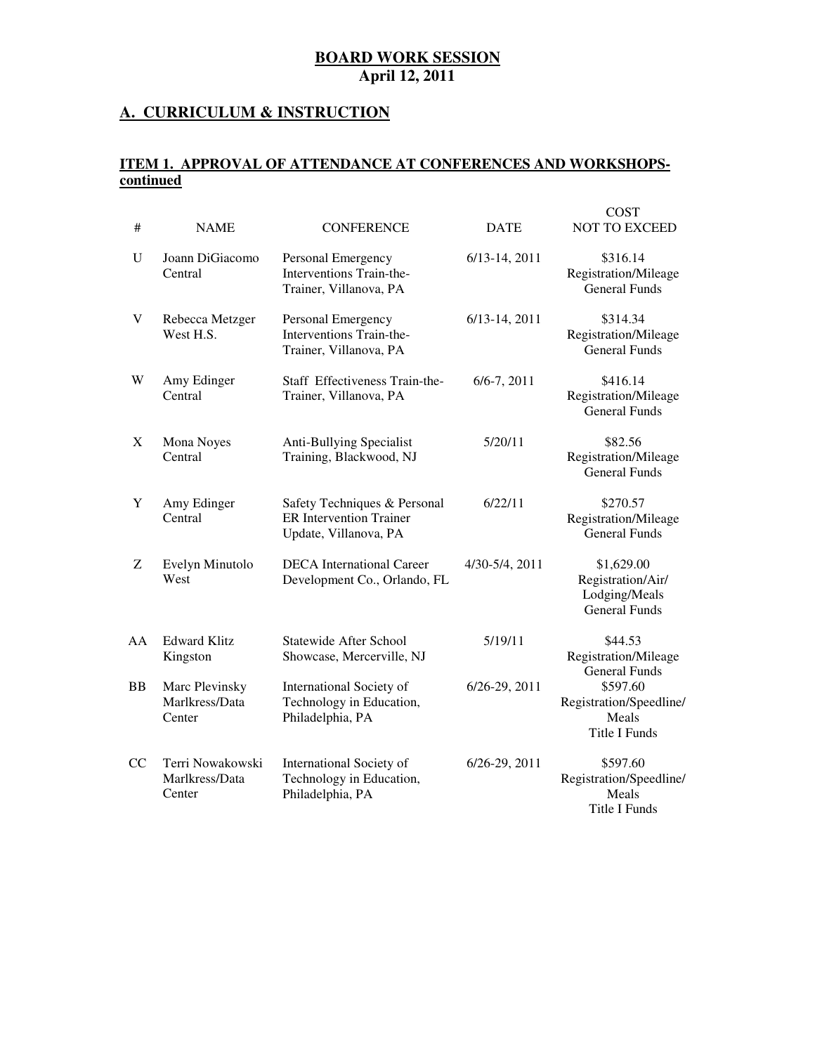**BOARD WORK SESSION**
**April 12, 2011**

## A. CURRICULUM & INSTRUCTION

### ITEM 1. APPROVAL OF ATTENDANCE AT CONFERENCES AND WORKSHOPS-continued

| # | NAME | CONFERENCE | DATE | COST NOT TO EXCEED |
|---|---|---|---|---|
| U | Joann DiGiacomo Central | Personal Emergency Interventions Train-the-Trainer, Villanova, PA | 6/13-14, 2011 | $316.14 Registration/Mileage General Funds |
| V | Rebecca Metzger West H.S. | Personal Emergency Interventions Train-the-Trainer, Villanova, PA | 6/13-14, 2011 | $314.34 Registration/Mileage General Funds |
| W | Amy Edinger Central | Staff Effectiveness Train-the-Trainer, Villanova, PA | 6/6-7, 2011 | $416.14 Registration/Mileage General Funds |
| X | Mona Noyes Central | Anti-Bullying Specialist Training, Blackwood, NJ | 5/20/11 | $82.56 Registration/Mileage General Funds |
| Y | Amy Edinger Central | Safety Techniques & Personal ER Intervention Trainer Update, Villanova, PA | 6/22/11 | $270.57 Registration/Mileage General Funds |
| Z | Evelyn Minutolo West | DECA International Career Development Co., Orlando, FL | 4/30-5/4, 2011 | $1,629.00 Registration/Air/ Lodging/Meals General Funds |
| AA | Edward Klitz Kingston | Statewide After School Showcase, Mercerville, NJ | 5/19/11 | $44.53 Registration/Mileage General Funds |
| BB | Marc Plevinsky Marlkress/Data Center | International Society of Technology in Education, Philadelphia, PA | 6/26-29, 2011 | $597.60 Registration/Speedline/ Meals Title I Funds |
| CC | Terri Nowakowski Marlkress/Data Center | International Society of Technology in Education, Philadelphia, PA | 6/26-29, 2011 | $597.60 Registration/Speedline/ Meals Title I Funds |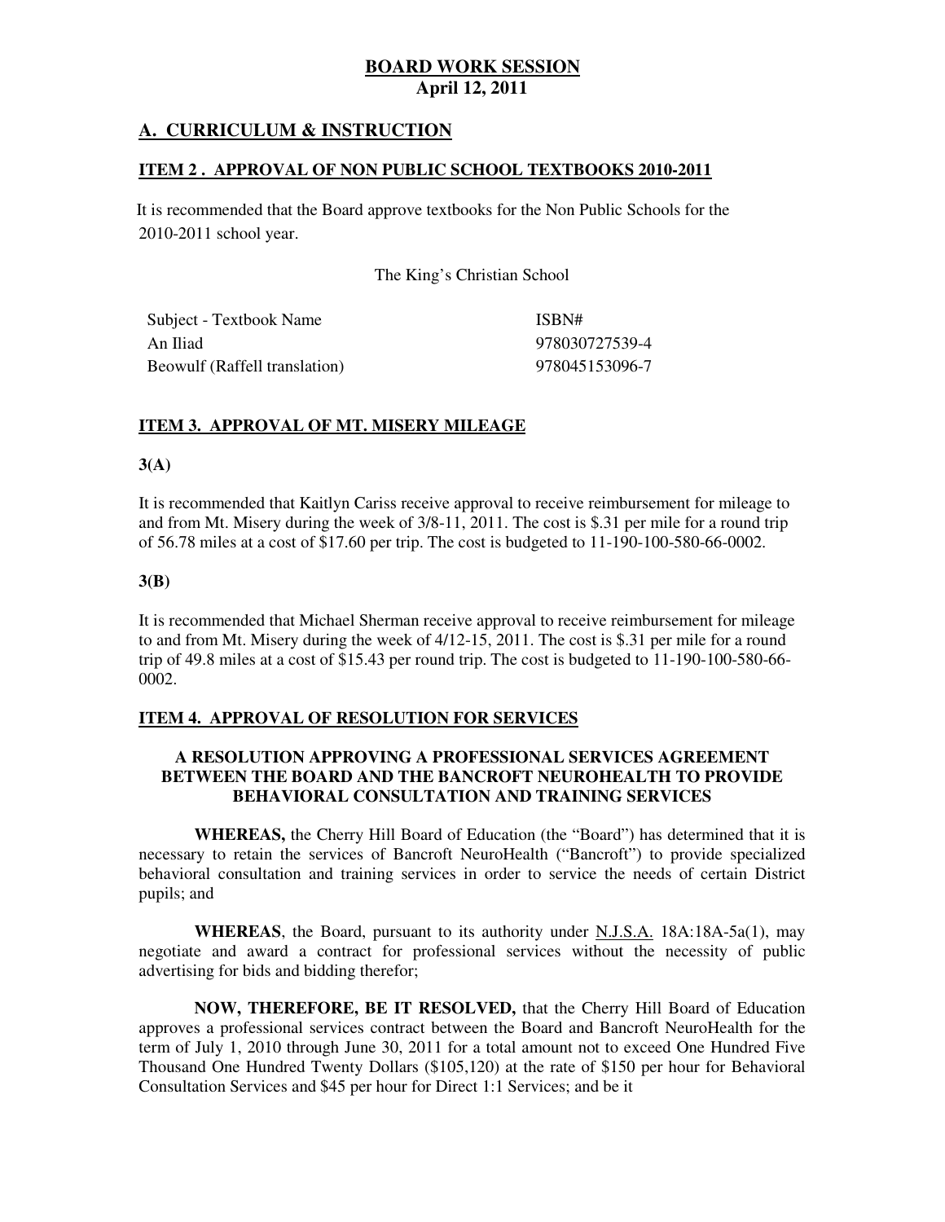# BOARD WORK SESSION
## April 12, 2011

## A. CURRICULUM & INSTRUCTION

### ITEM 2 . APPROVAL OF NON PUBLIC SCHOOL TEXTBOOKS 2010-2011

It is recommended that the Board approve textbooks for the Non Public Schools for the 2010-2011 school year.

The King's Christian School

| Subject - Textbook Name | ISBN# |
|---|---|
| An Iliad | 978030727539-4 |
| Beowulf (Raffell translation) | 978045153096-7 |

### ITEM 3. APPROVAL OF MT. MISERY MILEAGE

**3(A)**

It is recommended that Kaitlyn Cariss receive approval to receive reimbursement for mileage to and from Mt. Misery during the week of 3/8-11, 2011. The cost is $.31 per mile for a round trip of 56.78 miles at a cost of $17.60 per trip. The cost is budgeted to 11-190-100-580-66-0002.

**3(B)**

It is recommended that Michael Sherman receive approval to receive reimbursement for mileage to and from Mt. Misery during the week of 4/12-15, 2011. The cost is $.31 per mile for a round trip of 49.8 miles at a cost of $15.43 per round trip. The cost is budgeted to 11-190-100-580-66-0002.

### ITEM 4. APPROVAL OF RESOLUTION FOR SERVICES

**A RESOLUTION APPROVING A PROFESSIONAL SERVICES AGREEMENT BETWEEN THE BOARD AND THE BANCROFT NEUROHEALTH TO PROVIDE BEHAVIORAL CONSULTATION AND TRAINING SERVICES**

**WHEREAS,** the Cherry Hill Board of Education (the "Board") has determined that it is necessary to retain the services of Bancroft NeuroHealth ("Bancroft") to provide specialized behavioral consultation and training services in order to service the needs of certain District pupils; and

**WHEREAS**, the Board, pursuant to its authority under N.J.S.A. 18A:18A-5a(1), may negotiate and award a contract for professional services without the necessity of public advertising for bids and bidding therefor;

**NOW, THEREFORE, BE IT RESOLVED,** that the Cherry Hill Board of Education approves a professional services contract between the Board and Bancroft NeuroHealth for the term of July 1, 2010 through June 30, 2011 for a total amount not to exceed One Hundred Five Thousand One Hundred Twenty Dollars ($105,120) at the rate of $150 per hour for Behavioral Consultation Services and $45 per hour for Direct 1:1 Services; and be it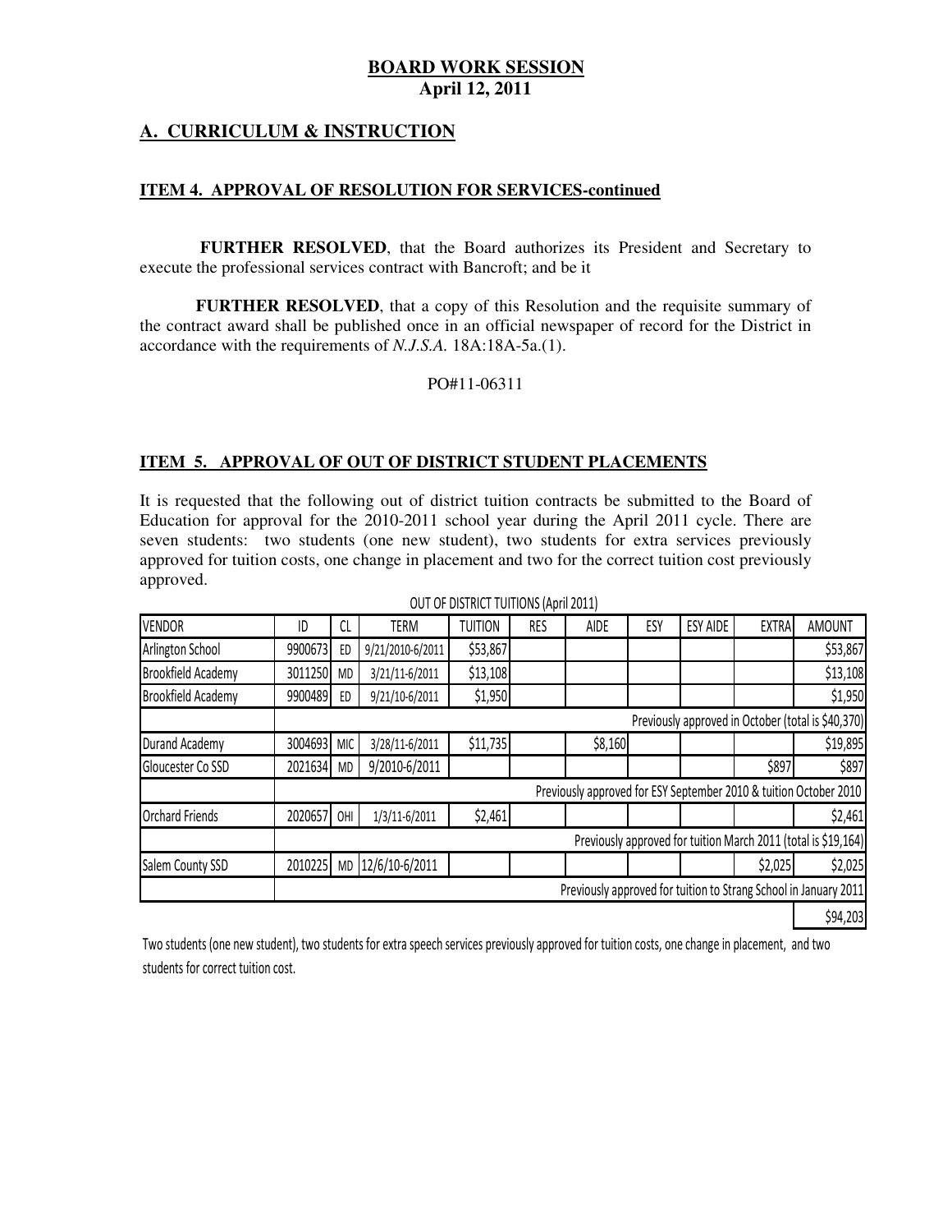**BOARD WORK SESSION**
**April 12, 2011**

## A. CURRICULUM & INSTRUCTION

### ITEM 4. APPROVAL OF RESOLUTION FOR SERVICES-continued

**FURTHER RESOLVED**, that the Board authorizes its President and Secretary to execute the professional services contract with Bancroft; and be it

**FURTHER RESOLVED**, that a copy of this Resolution and the requisite summary of the contract award shall be published once in an official newspaper of record for the District in accordance with the requirements of *N.J.S.A.* 18A:18A-5a.(1).

PO#11-06311

### ITEM 5. APPROVAL OF OUT OF DISTRICT STUDENT PLACEMENTS

It is requested that the following out of district tuition contracts be submitted to the Board of Education for approval for the 2010-2011 school year during the April 2011 cycle. There are seven students: two students (one new student), two students for extra services previously approved for tuition costs, one change in placement and two for the correct tuition cost previously approved.

OUT OF DISTRICT TUITIONS (April 2011)

| VENDOR | ID | CL | TERM | TUITION | RES | AIDE | ESY | ESY AIDE | EXTRA | AMOUNT |
|---|---|---|---|---|---|---|---|---|---|---|
| Arlington School | 9900673 | ED | 9/21/2010-6/2011 | $53,867 | | | | | | $53,867 |
| Brookfield Academy | 3011250 | MD | 3/21/11-6/2011 | $13,108 | | | | | | $13,108 |
| Brookfield Academy | 9900489 | ED | 9/21/10-6/2011 | $1,950 | | | | | | $1,950 |
| | Previously approved in October (total is $40,370) | | | | | | | | | |
| Durand Academy | 3004693 | MIC | 3/28/11-6/2011 | $11,735 | | $8,160 | | | | $19,895 |
| Gloucester Co SSD | 2021634 | MD | 9/2010-6/2011 | | | | | | $897 | $897 |
| | Previously approved for ESY September 2010 & tuition October 2010 | | | | | | | | | |
| Orchard Friends | 2020657 | OHI | 1/3/11-6/2011 | $2,461 | | | | | | $2,461 |
| | Previously approved for tuition March 2011 (total is $19,164) | | | | | | | | | |
| Salem County SSD | 2010225 | MD | 12/6/10-6/2011 | | | | | | $2,025 | $2,025 |
| | Previously approved for tuition to Strang School in January 2011 | | | | | | | | | |
| | | | | | | | | | | $94,203 |

Two students (one new student), two students for extra speech services previously approved for tuition costs, one change in placement, and two students for correct tuition cost.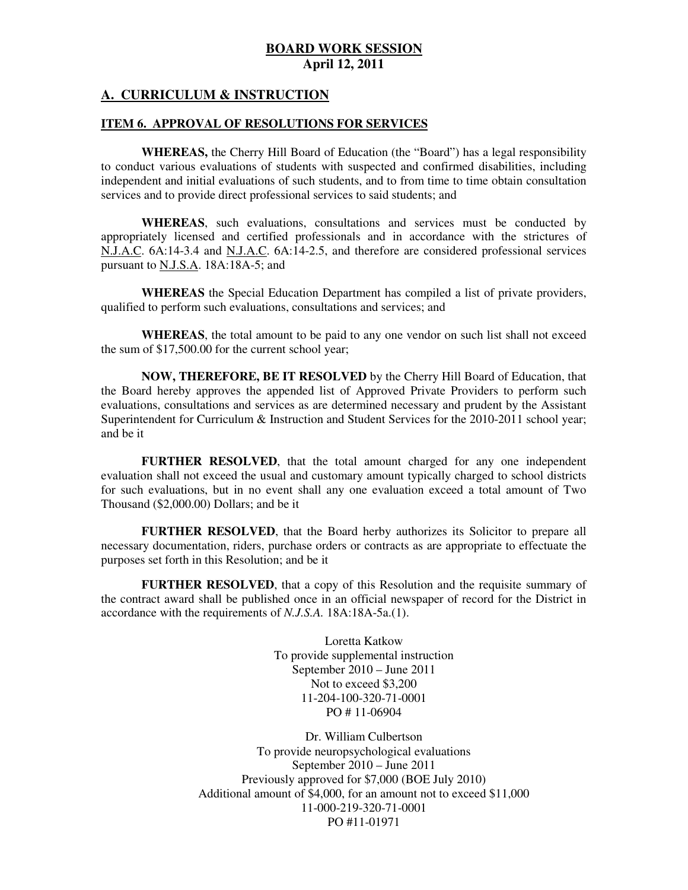**BOARD WORK SESSION**
**April 12, 2011**

## A. CURRICULUM & INSTRUCTION

### ITEM 6. APPROVAL OF RESOLUTIONS FOR SERVICES

**WHEREAS,** the Cherry Hill Board of Education (the "Board") has a legal responsibility to conduct various evaluations of students with suspected and confirmed disabilities, including independent and initial evaluations of such students, and to from time to time obtain consultation services and to provide direct professional services to said students; and

**WHEREAS**, such evaluations, consultations and services must be conducted by appropriately licensed and certified professionals and in accordance with the strictures of N.J.A.C. 6A:14-3.4 and N.J.A.C. 6A:14-2.5, and therefore are considered professional services pursuant to N.J.S.A. 18A:18A-5; and

**WHEREAS** the Special Education Department has compiled a list of private providers, qualified to perform such evaluations, consultations and services; and

**WHEREAS**, the total amount to be paid to any one vendor on such list shall not exceed the sum of $17,500.00 for the current school year;

**NOW, THEREFORE, BE IT RESOLVED** by the Cherry Hill Board of Education, that the Board hereby approves the appended list of Approved Private Providers to perform such evaluations, consultations and services as are determined necessary and prudent by the Assistant Superintendent for Curriculum & Instruction and Student Services for the 2010-2011 school year; and be it

**FURTHER RESOLVED**, that the total amount charged for any one independent evaluation shall not exceed the usual and customary amount typically charged to school districts for such evaluations, but in no event shall any one evaluation exceed a total amount of Two Thousand ($2,000.00) Dollars; and be it

**FURTHER RESOLVED**, that the Board herby authorizes its Solicitor to prepare all necessary documentation, riders, purchase orders or contracts as are appropriate to effectuate the purposes set forth in this Resolution; and be it

**FURTHER RESOLVED**, that a copy of this Resolution and the requisite summary of the contract award shall be published once in an official newspaper of record for the District in accordance with the requirements of *N.J.S.A.* 18A:18A-5a.(1).

Loretta Katkow
To provide supplemental instruction
September 2010 – June 2011
Not to exceed $3,200
11-204-100-320-71-0001
PO # 11-06904

Dr. William Culbertson
To provide neuropsychological evaluations
September 2010 – June 2011
Previously approved for $7,000 (BOE July 2010)
Additional amount of $4,000, for an amount not to exceed $11,000
11-000-219-320-71-0001
PO #11-01971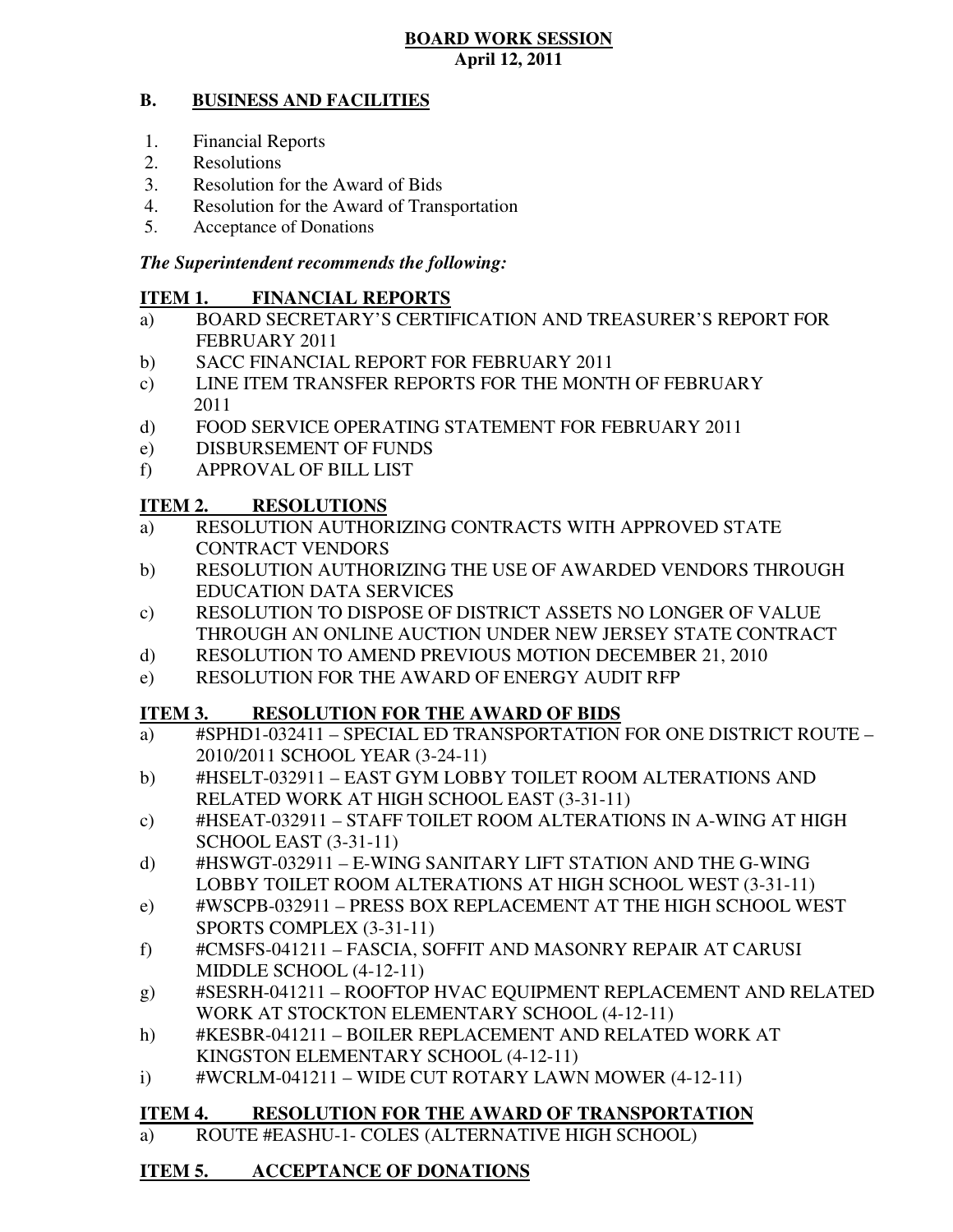**BOARD WORK SESSION**
**April 12, 2011**

## B. BUSINESS AND FACILITIES

1. Financial Reports
2. Resolutions
3. Resolution for the Award of Bids
4. Resolution for the Award of Transportation
5. Acceptance of Donations

***The Superintendent recommends the following:***

### ITEM 1. FINANCIAL REPORTS

a) BOARD SECRETARY'S CERTIFICATION AND TREASURER'S REPORT FOR FEBRUARY 2011
b) SACC FINANCIAL REPORT FOR FEBRUARY 2011
c) LINE ITEM TRANSFER REPORTS FOR THE MONTH OF FEBRUARY 2011
d) FOOD SERVICE OPERATING STATEMENT FOR FEBRUARY 2011
e) DISBURSEMENT OF FUNDS
f) APPROVAL OF BILL LIST

### ITEM 2. RESOLUTIONS

a) RESOLUTION AUTHORIZING CONTRACTS WITH APPROVED STATE CONTRACT VENDORS
b) RESOLUTION AUTHORIZING THE USE OF AWARDED VENDORS THROUGH EDUCATION DATA SERVICES
c) RESOLUTION TO DISPOSE OF DISTRICT ASSETS NO LONGER OF VALUE THROUGH AN ONLINE AUCTION UNDER NEW JERSEY STATE CONTRACT
d) RESOLUTION TO AMEND PREVIOUS MOTION DECEMBER 21, 2010
e) RESOLUTION FOR THE AWARD OF ENERGY AUDIT RFP

### ITEM 3. RESOLUTION FOR THE AWARD OF BIDS

a) #SPHD1-032411 – SPECIAL ED TRANSPORTATION FOR ONE DISTRICT ROUTE – 2010/2011 SCHOOL YEAR (3-24-11)
b) #HSELT-032911 – EAST GYM LOBBY TOILET ROOM ALTERATIONS AND RELATED WORK AT HIGH SCHOOL EAST (3-31-11)
c) #HSEAT-032911 – STAFF TOILET ROOM ALTERATIONS IN A-WING AT HIGH SCHOOL EAST (3-31-11)
d) #HSWGT-032911 – E-WING SANITARY LIFT STATION AND THE G-WING LOBBY TOILET ROOM ALTERATIONS AT HIGH SCHOOL WEST (3-31-11)
e) #WSCPB-032911 – PRESS BOX REPLACEMENT AT THE HIGH SCHOOL WEST SPORTS COMPLEX (3-31-11)
f) #CMSFS-041211 – FASCIA, SOFFIT AND MASONRY REPAIR AT CARUSI MIDDLE SCHOOL (4-12-11)
g) #SESRH-041211 – ROOFTOP HVAC EQUIPMENT REPLACEMENT AND RELATED WORK AT STOCKTON ELEMENTARY SCHOOL (4-12-11)
h) #KESBR-041211 – BOILER REPLACEMENT AND RELATED WORK AT KINGSTON ELEMENTARY SCHOOL (4-12-11)
i) #WCRLM-041211 – WIDE CUT ROTARY LAWN MOWER (4-12-11)

### ITEM 4. RESOLUTION FOR THE AWARD OF TRANSPORTATION

a) ROUTE #EASHU-1- COLES (ALTERNATIVE HIGH SCHOOL)

### ITEM 5. ACCEPTANCE OF DONATIONS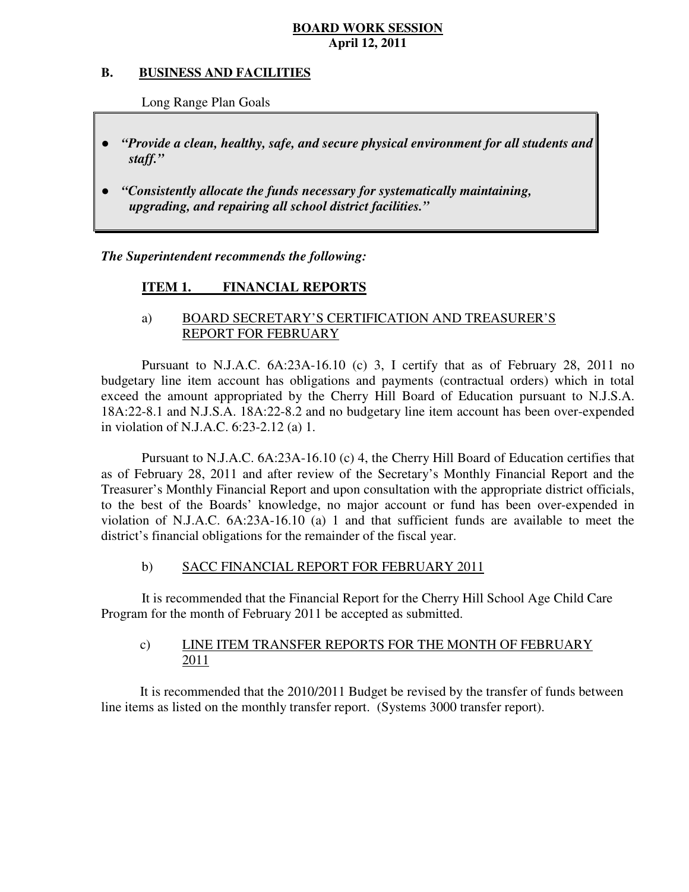**BOARD WORK SESSION**
**April 12, 2011**

## B. BUSINESS AND FACILITIES

Long Range Plan Goals

- ***"Provide a clean, healthy, safe, and secure physical environment for all students and staff."***
- ***"Consistently allocate the funds necessary for systematically maintaining, upgrading, and repairing all school district facilities."***

***The Superintendent recommends the following:***

### ITEM 1. FINANCIAL REPORTS

a) BOARD SECRETARY'S CERTIFICATION AND TREASURER'S REPORT FOR FEBRUARY

Pursuant to N.J.A.C. 6A:23A-16.10 (c) 3, I certify that as of February 28, 2011 no budgetary line item account has obligations and payments (contractual orders) which in total exceed the amount appropriated by the Cherry Hill Board of Education pursuant to N.J.S.A. 18A:22-8.1 and N.J.S.A. 18A:22-8.2 and no budgetary line item account has been over-expended in violation of N.J.A.C. 6:23-2.12 (a) 1.

Pursuant to N.J.A.C. 6A:23A-16.10 (c) 4, the Cherry Hill Board of Education certifies that as of February 28, 2011 and after review of the Secretary's Monthly Financial Report and the Treasurer's Monthly Financial Report and upon consultation with the appropriate district officials, to the best of the Boards' knowledge, no major account or fund has been over-expended in violation of N.J.A.C. 6A:23A-16.10 (a) 1 and that sufficient funds are available to meet the district's financial obligations for the remainder of the fiscal year.

b) SACC FINANCIAL REPORT FOR FEBRUARY 2011

It is recommended that the Financial Report for the Cherry Hill School Age Child Care Program for the month of February 2011 be accepted as submitted.

c) LINE ITEM TRANSFER REPORTS FOR THE MONTH OF FEBRUARY 2011

It is recommended that the 2010/2011 Budget be revised by the transfer of funds between line items as listed on the monthly transfer report. (Systems 3000 transfer report).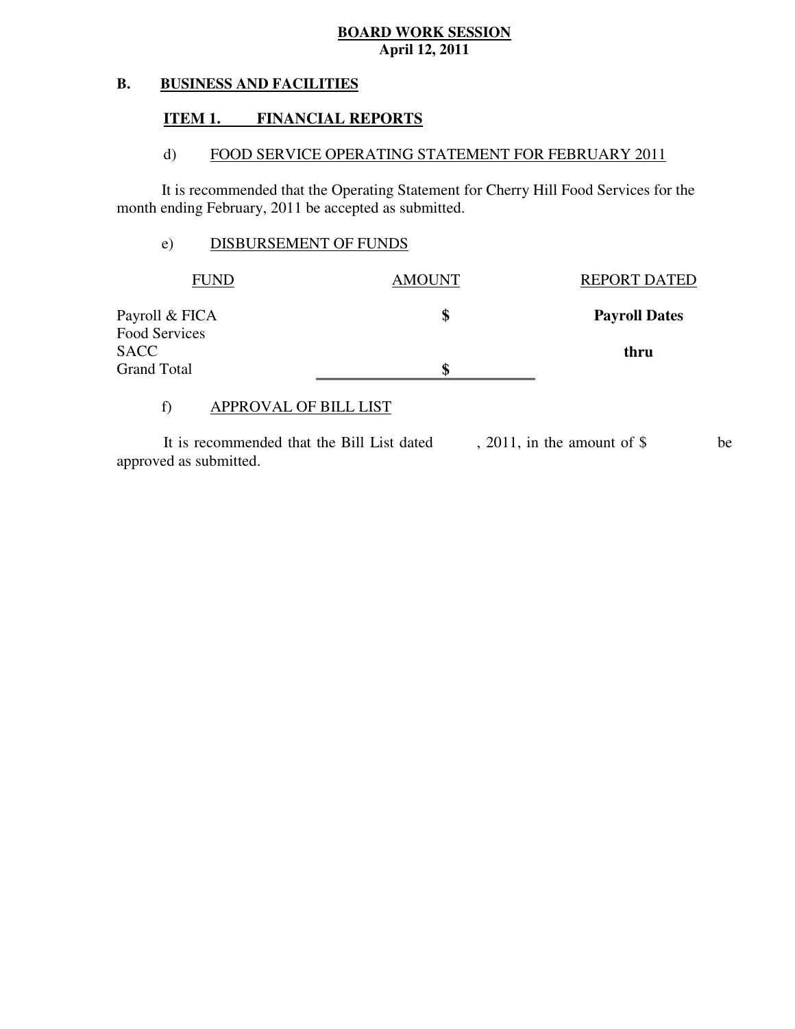**BOARD WORK SESSION**
**April 12, 2011**

## B. BUSINESS AND FACILITIES

### ITEM 1. FINANCIAL REPORTS

d) FOOD SERVICE OPERATING STATEMENT FOR FEBRUARY 2011

It is recommended that the Operating Statement for Cherry Hill Food Services for the month ending February, 2011 be accepted as submitted.

e) DISBURSEMENT OF FUNDS

| FUND | AMOUNT | REPORT DATED |
|---|---|---|
| Payroll & FICA | $ | **Payroll Dates** |
| Food Services | | |
| SACC | | **thru** |
| Grand Total | $ | |

f) APPROVAL OF BILL LIST

It is recommended that the Bill List dated , 2011, in the amount of $ be approved as submitted.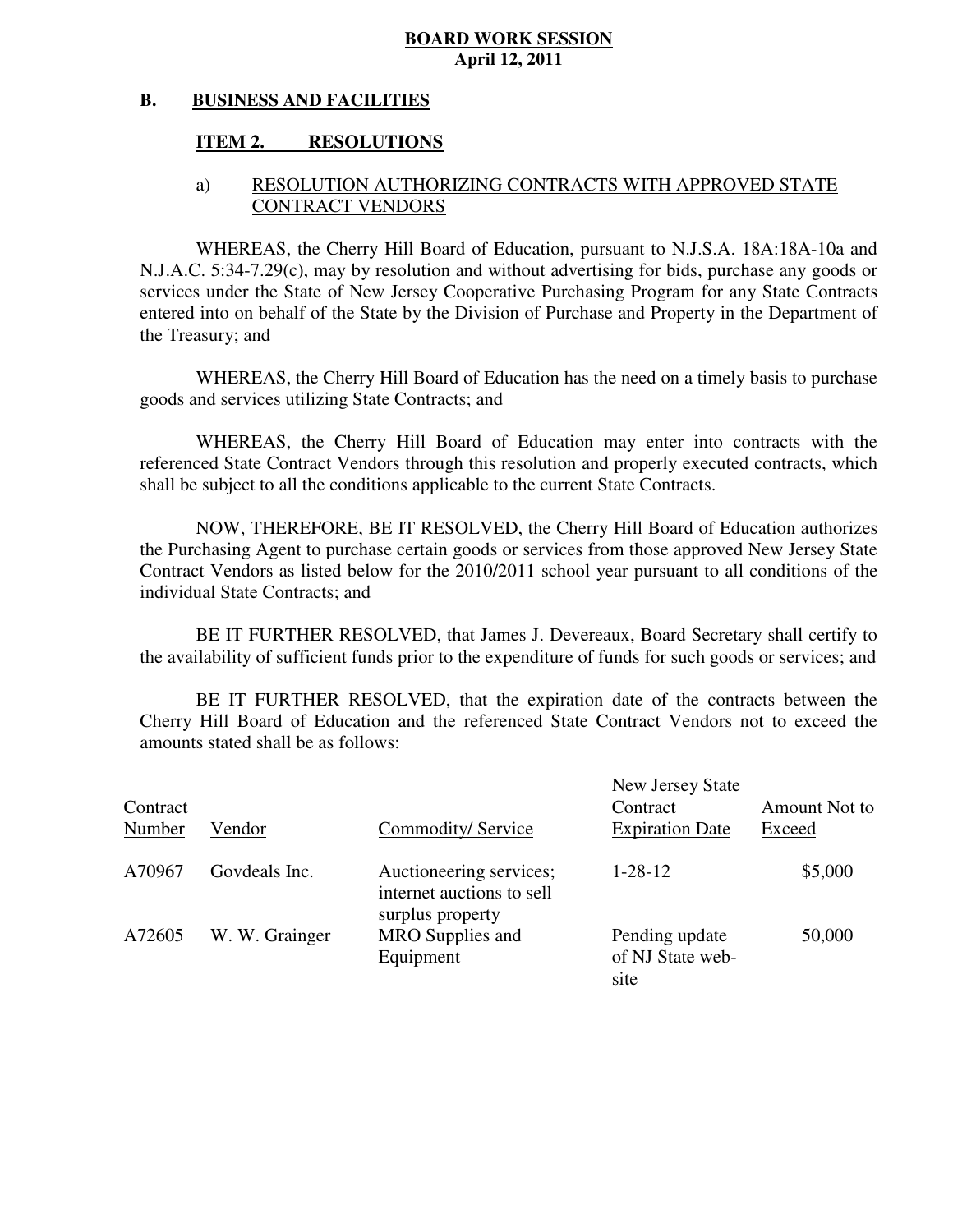**BOARD WORK SESSION**
**April 12, 2011**

**B. BUSINESS AND FACILITIES**

**ITEM 2. RESOLUTIONS**

a) RESOLUTION AUTHORIZING CONTRACTS WITH APPROVED STATE CONTRACT VENDORS

WHEREAS, the Cherry Hill Board of Education, pursuant to N.J.S.A. 18A:18A-10a and N.J.A.C. 5:34-7.29(c), may by resolution and without advertising for bids, purchase any goods or services under the State of New Jersey Cooperative Purchasing Program for any State Contracts entered into on behalf of the State by the Division of Purchase and Property in the Department of the Treasury; and

WHEREAS, the Cherry Hill Board of Education has the need on a timely basis to purchase goods and services utilizing State Contracts; and

WHEREAS, the Cherry Hill Board of Education may enter into contracts with the referenced State Contract Vendors through this resolution and properly executed contracts, which shall be subject to all the conditions applicable to the current State Contracts.

NOW, THEREFORE, BE IT RESOLVED, the Cherry Hill Board of Education authorizes the Purchasing Agent to purchase certain goods or services from those approved New Jersey State Contract Vendors as listed below for the 2010/2011 school year pursuant to all conditions of the individual State Contracts; and

BE IT FURTHER RESOLVED, that James J. Devereaux, Board Secretary shall certify to the availability of sufficient funds prior to the expenditure of funds for such goods or services; and

BE IT FURTHER RESOLVED, that the expiration date of the contracts between the Cherry Hill Board of Education and the referenced State Contract Vendors not to exceed the amounts stated shall be as follows:

| Contract Number | Vendor | Commodity/ Service | New Jersey State Contract Expiration Date | Amount Not to Exceed |
|---|---|---|---|---|
| A70967 | Govdeals Inc. | Auctioneering services; internet auctions to sell surplus property | 1-28-12 | $5,000 |
| A72605 | W. W. Grainger | MRO Supplies and Equipment | Pending update of NJ State web-site | 50,000 |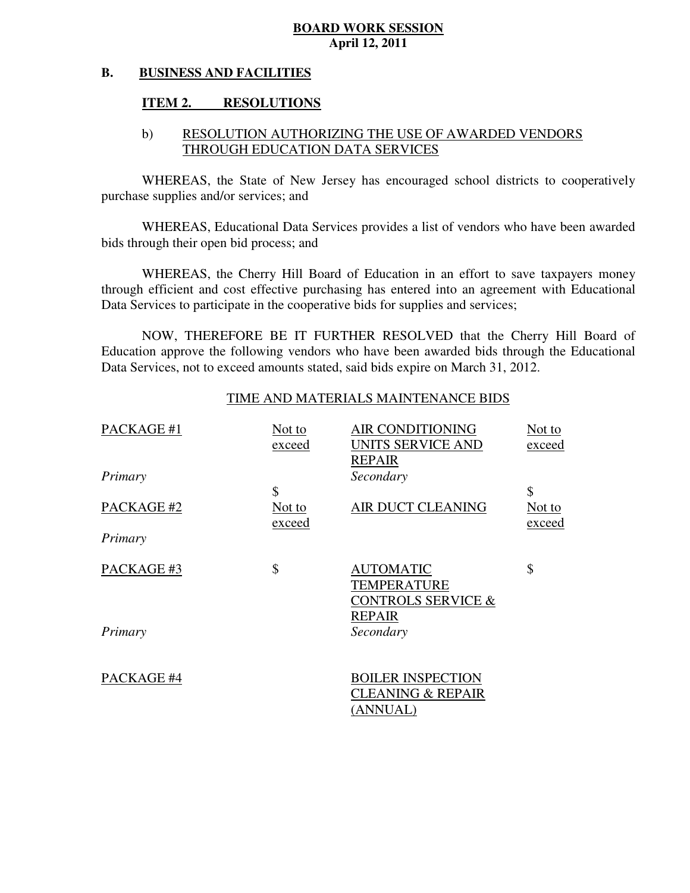**BOARD WORK SESSION**
**April 12, 2011**

**B. BUSINESS AND FACILITIES**

**ITEM 2. RESOLUTIONS**

b) RESOLUTION AUTHORIZING THE USE OF AWARDED VENDORS THROUGH EDUCATION DATA SERVICES

WHEREAS, the State of New Jersey has encouraged school districts to cooperatively purchase supplies and/or services; and

WHEREAS, Educational Data Services provides a list of vendors who have been awarded bids through their open bid process; and

WHEREAS, the Cherry Hill Board of Education in an effort to save taxpayers money through efficient and cost effective purchasing has entered into an agreement with Educational Data Services to participate in the cooperative bids for supplies and services;

NOW, THEREFORE BE IT FURTHER RESOLVED that the Cherry Hill Board of Education approve the following vendors who have been awarded bids through the Educational Data Services, not to exceed amounts stated, said bids expire on March 31, 2012.

TIME AND MATERIALS MAINTENANCE BIDS

| PACKAGE #1 | Not to exceed | AIR CONDITIONING UNITS SERVICE AND REPAIR | Not to exceed |
|---|---|---|---|
| *Primary* | $ | *Secondary* | $ |
| PACKAGE #2 | Not to exceed | AIR DUCT CLEANING | Not to exceed |
| *Primary* | | | |
| PACKAGE #3 | $ | AUTOMATIC TEMPERATURE CONTROLS SERVICE & REPAIR | $ |
| *Primary* | | *Secondary* | |
| PACKAGE #4 | | BOILER INSPECTION CLEANING & REPAIR (ANNUAL) | |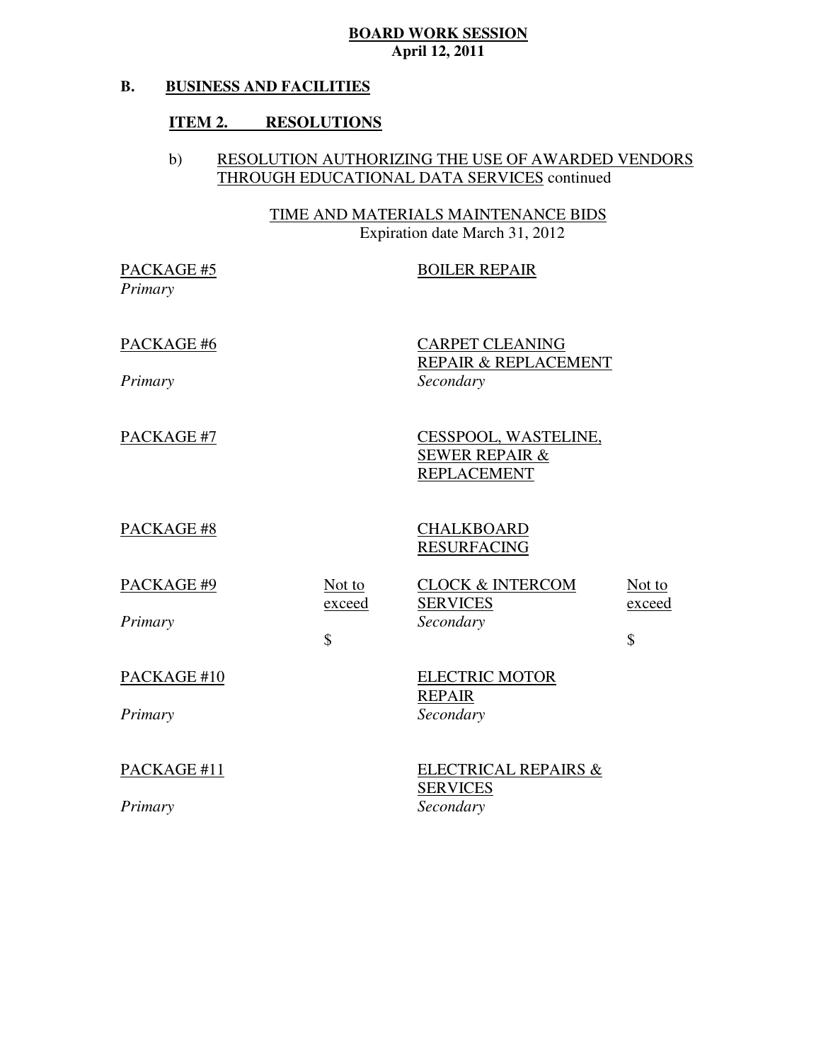**BOARD WORK SESSION**
**April 12, 2011**

**B. BUSINESS AND FACILITIES**

**ITEM 2. RESOLUTIONS**

b) RESOLUTION AUTHORIZING THE USE OF AWARDED VENDORS THROUGH EDUCATIONAL DATA SERVICES continued

TIME AND MATERIALS MAINTENANCE BIDS
Expiration date March 31, 2012

| | | | |
|---|---|---|---|
| PACKAGE #5 | | BOILER REPAIR | |
| *Primary* | | | |
| PACKAGE #6 | | CARPET CLEANING REPAIR & REPLACEMENT | |
| *Primary* | | *Secondary* | |
| PACKAGE #7 | | CESSPOOL, WASTELINE, SEWER REPAIR & REPLACEMENT | |
| PACKAGE #8 | | CHALKBOARD RESURFACING | |
| PACKAGE #9 | Not to exceed | CLOCK & INTERCOM SERVICES | Not to exceed |
| *Primary* | $ | *Secondary* | $ |
| PACKAGE #10 | | ELECTRIC MOTOR REPAIR | |
| *Primary* | | *Secondary* | |
| PACKAGE #11 | | ELECTRICAL REPAIRS & SERVICES | |
| *Primary* | | *Secondary* | |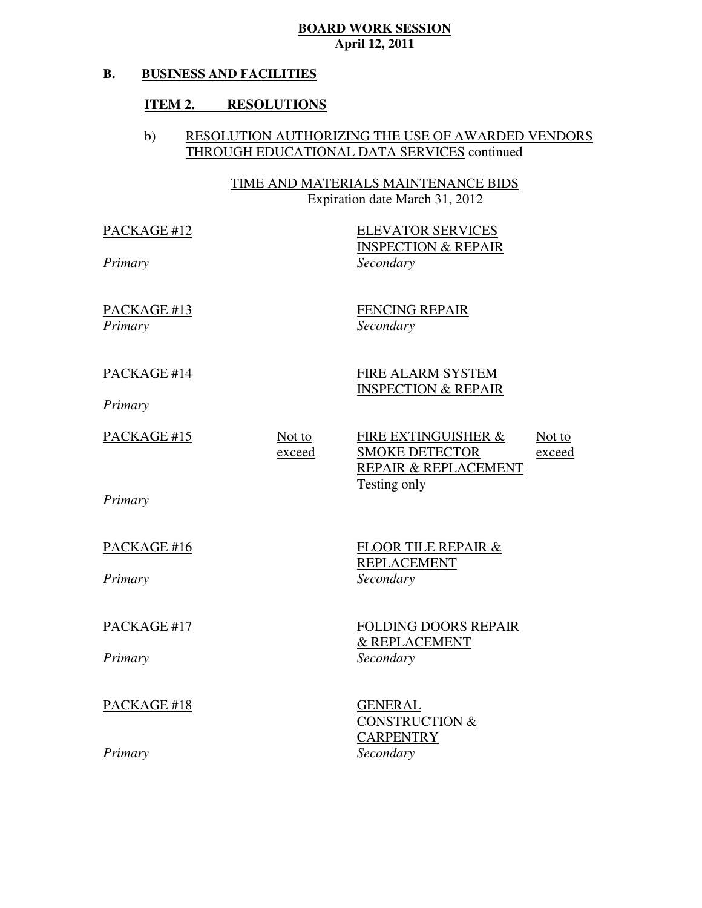**BOARD WORK SESSION**
**April 12, 2011**

**B. BUSINESS AND FACILITIES**

**ITEM 2. RESOLUTIONS**

b) RESOLUTION AUTHORIZING THE USE OF AWARDED VENDORS THROUGH EDUCATIONAL DATA SERVICES continued

TIME AND MATERIALS MAINTENANCE BIDS
Expiration date March 31, 2012

| | | | |
|---|---|---|---|
| PACKAGE #12 | | ELEVATOR SERVICES INSPECTION & REPAIR | |
| *Primary* | | *Secondary* | |
| PACKAGE #13 | | FENCING REPAIR | |
| *Primary* | | *Secondary* | |
| PACKAGE #14 | | FIRE ALARM SYSTEM INSPECTION & REPAIR | |
| *Primary* | | | |
| PACKAGE #15 | Not to exceed | FIRE EXTINGUISHER & SMOKE DETECTOR REPAIR & REPLACEMENT Testing only | Not to exceed |
| *Primary* | | | |
| PACKAGE #16 | | FLOOR TILE REPAIR & REPLACEMENT | |
| *Primary* | | *Secondary* | |
| PACKAGE #17 | | FOLDING DOORS REPAIR & REPLACEMENT | |
| *Primary* | | *Secondary* | |
| PACKAGE #18 | | GENERAL CONSTRUCTION & CARPENTRY | |
| *Primary* | | *Secondary* | |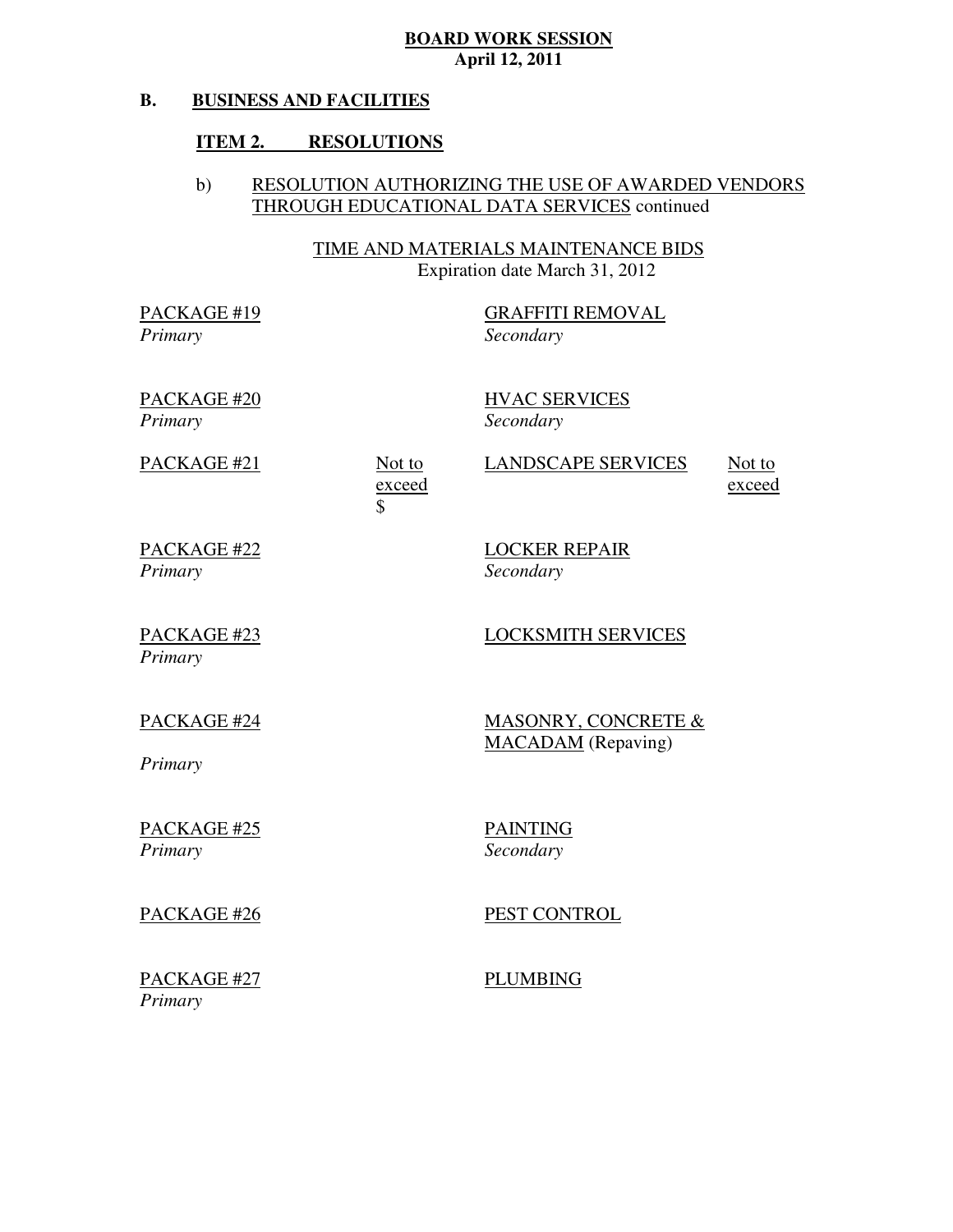**BOARD WORK SESSION**
**April 12, 2011**

## B. BUSINESS AND FACILITIES

### ITEM 2. RESOLUTIONS

b) RESOLUTION AUTHORIZING THE USE OF AWARDED VENDORS THROUGH EDUCATIONAL DATA SERVICES continued

TIME AND MATERIALS MAINTENANCE BIDS
Expiration date March 31, 2012

| | | | |
|---|---|---|---|
| PACKAGE #19<br>*Primary* | | GRAFFITI REMOVAL<br>*Secondary* | |
| PACKAGE #20<br>*Primary* | | HVAC SERVICES<br>*Secondary* | |
| PACKAGE #21 | Not to exceed $ | LANDSCAPE SERVICES | Not to exceed |
| PACKAGE #22<br>*Primary* | | LOCKER REPAIR<br>*Secondary* | |
| PACKAGE #23<br>*Primary* | | LOCKSMITH SERVICES | |
| PACKAGE #24<br>*Primary* | | MASONRY, CONCRETE & MACADAM (Repaving) | |
| PACKAGE #25<br>*Primary* | | PAINTING<br>*Secondary* | |
| PACKAGE #26 | | PEST CONTROL | |
| PACKAGE #27<br>*Primary* | | PLUMBING | |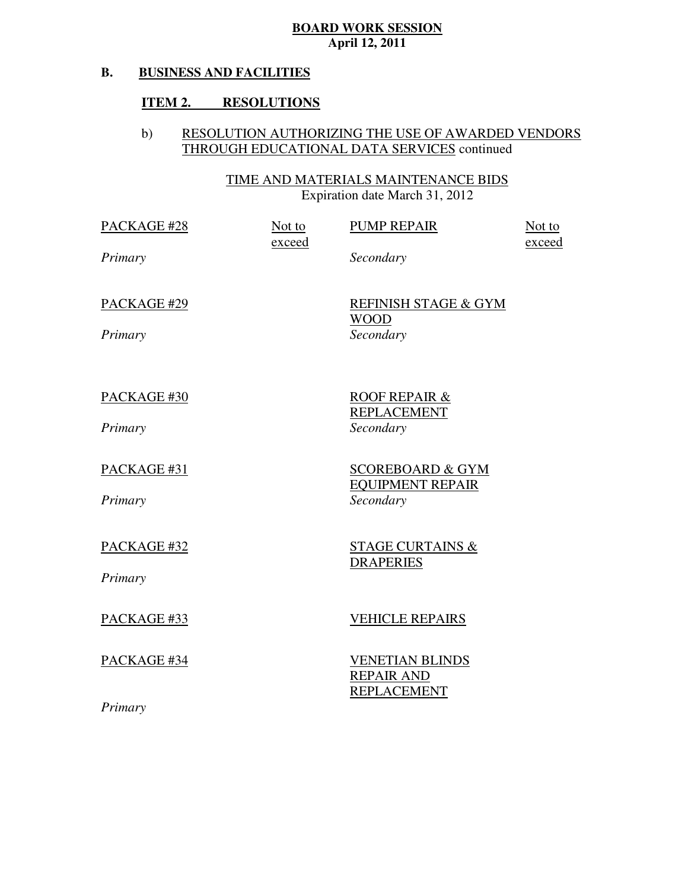**BOARD WORK SESSION**
**April 12, 2011**

## B. BUSINESS AND FACILITIES

### ITEM 2. RESOLUTIONS

b) RESOLUTION AUTHORIZING THE USE OF AWARDED VENDORS THROUGH EDUCATIONAL DATA SERVICES continued

TIME AND MATERIALS MAINTENANCE BIDS
Expiration date March 31, 2012

| PACKAGE #28 | Not to exceed | PUMP REPAIR | Not to exceed |
|---|---|---|---|
| *Primary* | | *Secondary* | |
| PACKAGE #29 | | REFINISH STAGE & GYM WOOD | |
| *Primary* | | *Secondary* | |
| PACKAGE #30 | | ROOF REPAIR & REPLACEMENT | |
| *Primary* | | *Secondary* | |
| PACKAGE #31 | | SCOREBOARD & GYM EQUIPMENT REPAIR | |
| *Primary* | | *Secondary* | |
| PACKAGE #32 | | STAGE CURTAINS & DRAPERIES | |
| *Primary* | | | |
| PACKAGE #33 | | VEHICLE REPAIRS | |
| PACKAGE #34 | | VENETIAN BLINDS REPAIR AND REPLACEMENT | |
| *Primary* | | | |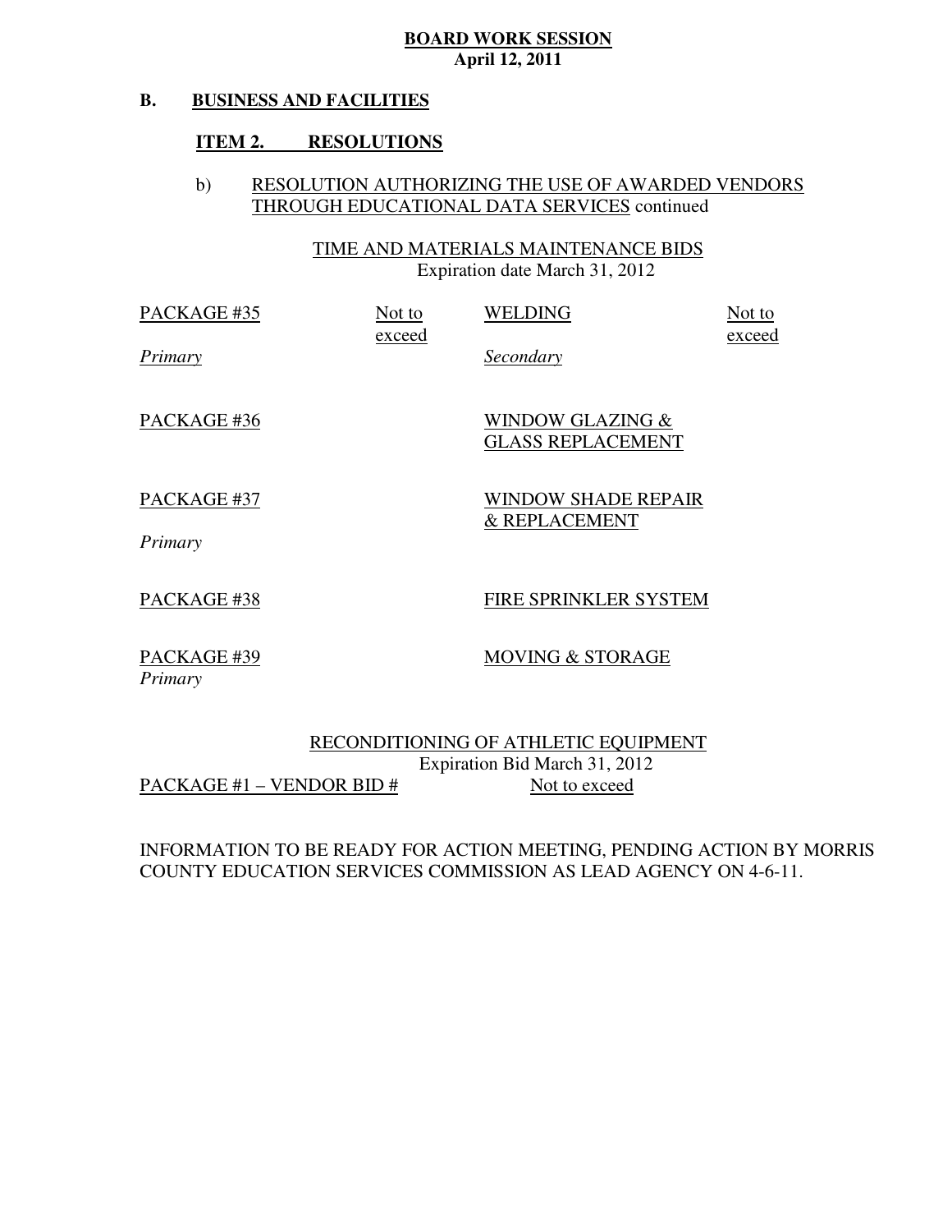**BOARD WORK SESSION**
**April 12, 2011**

**B. BUSINESS AND FACILITIES**

**ITEM 2. RESOLUTIONS**

b) RESOLUTION AUTHORIZING THE USE OF AWARDED VENDORS THROUGH EDUCATIONAL DATA SERVICES continued

TIME AND MATERIALS MAINTENANCE BIDS
Expiration date March 31, 2012

| | | | |
|---|---|---|---|
| PACKAGE #35 | Not to exceed | WELDING | Not to exceed |
| *Primary* | | *Secondary* | |
| PACKAGE #36 | | WINDOW GLAZING & GLASS REPLACEMENT | |
| PACKAGE #37 | | WINDOW SHADE REPAIR & REPLACEMENT | |
| *Primary* | | | |
| PACKAGE #38 | | FIRE SPRINKLER SYSTEM | |
| PACKAGE #39 | | MOVING & STORAGE | |
| *Primary* | | | |

RECONDITIONING OF ATHLETIC EQUIPMENT
Expiration Bid March 31, 2012

| | |
|---|---|
| PACKAGE #1 – VENDOR BID # | Not to exceed |

INFORMATION TO BE READY FOR ACTION MEETING, PENDING ACTION BY MORRIS COUNTY EDUCATION SERVICES COMMISSION AS LEAD AGENCY ON 4-6-11.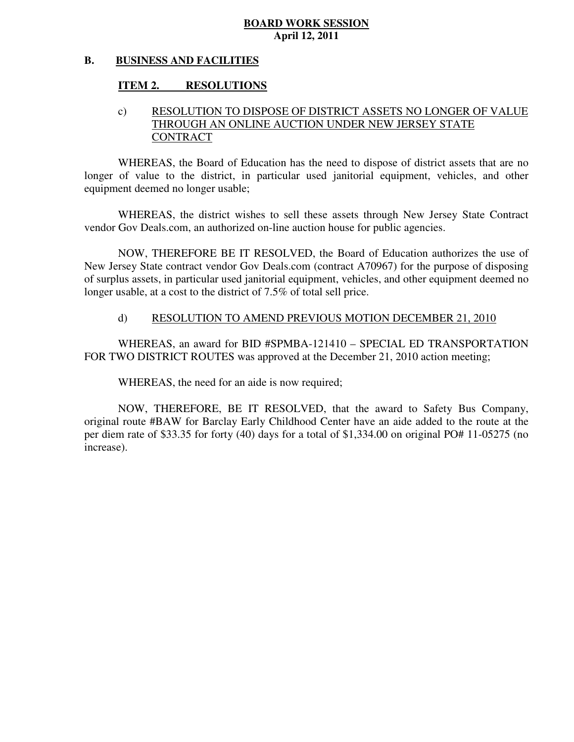**BOARD WORK SESSION**
**April 12, 2011**

## B. BUSINESS AND FACILITIES

### ITEM 2. RESOLUTIONS

c) RESOLUTION TO DISPOSE OF DISTRICT ASSETS NO LONGER OF VALUE THROUGH AN ONLINE AUCTION UNDER NEW JERSEY STATE CONTRACT

WHEREAS, the Board of Education has the need to dispose of district assets that are no longer of value to the district, in particular used janitorial equipment, vehicles, and other equipment deemed no longer usable;

WHEREAS, the district wishes to sell these assets through New Jersey State Contract vendor Gov Deals.com, an authorized on-line auction house for public agencies.

NOW, THEREFORE BE IT RESOLVED, the Board of Education authorizes the use of New Jersey State contract vendor Gov Deals.com (contract A70967) for the purpose of disposing of surplus assets, in particular used janitorial equipment, vehicles, and other equipment deemed no longer usable, at a cost to the district of 7.5% of total sell price.

d) RESOLUTION TO AMEND PREVIOUS MOTION DECEMBER 21, 2010

WHEREAS, an award for BID #SPMBA-121410 – SPECIAL ED TRANSPORTATION FOR TWO DISTRICT ROUTES was approved at the December 21, 2010 action meeting;

WHEREAS, the need for an aide is now required;

NOW, THEREFORE, BE IT RESOLVED, that the award to Safety Bus Company, original route #BAW for Barclay Early Childhood Center have an aide added to the route at the per diem rate of $33.35 for forty (40) days for a total of $1,334.00 on original PO# 11-05275 (no increase).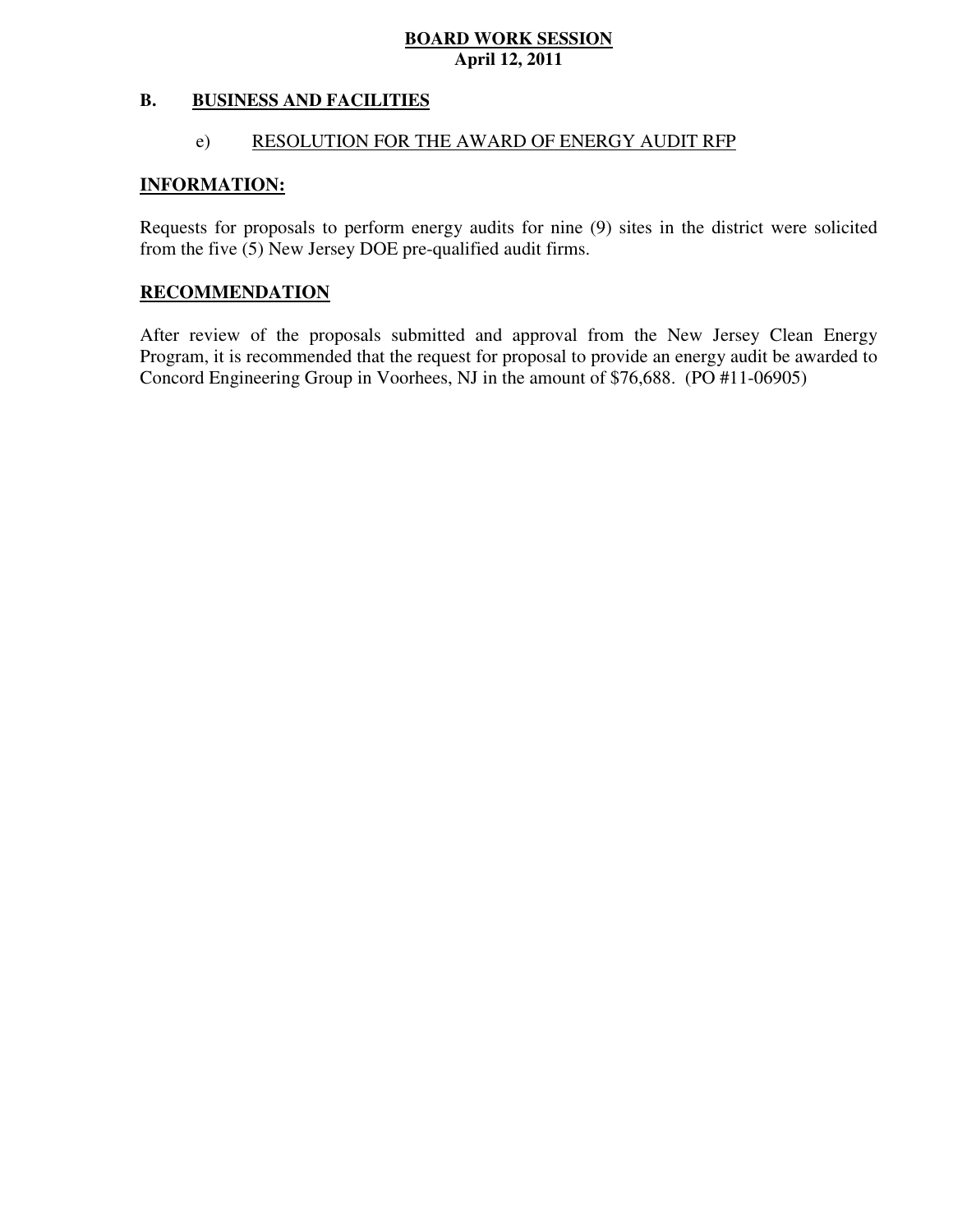**BOARD WORK SESSION**
**April 12, 2011**

**B. BUSINESS AND FACILITIES**

e) RESOLUTION FOR THE AWARD OF ENERGY AUDIT RFP

**INFORMATION:**

Requests for proposals to perform energy audits for nine (9) sites in the district were solicited from the five (5) New Jersey DOE pre-qualified audit firms.

**RECOMMENDATION**

After review of the proposals submitted and approval from the New Jersey Clean Energy Program, it is recommended that the request for proposal to provide an energy audit be awarded to Concord Engineering Group in Voorhees, NJ in the amount of $76,688. (PO #11-06905)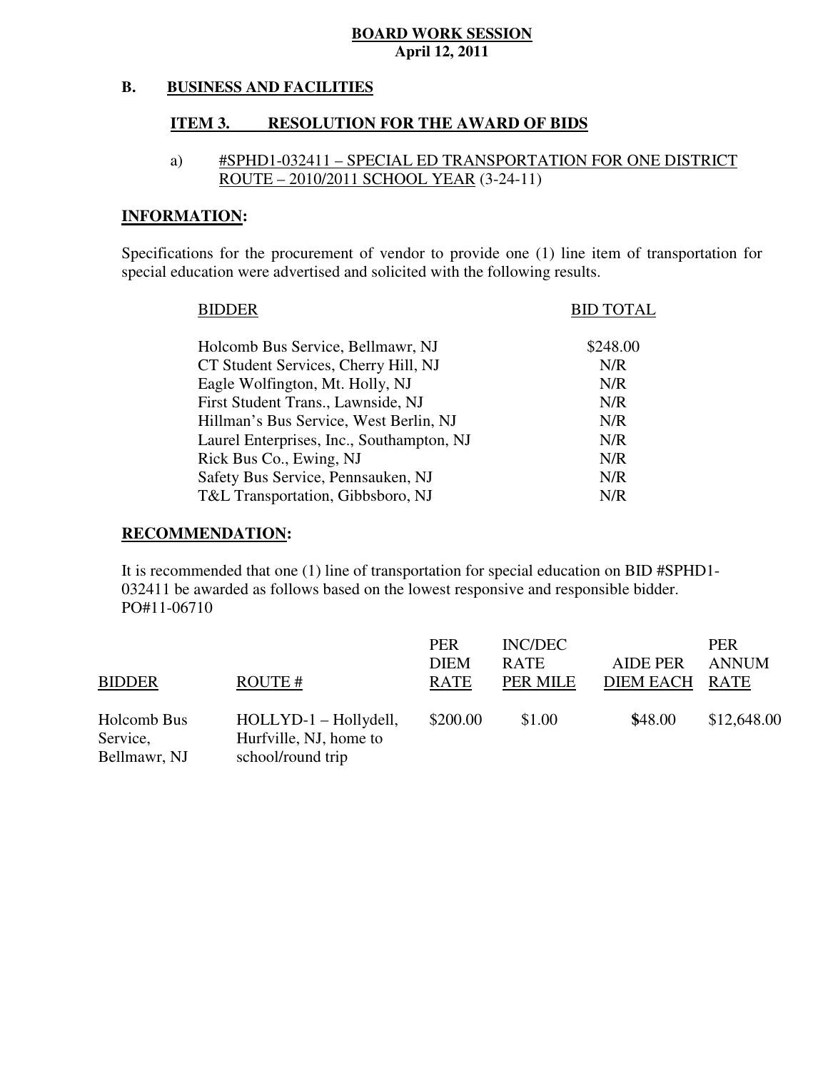**BOARD WORK SESSION**
**April 12, 2011**

## B. BUSINESS AND FACILITIES

### ITEM 3. RESOLUTION FOR THE AWARD OF BIDS

a) #SPHD1-032411 – SPECIAL ED TRANSPORTATION FOR ONE DISTRICT ROUTE – 2010/2011 SCHOOL YEAR (3-24-11)

**INFORMATION:**

Specifications for the procurement of vendor to provide one (1) line item of transportation for special education were advertised and solicited with the following results.

| BIDDER | BID TOTAL |
|---|---|
| Holcomb Bus Service, Bellmawr, NJ | $248.00 |
| CT Student Services, Cherry Hill, NJ | N/R |
| Eagle Wolfington, Mt. Holly, NJ | N/R |
| First Student Trans., Lawnside, NJ | N/R |
| Hillman's Bus Service, West Berlin, NJ | N/R |
| Laurel Enterprises, Inc., Southampton, NJ | N/R |
| Rick Bus Co., Ewing, NJ | N/R |
| Safety Bus Service, Pennsauken, NJ | N/R |
| T&L Transportation, Gibbsboro, NJ | N/R |

**RECOMMENDATION:**

It is recommended that one (1) line of transportation for special education on BID #SPHD1-032411 be awarded as follows based on the lowest responsive and responsible bidder. PO#11-06710

| BIDDER | ROUTE # | PER DIEM RATE | INC/DEC RATE PER MILE | AIDE PER DIEM EACH | PER ANNUM RATE |
|---|---|---|---|---|---|
| Holcomb Bus Service, Bellmawr, NJ | HOLLYD-1 – Hollydell, Hurfville, NJ, home to school/round trip | $200.00 | $1.00 | $48.00 | $12,648.00 |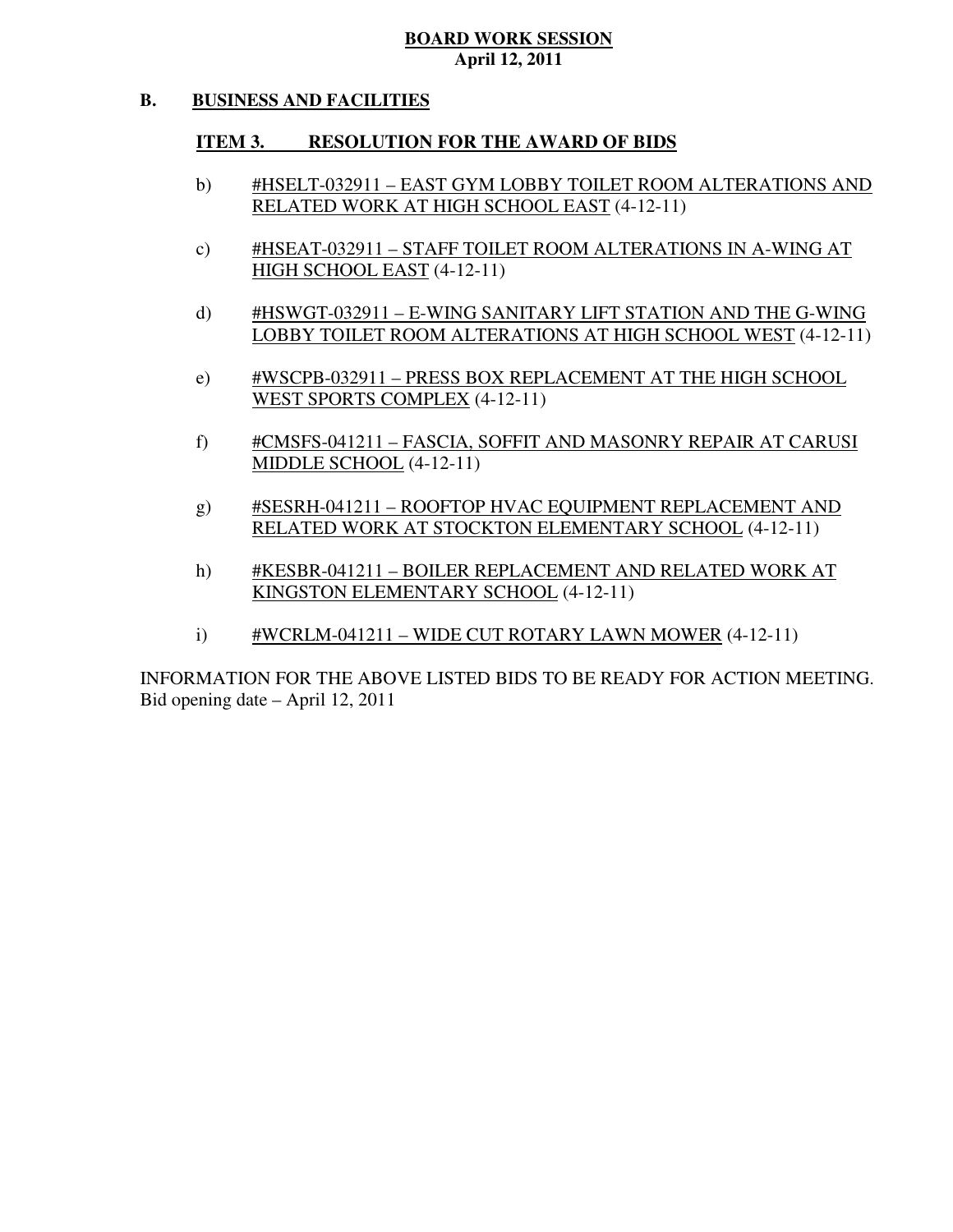**BOARD WORK SESSION**
**April 12, 2011**

**B. BUSINESS AND FACILITIES**

**ITEM 3. RESOLUTION FOR THE AWARD OF BIDS**

b) #HSELT-032911 – EAST GYM LOBBY TOILET ROOM ALTERATIONS AND RELATED WORK AT HIGH SCHOOL EAST (4-12-11)

c) #HSEAT-032911 – STAFF TOILET ROOM ALTERATIONS IN A-WING AT HIGH SCHOOL EAST (4-12-11)

d) #HSWGT-032911 – E-WING SANITARY LIFT STATION AND THE G-WING LOBBY TOILET ROOM ALTERATIONS AT HIGH SCHOOL WEST (4-12-11)

e) #WSCPB-032911 – PRESS BOX REPLACEMENT AT THE HIGH SCHOOL WEST SPORTS COMPLEX (4-12-11)

f) #CMSFS-041211 – FASCIA, SOFFIT AND MASONRY REPAIR AT CARUSI MIDDLE SCHOOL (4-12-11)

g) #SESRH-041211 – ROOFTOP HVAC EQUIPMENT REPLACEMENT AND RELATED WORK AT STOCKTON ELEMENTARY SCHOOL (4-12-11)

h) #KESBR-041211 – BOILER REPLACEMENT AND RELATED WORK AT KINGSTON ELEMENTARY SCHOOL (4-12-11)

i) #WCRLM-041211 – WIDE CUT ROTARY LAWN MOWER (4-12-11)

INFORMATION FOR THE ABOVE LISTED BIDS TO BE READY FOR ACTION MEETING.
Bid opening date – April 12, 2011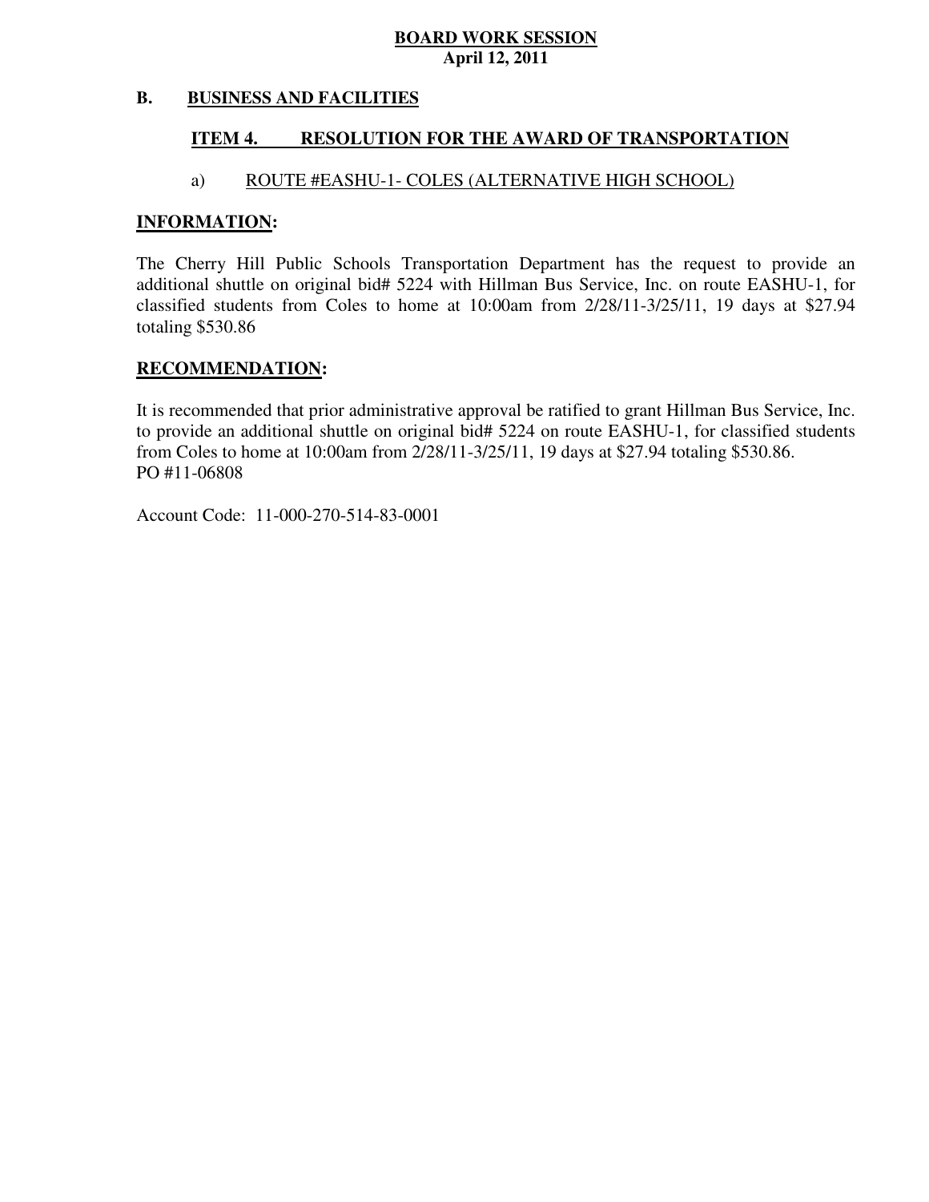**BOARD WORK SESSION**
**April 12, 2011**

## B. BUSINESS AND FACILITIES

### ITEM 4. RESOLUTION FOR THE AWARD OF TRANSPORTATION

a) ROUTE #EASHU-1- COLES (ALTERNATIVE HIGH SCHOOL)

**INFORMATION:**

The Cherry Hill Public Schools Transportation Department has the request to provide an additional shuttle on original bid# 5224 with Hillman Bus Service, Inc. on route EASHU-1, for classified students from Coles to home at 10:00am from 2/28/11-3/25/11, 19 days at $27.94 totaling $530.86

**RECOMMENDATION:**

It is recommended that prior administrative approval be ratified to grant Hillman Bus Service, Inc. to provide an additional shuttle on original bid# 5224 on route EASHU-1, for classified students from Coles to home at 10:00am from 2/28/11-3/25/11, 19 days at $27.94 totaling $530.86.
PO #11-06808

Account Code: 11-000-270-514-83-0001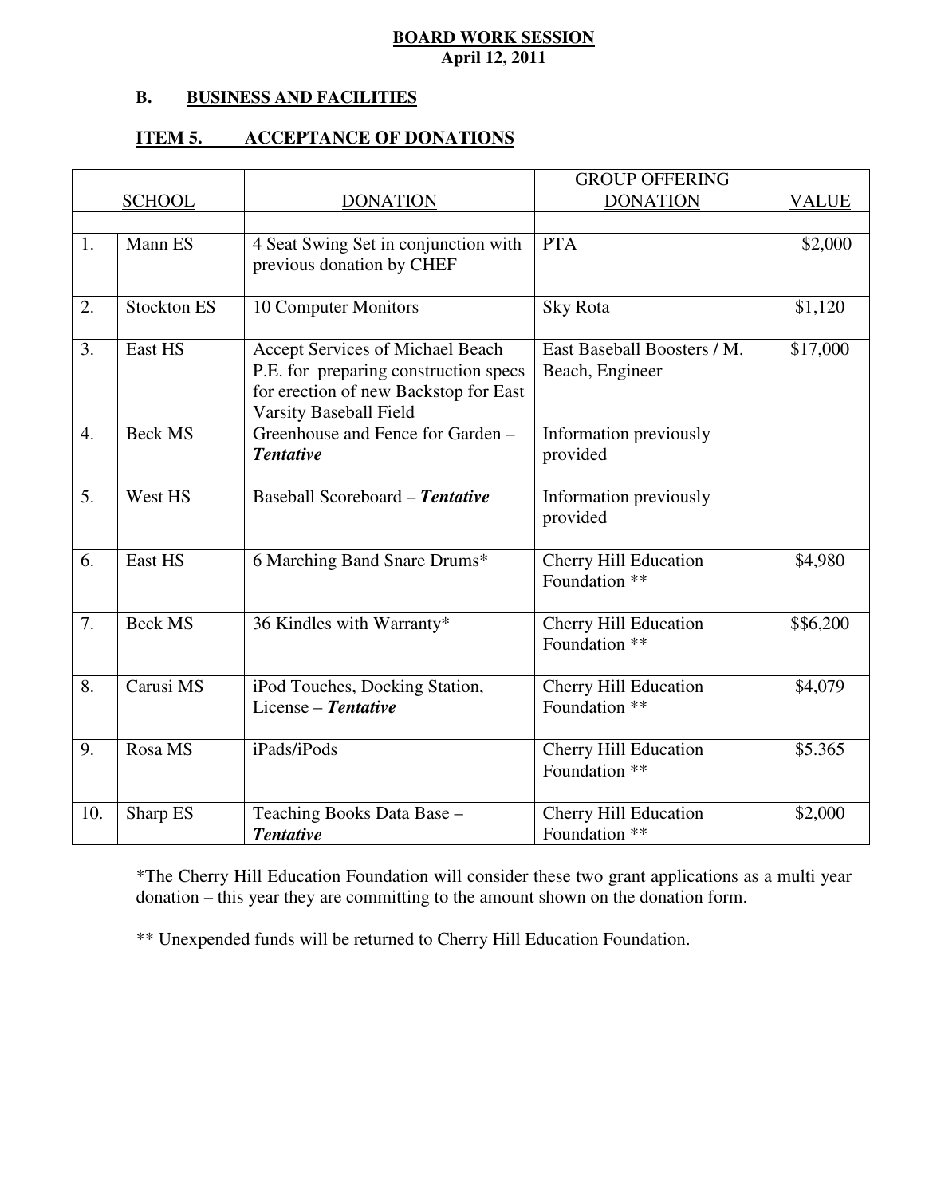**BOARD WORK SESSION**
**April 12, 2011**

**B. BUSINESS AND FACILITIES**

**ITEM 5. ACCEPTANCE OF DONATIONS**

| | SCHOOL | DONATION | GROUP OFFERING DONATION | VALUE |
|---|---|---|---|---|
| 1. | Mann ES | 4 Seat Swing Set in conjunction with previous donation by CHEF | PTA | $2,000 |
| 2. | Stockton ES | 10 Computer Monitors | Sky Rota | $1,120 |
| 3. | East HS | Accept Services of Michael Beach P.E. for preparing construction specs for erection of new Backstop for East Varsity Baseball Field | East Baseball Boosters / M. Beach, Engineer | $17,000 |
| 4. | Beck MS | Greenhouse and Fence for Garden – ***Tentative*** | Information previously provided | |
| 5. | West HS | Baseball Scoreboard – ***Tentative*** | Information previously provided | |
| 6. | East HS | 6 Marching Band Snare Drums* | Cherry Hill Education Foundation ** | $4,980 |
| 7. | Beck MS | 36 Kindles with Warranty* | Cherry Hill Education Foundation ** | $$6,200 |
| 8. | Carusi MS | iPod Touches, Docking Station, License – ***Tentative*** | Cherry Hill Education Foundation ** | $4,079 |
| 9. | Rosa MS | iPads/iPods | Cherry Hill Education Foundation ** | $5.365 |
| 10. | Sharp ES | Teaching Books Data Base – ***Tentative*** | Cherry Hill Education Foundation ** | $2,000 |

*The Cherry Hill Education Foundation will consider these two grant applications as a multi year donation – this year they are committing to the amount shown on the donation form.

** Unexpended funds will be returned to Cherry Hill Education Foundation.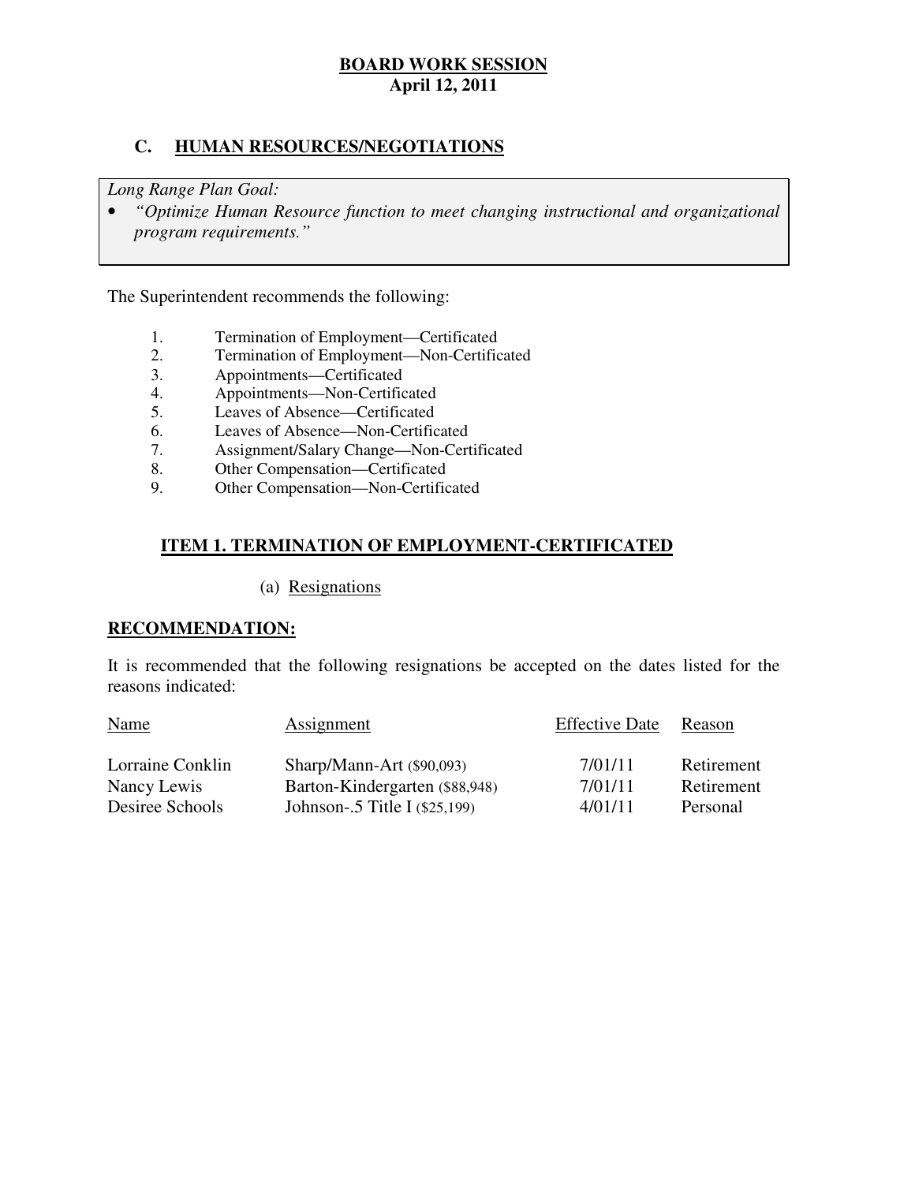**BOARD WORK SESSION**
**April 12, 2011**

## C. HUMAN RESOURCES/NEGOTIATIONS

*Long Range Plan Goal:*

- *"Optimize Human Resource function to meet changing instructional and organizational program requirements."*

The Superintendent recommends the following:

1. Termination of Employment—Certificated
2. Termination of Employment—Non-Certificated
3. Appointments—Certificated
4. Appointments—Non-Certificated
5. Leaves of Absence—Certificated
6. Leaves of Absence—Non-Certificated
7. Assignment/Salary Change—Non-Certificated
8. Other Compensation—Certificated
9. Other Compensation—Non-Certificated

### ITEM 1. TERMINATION OF EMPLOYMENT-CERTIFICATED

(a) Resignations

**RECOMMENDATION:**

It is recommended that the following resignations be accepted on the dates listed for the reasons indicated:

| Name | Assignment | Effective Date | Reason |
|---|---|---|---|
| Lorraine Conklin | Sharp/Mann-Art ($90,093) | 7/01/11 | Retirement |
| Nancy Lewis | Barton-Kindergarten ($88,948) | 7/01/11 | Retirement |
| Desiree Schools | Johnson-.5 Title I ($25,199) | 4/01/11 | Personal |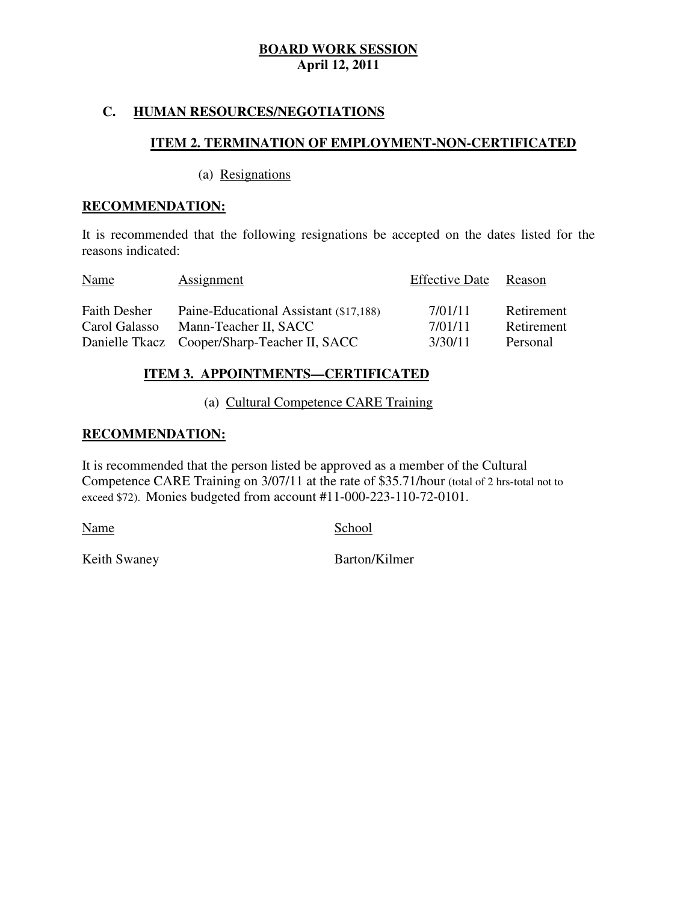**BOARD WORK SESSION**
**April 12, 2011**

## C. HUMAN RESOURCES/NEGOTIATIONS

### ITEM 2. TERMINATION OF EMPLOYMENT-NON-CERTIFICATED

(a) Resignations

**RECOMMENDATION:**

It is recommended that the following resignations be accepted on the dates listed for the reasons indicated:

| Name | Assignment | Effective Date | Reason |
|---|---|---|---|
| Faith Desher | Paine-Educational Assistant ($17,188) | 7/01/11 | Retirement |
| Carol Galasso | Mann-Teacher II, SACC | 7/01/11 | Retirement |
| Danielle Tkacz | Cooper/Sharp-Teacher II, SACC | 3/30/11 | Personal |

### ITEM 3. APPOINTMENTS—CERTIFICATED

(a) Cultural Competence CARE Training

**RECOMMENDATION:**

It is recommended that the person listed be approved as a member of the Cultural Competence CARE Training on 3/07/11 at the rate of $35.71/hour (total of 2 hrs-total not to exceed $72). Monies budgeted from account #11-000-223-110-72-0101.

| Name | School |
|---|---|
| Keith Swaney | Barton/Kilmer |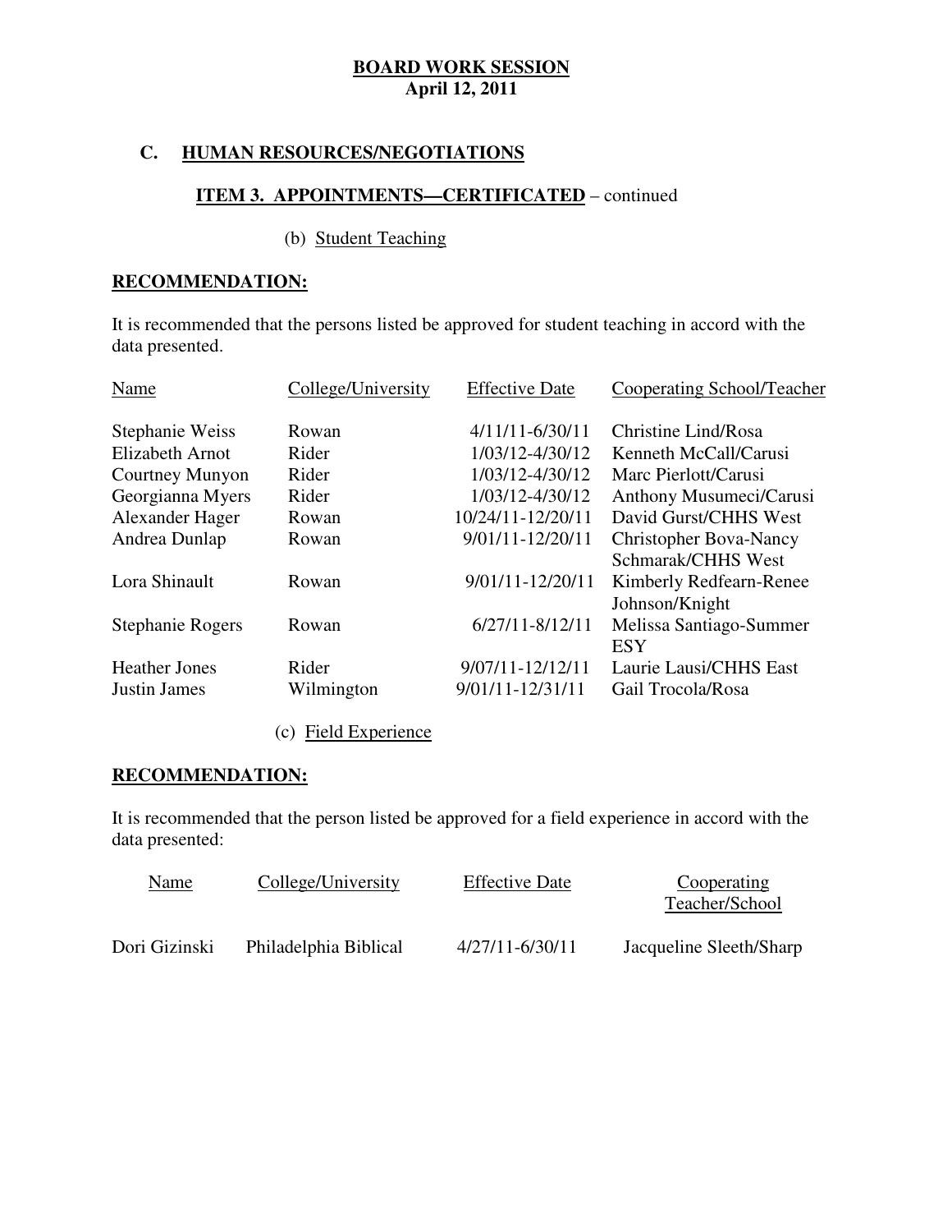**BOARD WORK SESSION**
**April 12, 2011**

## C. HUMAN RESOURCES/NEGOTIATIONS

### ITEM 3. APPOINTMENTS—CERTIFICATED – continued

(b) Student Teaching

**RECOMMENDATION:**

It is recommended that the persons listed be approved for student teaching in accord with the data presented.

| Name | College/University | Effective Date | Cooperating School/Teacher |
|---|---|---|---|
| Stephanie Weiss | Rowan | 4/11/11-6/30/11 | Christine Lind/Rosa |
| Elizabeth Arnot | Rider | 1/03/12-4/30/12 | Kenneth McCall/Carusi |
| Courtney Munyon | Rider | 1/03/12-4/30/12 | Marc Pierlott/Carusi |
| Georgianna Myers | Rider | 1/03/12-4/30/12 | Anthony Musumeci/Carusi |
| Alexander Hager | Rowan | 10/24/11-12/20/11 | David Gurst/CHHS West |
| Andrea Dunlap | Rowan | 9/01/11-12/20/11 | Christopher Bova-Nancy Schmarak/CHHS West |
| Lora Shinault | Rowan | 9/01/11-12/20/11 | Kimberly Redfearn-Renee Johnson/Knight |
| Stephanie Rogers | Rowan | 6/27/11-8/12/11 | Melissa Santiago-Summer ESY |
| Heather Jones | Rider | 9/07/11-12/12/11 | Laurie Lausi/CHHS East |
| Justin James | Wilmington | 9/01/11-12/31/11 | Gail Trocola/Rosa |

(c) Field Experience

**RECOMMENDATION:**

It is recommended that the person listed be approved for a field experience in accord with the data presented:

| Name | College/University | Effective Date | Cooperating Teacher/School |
|---|---|---|---|
| Dori Gizinski | Philadelphia Biblical | 4/27/11-6/30/11 | Jacqueline Sleeth/Sharp |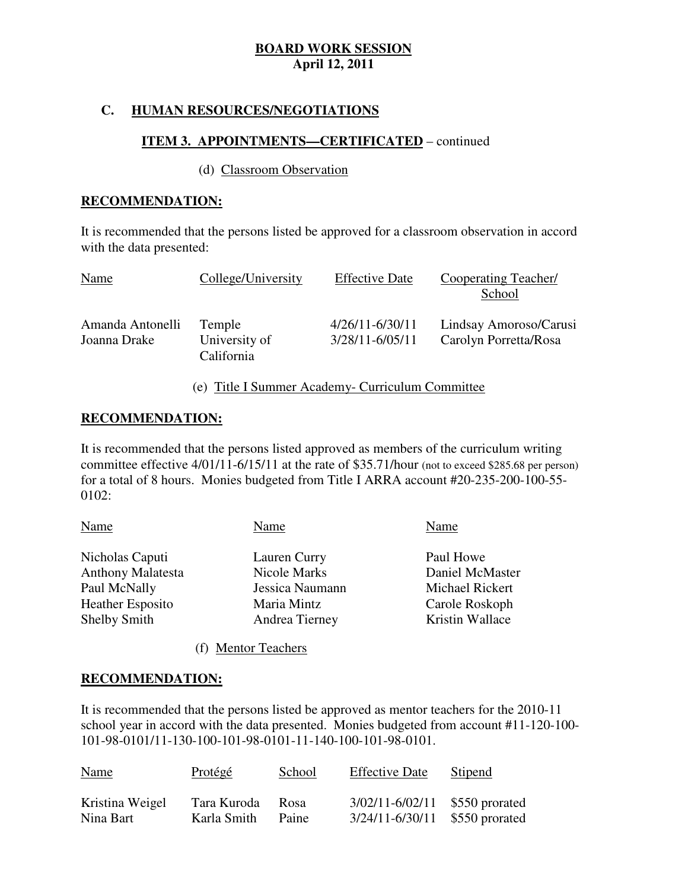**BOARD WORK SESSION**
**April 12, 2011**

## C. HUMAN RESOURCES/NEGOTIATIONS

### ITEM 3. APPOINTMENTS—CERTIFICATED – continued

(d) Classroom Observation

**RECOMMENDATION:**

It is recommended that the persons listed be approved for a classroom observation in accord with the data presented:

| Name | College/University | Effective Date | Cooperating Teacher/ School |
|---|---|---|---|
| Amanda Antonelli | Temple | 4/26/11-6/30/11 | Lindsay Amoroso/Carusi |
| Joanna Drake | University of California | 3/28/11-6/05/11 | Carolyn Porretta/Rosa |

(e) Title I Summer Academy- Curriculum Committee

**RECOMMENDATION:**

It is recommended that the persons listed approved as members of the curriculum writing committee effective 4/01/11-6/15/11 at the rate of $35.71/hour (not to exceed $285.68 per person) for a total of 8 hours. Monies budgeted from Title I ARRA account #20-235-200-100-55-0102:

| Name | Name | Name |
|---|---|---|
| Nicholas Caputi | Lauren Curry | Paul Howe |
| Anthony Malatesta | Nicole Marks | Daniel McMaster |
| Paul McNally | Jessica Naumann | Michael Rickert |
| Heather Esposito | Maria Mintz | Carole Roskoph |
| Shelby Smith | Andrea Tierney | Kristin Wallace |

(f) Mentor Teachers

**RECOMMENDATION:**

It is recommended that the persons listed be approved as mentor teachers for the 2010-11 school year in accord with the data presented. Monies budgeted from account #11-120-100-101-98-0101/11-130-100-101-98-0101-11-140-100-101-98-0101.

| Name | Protégé | School | Effective Date | Stipend |
|---|---|---|---|---|
| Kristina Weigel | Tara Kuroda | Rosa | 3/02/11-6/02/11 | $550 prorated |
| Nina Bart | Karla Smith | Paine | 3/24/11-6/30/11 | $550 prorated |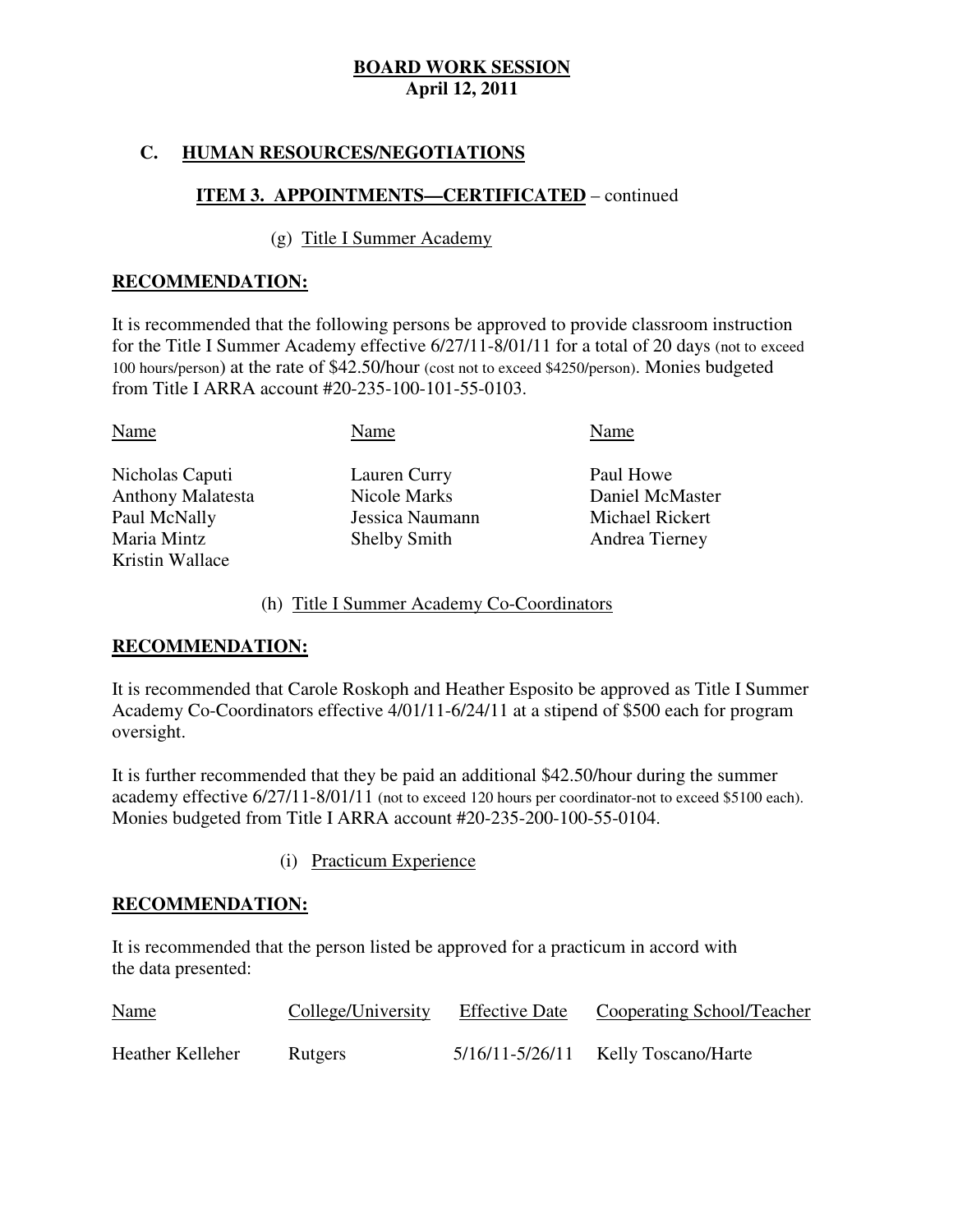**BOARD WORK SESSION**
**April 12, 2011**

## C. HUMAN RESOURCES/NEGOTIATIONS

### ITEM 3. APPOINTMENTS—CERTIFICATED – continued

(g) Title I Summer Academy

**RECOMMENDATION:**

It is recommended that the following persons be approved to provide classroom instruction for the Title I Summer Academy effective 6/27/11-8/01/11 for a total of 20 days (not to exceed 100 hours/person) at the rate of $42.50/hour (cost not to exceed $4250/person). Monies budgeted from Title I ARRA account #20-235-100-101-55-0103.

| Name | Name | Name |
|---|---|---|
| Nicholas Caputi | Lauren Curry | Paul Howe |
| Anthony Malatesta | Nicole Marks | Daniel McMaster |
| Paul McNally | Jessica Naumann | Michael Rickert |
| Maria Mintz | Shelby Smith | Andrea Tierney |
| Kristin Wallace | | |

(h) Title I Summer Academy Co-Coordinators

**RECOMMENDATION:**

It is recommended that Carole Roskoph and Heather Esposito be approved as Title I Summer Academy Co-Coordinators effective 4/01/11-6/24/11 at a stipend of $500 each for program oversight.

It is further recommended that they be paid an additional $42.50/hour during the summer academy effective 6/27/11-8/01/11 (not to exceed 120 hours per coordinator-not to exceed $5100 each). Monies budgeted from Title I ARRA account #20-235-200-100-55-0104.

(i) Practicum Experience

**RECOMMENDATION:**

It is recommended that the person listed be approved for a practicum in accord with the data presented:

| Name | College/University | Effective Date | Cooperating School/Teacher |
|---|---|---|---|
| Heather Kelleher | Rutgers | 5/16/11-5/26/11 | Kelly Toscano/Harte |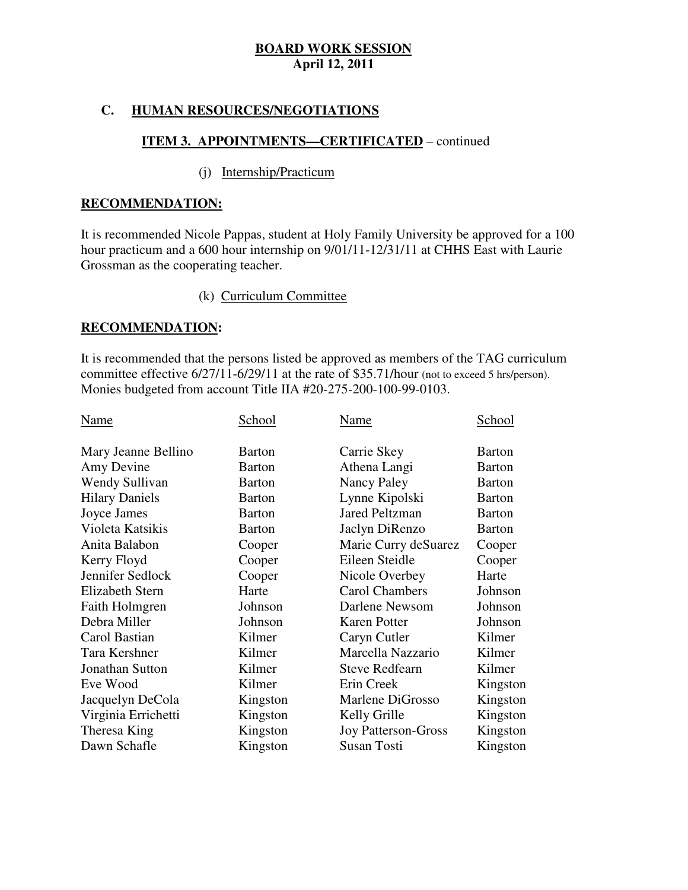## C. HUMAN RESOURCES/NEGOTIATIONS

### ITEM 3. APPOINTMENTS—CERTIFICATED – continued

(j) Internship/Practicum

**RECOMMENDATION:**

It is recommended Nicole Pappas, student at Holy Family University be approved for a 100 hour practicum and a 600 hour internship on 9/01/11-12/31/11 at CHHS East with Laurie Grossman as the cooperating teacher.

(k) Curriculum Committee

**RECOMMENDATION:**

It is recommended that the persons listed be approved as members of the TAG curriculum committee effective 6/27/11-6/29/11 at the rate of $35.71/hour (not to exceed 5 hrs/person). Monies budgeted from account Title IIA #20-275-200-100-99-0103.

| Name | School | Name | School |
|---|---|---|---|
| Mary Jeanne Bellino | Barton | Carrie Skey | Barton |
| Amy Devine | Barton | Athena Langi | Barton |
| Wendy Sullivan | Barton | Nancy Paley | Barton |
| Hilary Daniels | Barton | Lynne Kipolski | Barton |
| Joyce James | Barton | Jared Peltzman | Barton |
| Violeta Katsikis | Barton | Jaclyn DiRenzo | Barton |
| Anita Balabon | Cooper | Marie Curry deSuarez | Cooper |
| Kerry Floyd | Cooper | Eileen Steidle | Cooper |
| Jennifer Sedlock | Cooper | Nicole Overbey | Harte |
| Elizabeth Stern | Harte | Carol Chambers | Johnson |
| Faith Holmgren | Johnson | Darlene Newsom | Johnson |
| Debra Miller | Johnson | Karen Potter | Johnson |
| Carol Bastian | Kilmer | Caryn Cutler | Kilmer |
| Tara Kershner | Kilmer | Marcella Nazzario | Kilmer |
| Jonathan Sutton | Kilmer | Steve Redfearn | Kilmer |
| Eve Wood | Kilmer | Erin Creek | Kingston |
| Jacquelyn DeCola | Kingston | Marlene DiGrosso | Kingston |
| Virginia Errichetti | Kingston | Kelly Grille | Kingston |
| Theresa King | Kingston | Joy Patterson-Gross | Kingston |
| Dawn Schafle | Kingston | Susan Tosti | Kingston |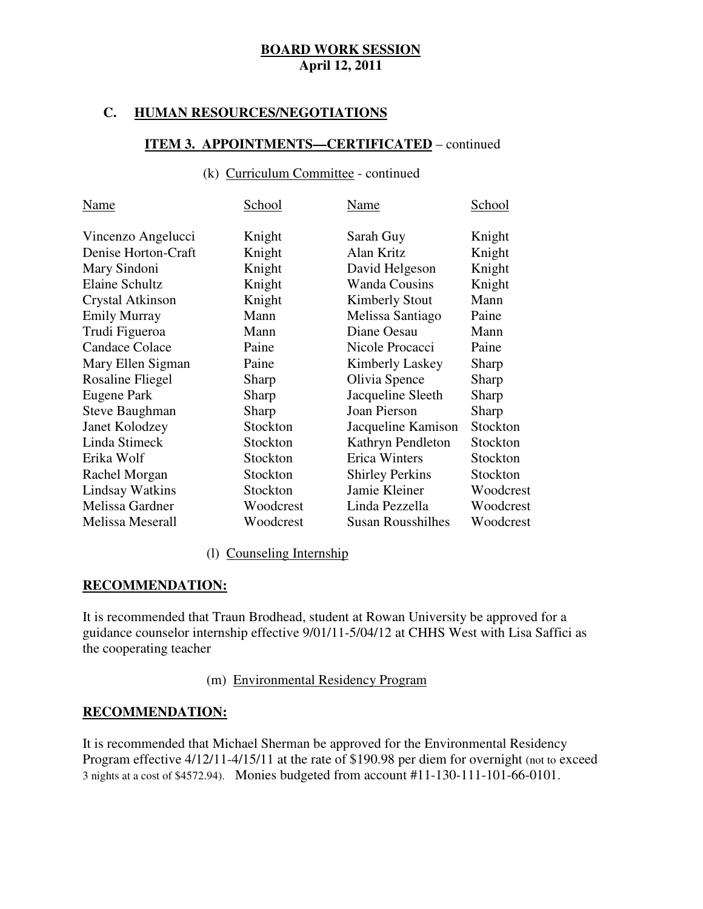**BOARD WORK SESSION**
**April 12, 2011**

## C. HUMAN RESOURCES/NEGOTIATIONS

### ITEM 3. APPOINTMENTS—CERTIFICATED – continued

(k) Curriculum Committee - continued

| Name | School | Name | School |
|---|---|---|---|
| Vincenzo Angelucci | Knight | Sarah Guy | Knight |
| Denise Horton-Craft | Knight | Alan Kritz | Knight |
| Mary Sindoni | Knight | David Helgeson | Knight |
| Elaine Schultz | Knight | Wanda Cousins | Knight |
| Crystal Atkinson | Knight | Kimberly Stout | Mann |
| Emily Murray | Mann | Melissa Santiago | Paine |
| Trudi Figueroa | Mann | Diane Oesau | Mann |
| Candace Colace | Paine | Nicole Procacci | Paine |
| Mary Ellen Sigman | Paine | Kimberly Laskey | Sharp |
| Rosaline Fliegel | Sharp | Olivia Spence | Sharp |
| Eugene Park | Sharp | Jacqueline Sleeth | Sharp |
| Steve Baughman | Sharp | Joan Pierson | Sharp |
| Janet Kolodzey | Stockton | Jacqueline Kamison | Stockton |
| Linda Stimeck | Stockton | Kathryn Pendleton | Stockton |
| Erika Wolf | Stockton | Erica Winters | Stockton |
| Rachel Morgan | Stockton | Shirley Perkins | Stockton |
| Lindsay Watkins | Stockton | Jamie Kleiner | Woodcrest |
| Melissa Gardner | Woodcrest | Linda Pezzella | Woodcrest |
| Melissa Meserall | Woodcrest | Susan Rousshilhes | Woodcrest |

(l) Counseling Internship

**RECOMMENDATION:**

It is recommended that Traun Brodhead, student at Rowan University be approved for a guidance counselor internship effective 9/01/11-5/04/12 at CHHS West with Lisa Saffici as the cooperating teacher

(m) Environmental Residency Program

**RECOMMENDATION:**

It is recommended that Michael Sherman be approved for the Environmental Residency Program effective 4/12/11-4/15/11 at the rate of $190.98 per diem for overnight (not to exceed 3 nights at a cost of $4572.94). Monies budgeted from account #11-130-111-101-66-0101.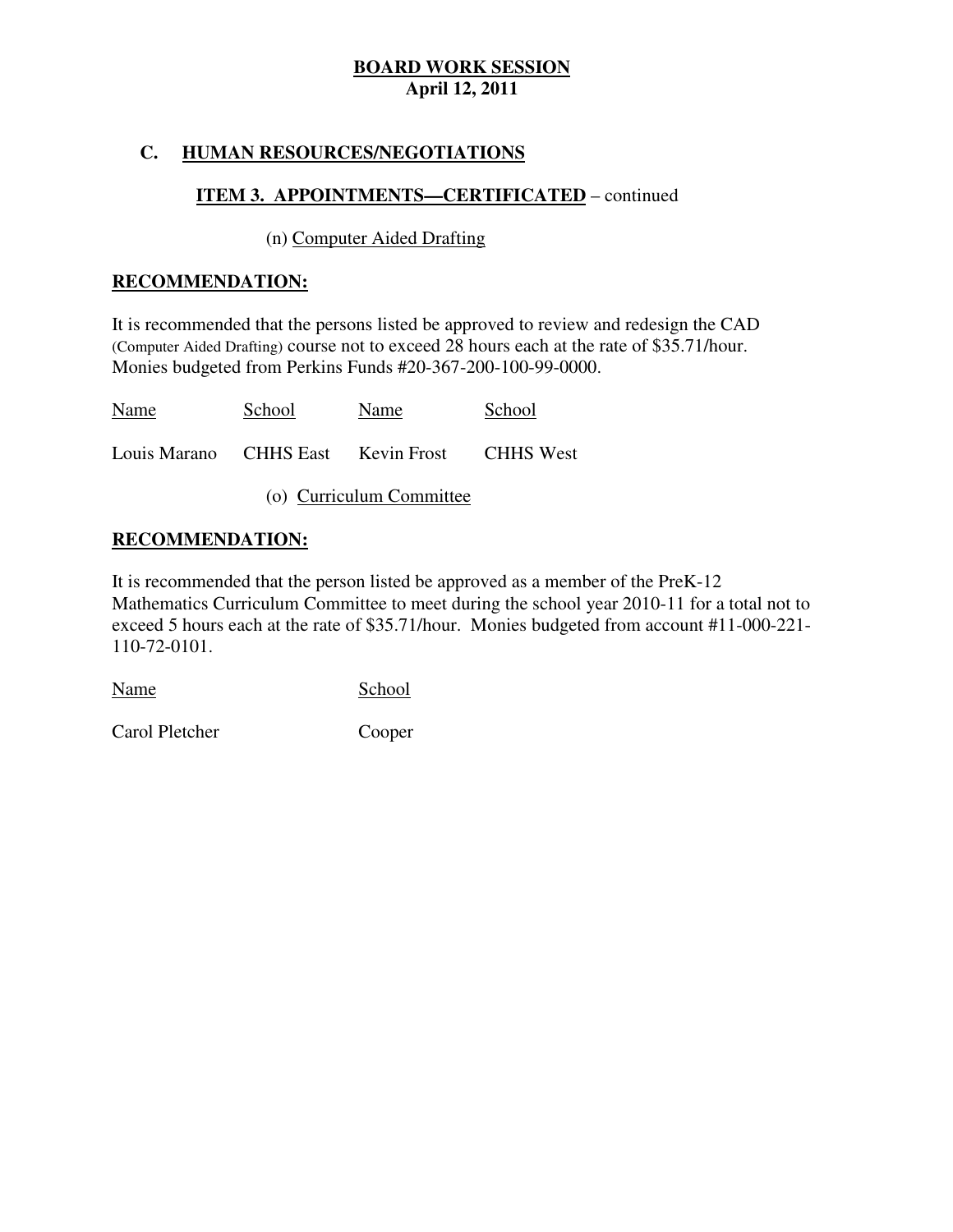**BOARD WORK SESSION**
**April 12, 2011**

## C. HUMAN RESOURCES/NEGOTIATIONS

### ITEM 3. APPOINTMENTS—CERTIFICATED – continued

(n) Computer Aided Drafting

**RECOMMENDATION:**

It is recommended that the persons listed be approved to review and redesign the CAD (Computer Aided Drafting) course not to exceed 28 hours each at the rate of $35.71/hour. Monies budgeted from Perkins Funds #20-367-200-100-99-0000.

| Name | School | Name | School |
|---|---|---|---|
| Louis Marano | CHHS East | Kevin Frost | CHHS West |

(o) Curriculum Committee

**RECOMMENDATION:**

It is recommended that the person listed be approved as a member of the PreK-12 Mathematics Curriculum Committee to meet during the school year 2010-11 for a total not to exceed 5 hours each at the rate of $35.71/hour. Monies budgeted from account #11-000-221-110-72-0101.

| Name | School |
|---|---|
| Carol Pletcher | Cooper |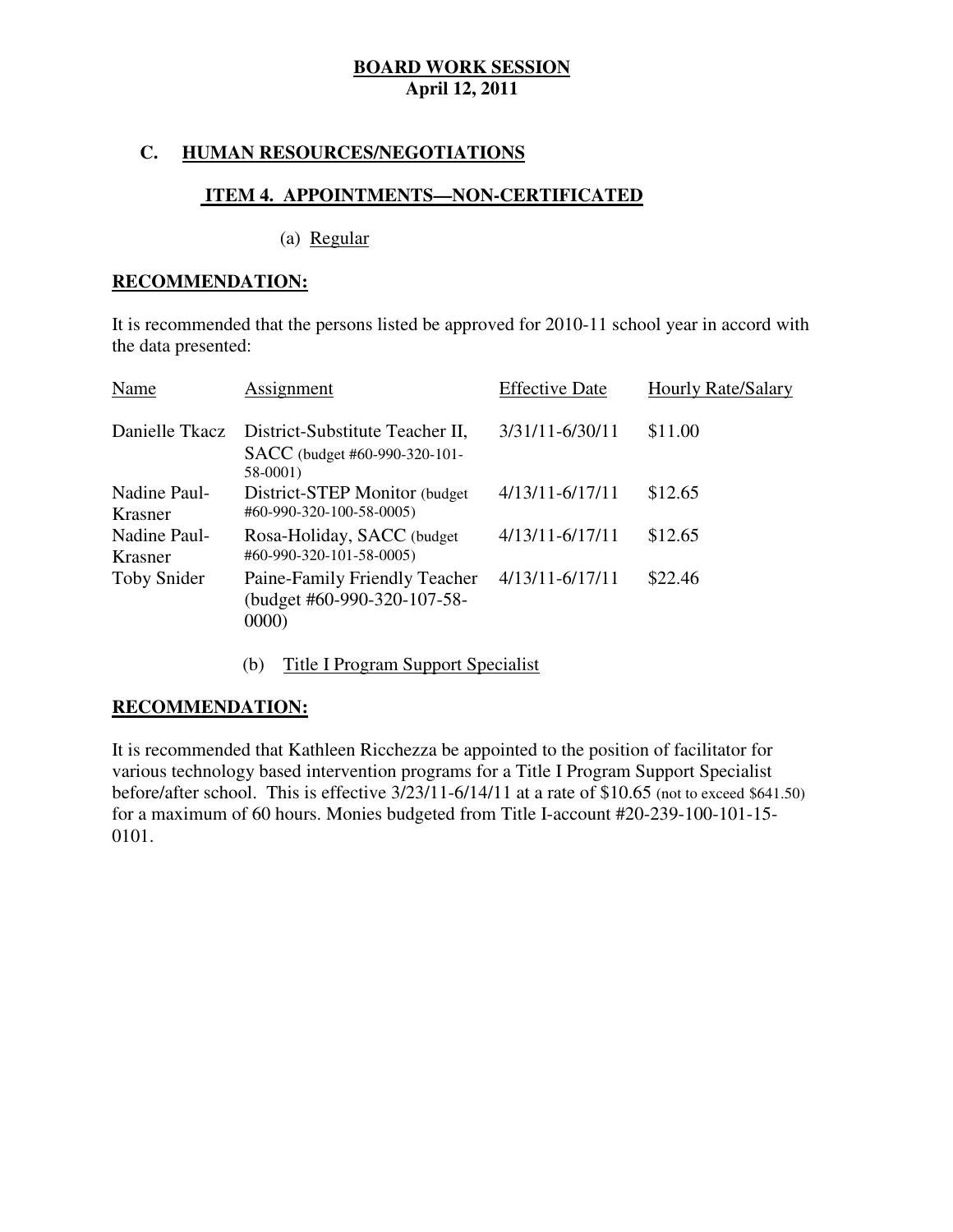**BOARD WORK SESSION**
**April 12, 2011**

## C. HUMAN RESOURCES/NEGOTIATIONS

### ITEM 4. APPOINTMENTS—NON-CERTIFICATED

(a) Regular

**RECOMMENDATION:**

It is recommended that the persons listed be approved for 2010-11 school year in accord with the data presented:

| Name | Assignment | Effective Date | Hourly Rate/Salary |
|---|---|---|---|
| Danielle Tkacz | District-Substitute Teacher II, SACC (budget #60-990-320-101-58-0001) | 3/31/11-6/30/11 | $11.00 |
| Nadine Paul-Krasner | District-STEP Monitor (budget #60-990-320-100-58-0005) | 4/13/11-6/17/11 | $12.65 |
| Nadine Paul-Krasner | Rosa-Holiday, SACC (budget #60-990-320-101-58-0005) | 4/13/11-6/17/11 | $12.65 |
| Toby Snider | Paine-Family Friendly Teacher (budget #60-990-320-107-58-0000) | 4/13/11-6/17/11 | $22.46 |

(b) Title I Program Support Specialist

**RECOMMENDATION:**

It is recommended that Kathleen Ricchezza be appointed to the position of facilitator for various technology based intervention programs for a Title I Program Support Specialist before/after school. This is effective 3/23/11-6/14/11 at a rate of $10.65 (not to exceed $641.50) for a maximum of 60 hours. Monies budgeted from Title I-account #20-239-100-101-15-0101.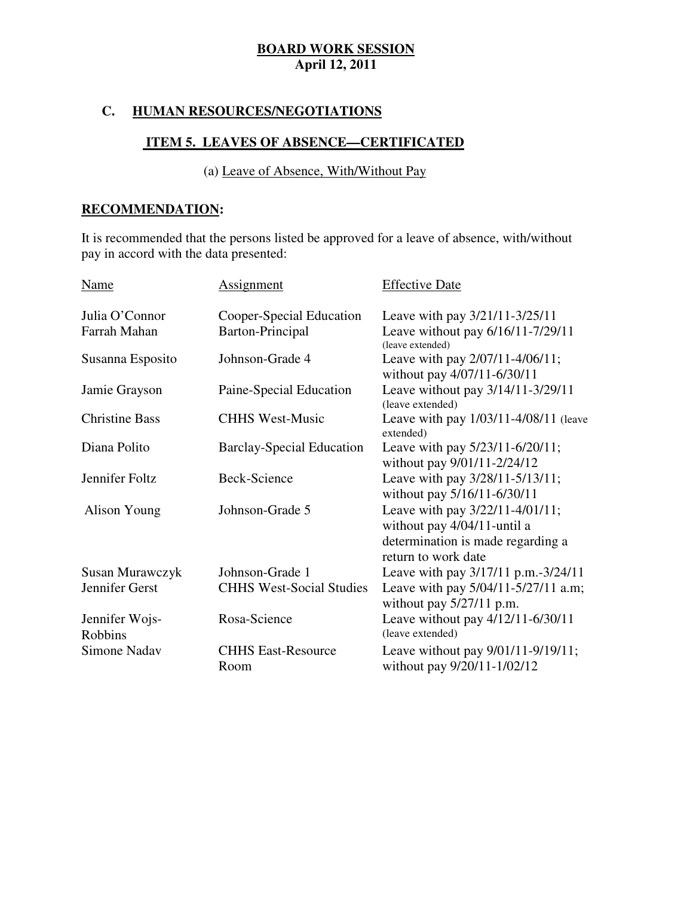**BOARD WORK SESSION**
**April 12, 2011**

## C. HUMAN RESOURCES/NEGOTIATIONS

### ITEM 5. LEAVES OF ABSENCE—CERTIFICATED

(a) Leave of Absence, With/Without Pay

**RECOMMENDATION:**

It is recommended that the persons listed be approved for a leave of absence, with/without pay in accord with the data presented:

| Name | Assignment | Effective Date |
|---|---|---|
| Julia O'Connor | Cooper-Special Education | Leave with pay 3/21/11-3/25/11 |
| Farrah Mahan | Barton-Principal | Leave without pay 6/16/11-7/29/11 (leave extended) |
| Susanna Esposito | Johnson-Grade 4 | Leave with pay 2/07/11-4/06/11; without pay 4/07/11-6/30/11 |
| Jamie Grayson | Paine-Special Education | Leave without pay 3/14/11-3/29/11 (leave extended) |
| Christine Bass | CHHS West-Music | Leave with pay 1/03/11-4/08/11 (leave extended) |
| Diana Polito | Barclay-Special Education | Leave with pay 5/23/11-6/20/11; without pay 9/01/11-2/24/12 |
| Jennifer Foltz | Beck-Science | Leave with pay 3/28/11-5/13/11; without pay 5/16/11-6/30/11 |
| Alison Young | Johnson-Grade 5 | Leave with pay 3/22/11-4/01/11; without pay 4/04/11-until a determination is made regarding a return to work date |
| Susan Murawczyk | Johnson-Grade 1 | Leave with pay 3/17/11 p.m.-3/24/11 |
| Jennifer Gerst | CHHS West-Social Studies | Leave with pay 5/04/11-5/27/11 a.m; without pay 5/27/11 p.m. |
| Jennifer Wojs-Robbins | Rosa-Science | Leave without pay 4/12/11-6/30/11 (leave extended) |
| Simone Nadav | CHHS East-Resource Room | Leave without pay 9/01/11-9/19/11; without pay 9/20/11-1/02/12 |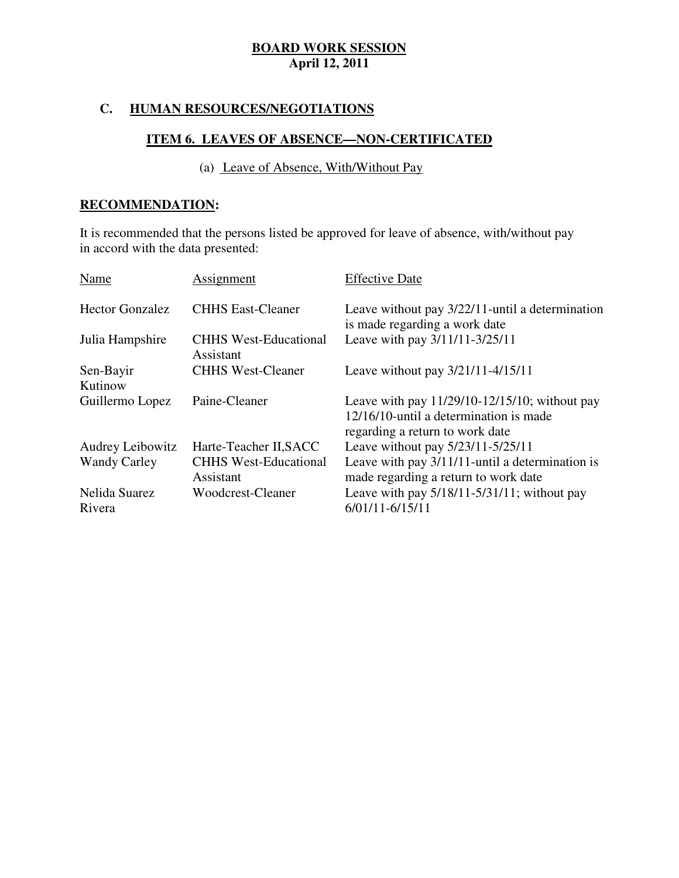**BOARD WORK SESSION**
**April 12, 2011**

## C. HUMAN RESOURCES/NEGOTIATIONS

### ITEM 6. LEAVES OF ABSENCE—NON-CERTIFICATED

(a) Leave of Absence, With/Without Pay

**RECOMMENDATION:**

It is recommended that the persons listed be approved for leave of absence, with/without pay in accord with the data presented:

| Name | Assignment | Effective Date |
|---|---|---|
| Hector Gonzalez | CHHS East-Cleaner | Leave without pay 3/22/11-until a determination is made regarding a work date |
| Julia Hampshire | CHHS West-Educational Assistant | Leave with pay 3/11/11-3/25/11 |
| Sen-Bayir Kutinow | CHHS West-Cleaner | Leave without pay 3/21/11-4/15/11 |
| Guillermo Lopez | Paine-Cleaner | Leave with pay 11/29/10-12/15/10; without pay 12/16/10-until a determination is made regarding a return to work date |
| Audrey Leibowitz | Harte-Teacher II,SACC | Leave without pay 5/23/11-5/25/11 |
| Wandy Carley | CHHS West-Educational Assistant | Leave with pay 3/11/11-until a determination is made regarding a return to work date |
| Nelida Suarez Rivera | Woodcrest-Cleaner | Leave with pay 5/18/11-5/31/11; without pay 6/01/11-6/15/11 |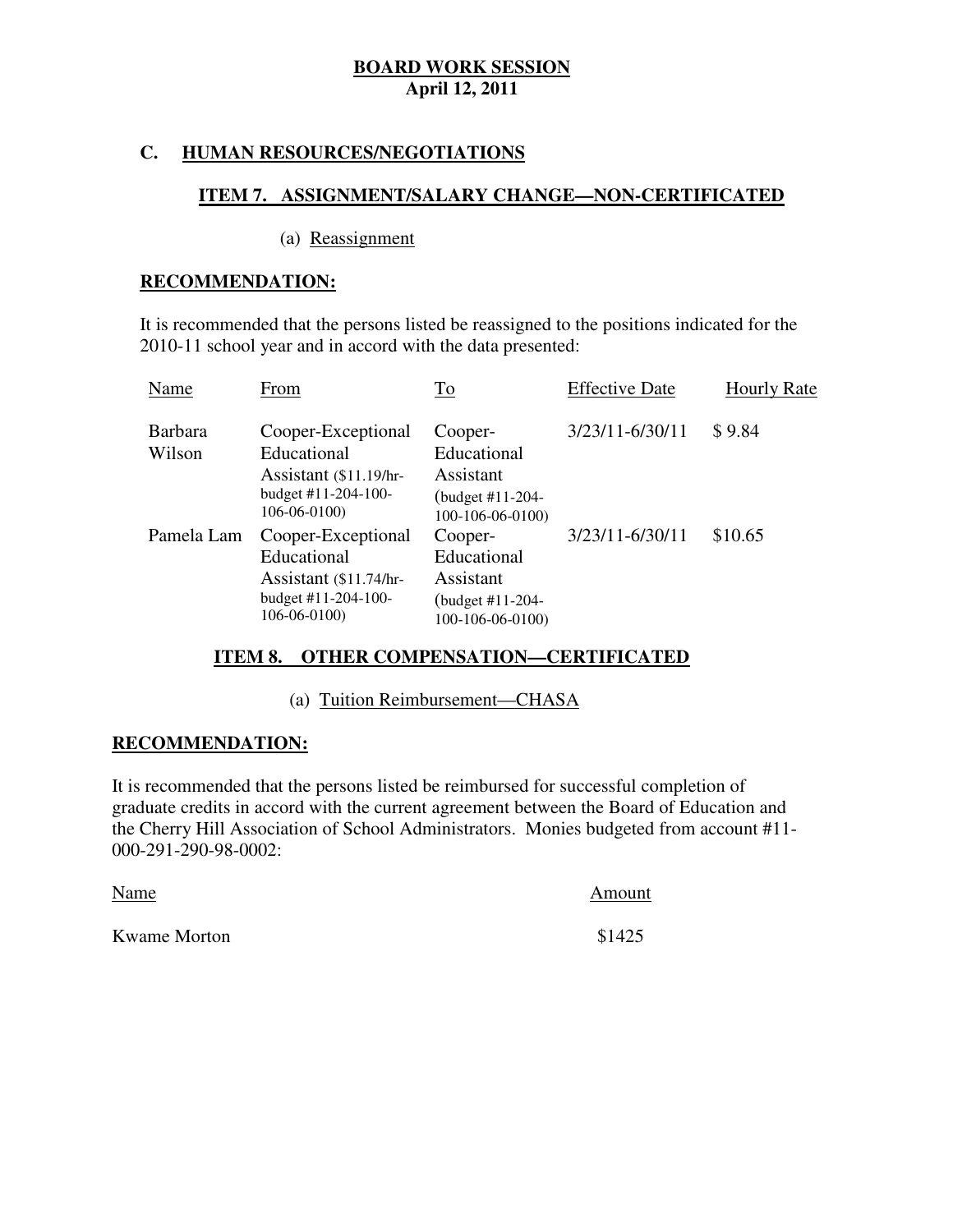**BOARD WORK SESSION**
**April 12, 2011**

## C. HUMAN RESOURCES/NEGOTIATIONS

### ITEM 7. ASSIGNMENT/SALARY CHANGE—NON-CERTIFICATED

(a) Reassignment

**RECOMMENDATION:**

It is recommended that the persons listed be reassigned to the positions indicated for the 2010-11 school year and in accord with the data presented:

| Name | From | To | Effective Date | Hourly Rate |
|---|---|---|---|---|
| Barbara Wilson | Cooper-Exceptional Educational Assistant ($11.19/hr-budget #11-204-100-106-06-0100) | Cooper-Educational Assistant (budget #11-204-100-106-06-0100) | 3/23/11-6/30/11 | $ 9.84 |
| Pamela Lam | Cooper-Exceptional Educational Assistant ($11.74/hr-budget #11-204-100-106-06-0100) | Cooper-Educational Assistant (budget #11-204-100-106-06-0100) | 3/23/11-6/30/11 | $10.65 |

### ITEM 8. OTHER COMPENSATION—CERTIFICATED

(a) Tuition Reimbursement—CHASA

**RECOMMENDATION:**

It is recommended that the persons listed be reimbursed for successful completion of graduate credits in accord with the current agreement between the Board of Education and the Cherry Hill Association of School Administrators. Monies budgeted from account #11-000-291-290-98-0002:

| Name | Amount |
|---|---|
| Kwame Morton | $1425 |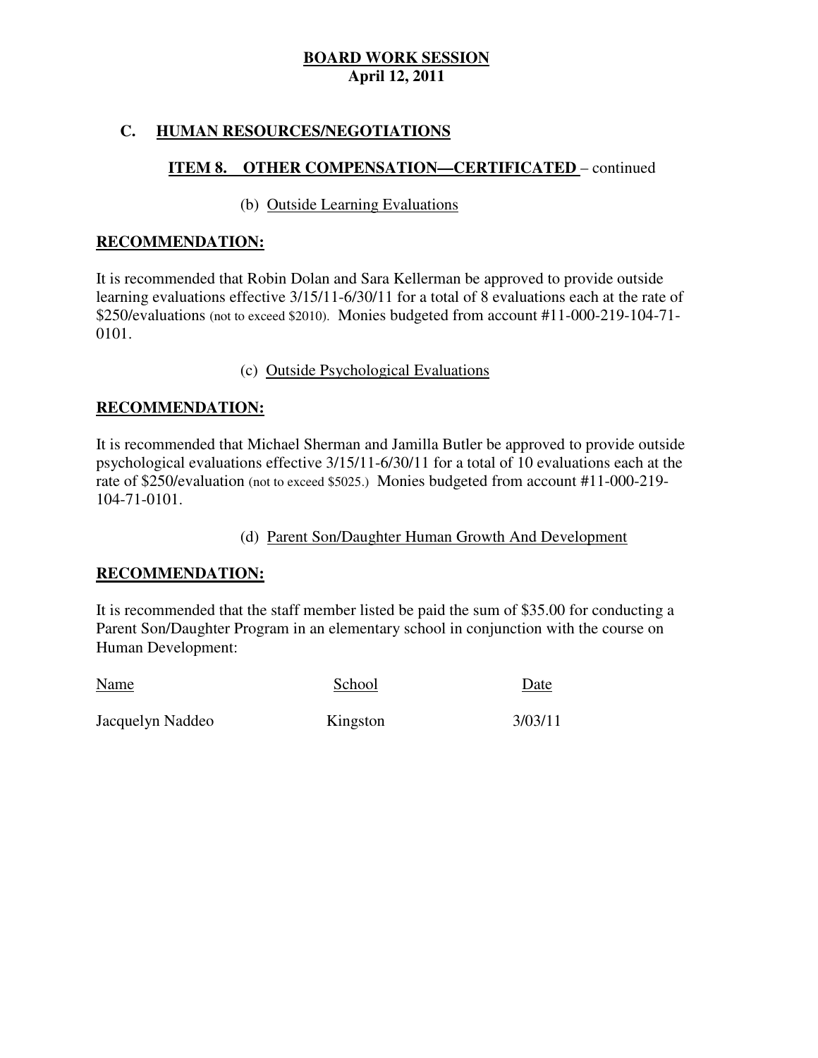**BOARD WORK SESSION**
**April 12, 2011**

## C. HUMAN RESOURCES/NEGOTIATIONS

### ITEM 8. OTHER COMPENSATION—CERTIFICATED – continued

(b) Outside Learning Evaluations

**RECOMMENDATION:**

It is recommended that Robin Dolan and Sara Kellerman be approved to provide outside learning evaluations effective 3/15/11-6/30/11 for a total of 8 evaluations each at the rate of $250/evaluations (not to exceed $2010). Monies budgeted from account #11-000-219-104-71-0101.

(c) Outside Psychological Evaluations

**RECOMMENDATION:**

It is recommended that Michael Sherman and Jamilla Butler be approved to provide outside psychological evaluations effective 3/15/11-6/30/11 for a total of 10 evaluations each at the rate of $250/evaluation (not to exceed $5025.) Monies budgeted from account #11-000-219-104-71-0101.

(d) Parent Son/Daughter Human Growth And Development

**RECOMMENDATION:**

It is recommended that the staff member listed be paid the sum of $35.00 for conducting a Parent Son/Daughter Program in an elementary school in conjunction with the course on Human Development:

| Name | School | Date |
|---|---|---|
| Jacquelyn Naddeo | Kingston | 3/03/11 |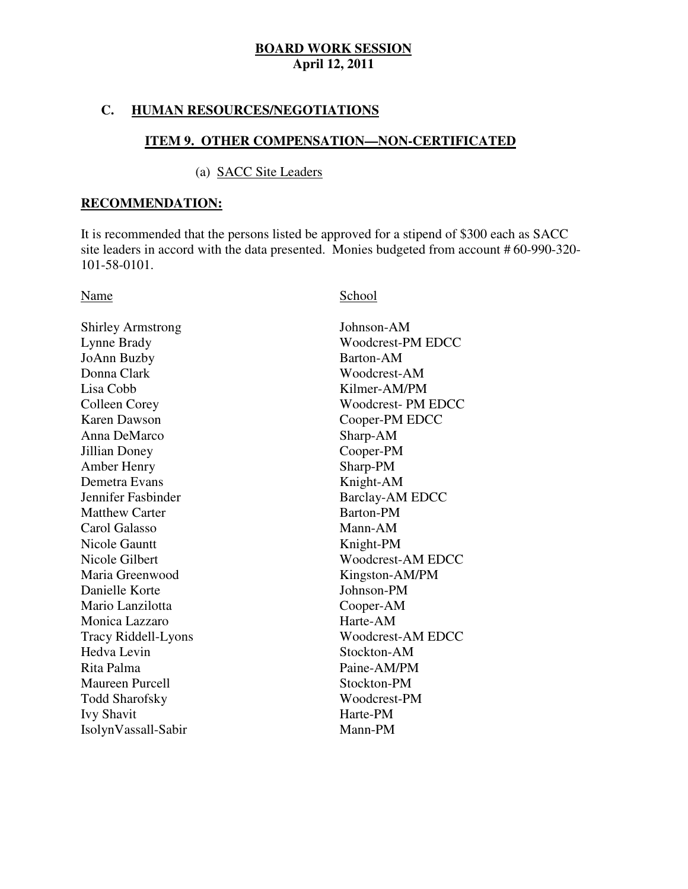**BOARD WORK SESSION**
**April 12, 2011**

## C. HUMAN RESOURCES/NEGOTIATIONS

### ITEM 9. OTHER COMPENSATION—NON-CERTIFICATED

(a) SACC Site Leaders

**RECOMMENDATION:**

It is recommended that the persons listed be approved for a stipend of $300 each as SACC site leaders in accord with the data presented. Monies budgeted from account # 60-990-320-101-58-0101.

| Name | School |
|---|---|
| Shirley Armstrong | Johnson-AM |
| Lynne Brady | Woodcrest-PM EDCC |
| JoAnn Buzby | Barton-AM |
| Donna Clark | Woodcrest-AM |
| Lisa Cobb | Kilmer-AM/PM |
| Colleen Corey | Woodcrest- PM EDCC |
| Karen Dawson | Cooper-PM EDCC |
| Anna DeMarco | Sharp-AM |
| Jillian Doney | Cooper-PM |
| Amber Henry | Sharp-PM |
| Demetra Evans | Knight-AM |
| Jennifer Fasbinder | Barclay-AM EDCC |
| Matthew Carter | Barton-PM |
| Carol Galasso | Mann-AM |
| Nicole Gauntt | Knight-PM |
| Nicole Gilbert | Woodcrest-AM EDCC |
| Maria Greenwood | Kingston-AM/PM |
| Danielle Korte | Johnson-PM |
| Mario Lanzilotta | Cooper-AM |
| Monica Lazzaro | Harte-AM |
| Tracy Riddell-Lyons | Woodcrest-AM EDCC |
| Hedva Levin | Stockton-AM |
| Rita Palma | Paine-AM/PM |
| Maureen Purcell | Stockton-PM |
| Todd Sharofsky | Woodcrest-PM |
| Ivy Shavit | Harte-PM |
| IsolynVassall-Sabir | Mann-PM |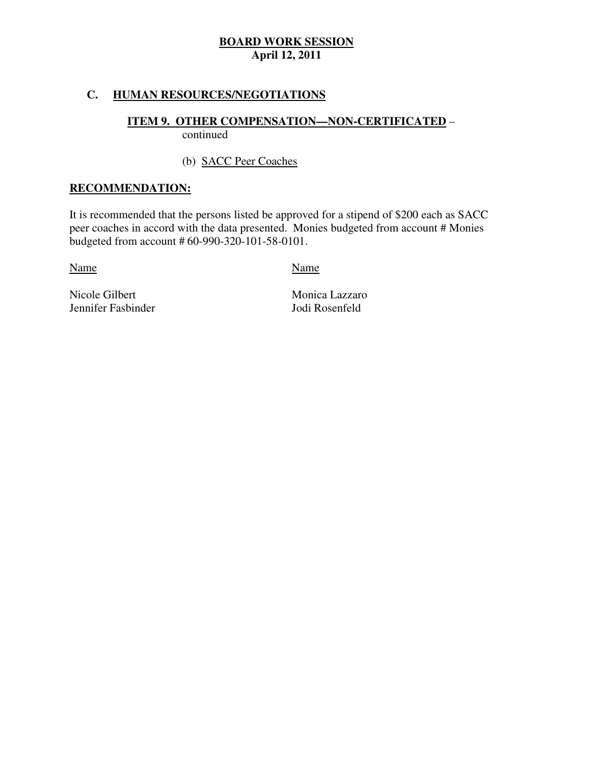**BOARD WORK SESSION**
**April 12, 2011**

## C. HUMAN RESOURCES/NEGOTIATIONS

### ITEM 9. OTHER COMPENSATION—NON-CERTIFICATED – continued

(b) SACC Peer Coaches

**RECOMMENDATION:**

It is recommended that the persons listed be approved for a stipend of $200 each as SACC peer coaches in accord with the data presented. Monies budgeted from account # Monies budgeted from account # 60-990-320-101-58-0101.

| Name | Name |
|---|---|
| Nicole Gilbert | Monica Lazzaro |
| Jennifer Fasbinder | Jodi Rosenfeld |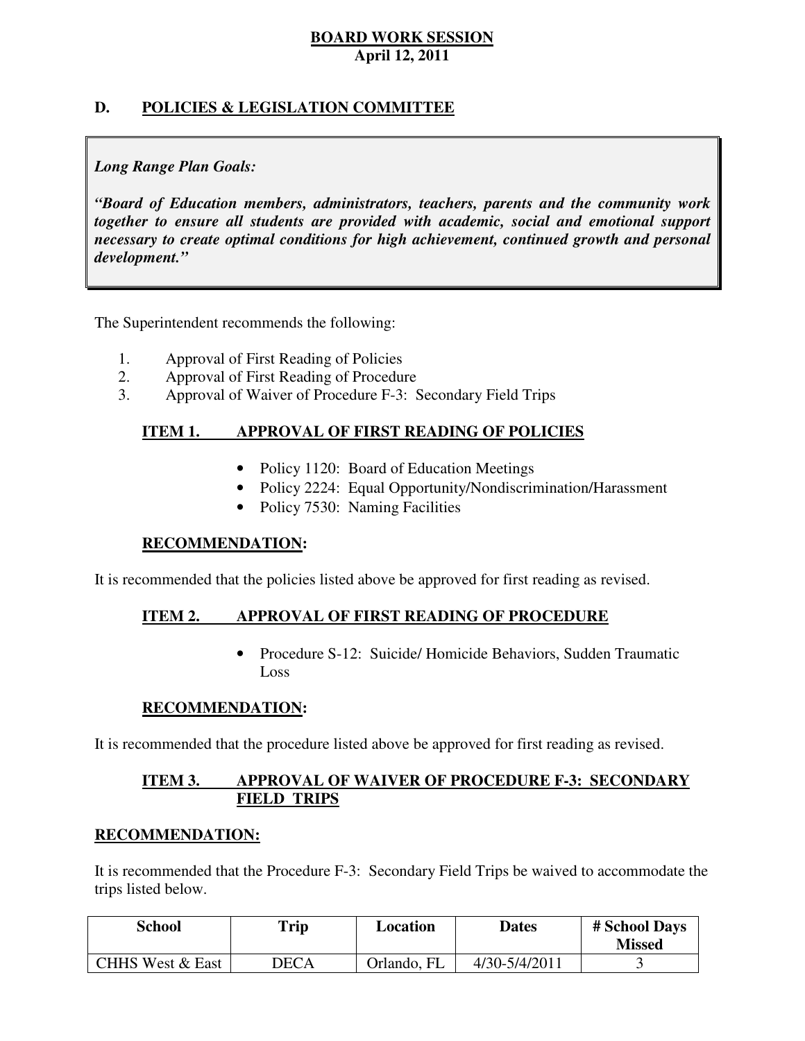**BOARD WORK SESSION**
**April 12, 2011**

## D. POLICIES & LEGISLATION COMMITTEE

> ***Long Range Plan Goals:***
>
> ***"Board of Education members, administrators, teachers, parents and the community work together to ensure all students are provided with academic, social and emotional support necessary to create optimal conditions for high achievement, continued growth and personal development."***

The Superintendent recommends the following:

1. Approval of First Reading of Policies
2. Approval of First Reading of Procedure
3. Approval of Waiver of Procedure F-3: Secondary Field Trips

### ITEM 1. APPROVAL OF FIRST READING OF POLICIES

- Policy 1120: Board of Education Meetings
- Policy 2224: Equal Opportunity/Nondiscrimination/Harassment
- Policy 7530: Naming Facilities

**RECOMMENDATION:**

It is recommended that the policies listed above be approved for first reading as revised.

### ITEM 2. APPROVAL OF FIRST READING OF PROCEDURE

- Procedure S-12: Suicide/ Homicide Behaviors, Sudden Traumatic Loss

**RECOMMENDATION:**

It is recommended that the procedure listed above be approved for first reading as revised.

### ITEM 3. APPROVAL OF WAIVER OF PROCEDURE F-3: SECONDARY FIELD TRIPS

**RECOMMENDATION:**

It is recommended that the Procedure F-3: Secondary Field Trips be waived to accommodate the trips listed below.

| School | Trip | Location | Dates | # School Days Missed |
|---|---|---|---|---|
| CHHS West & East | DECA | Orlando, FL | 4/30-5/4/2011 | 3 |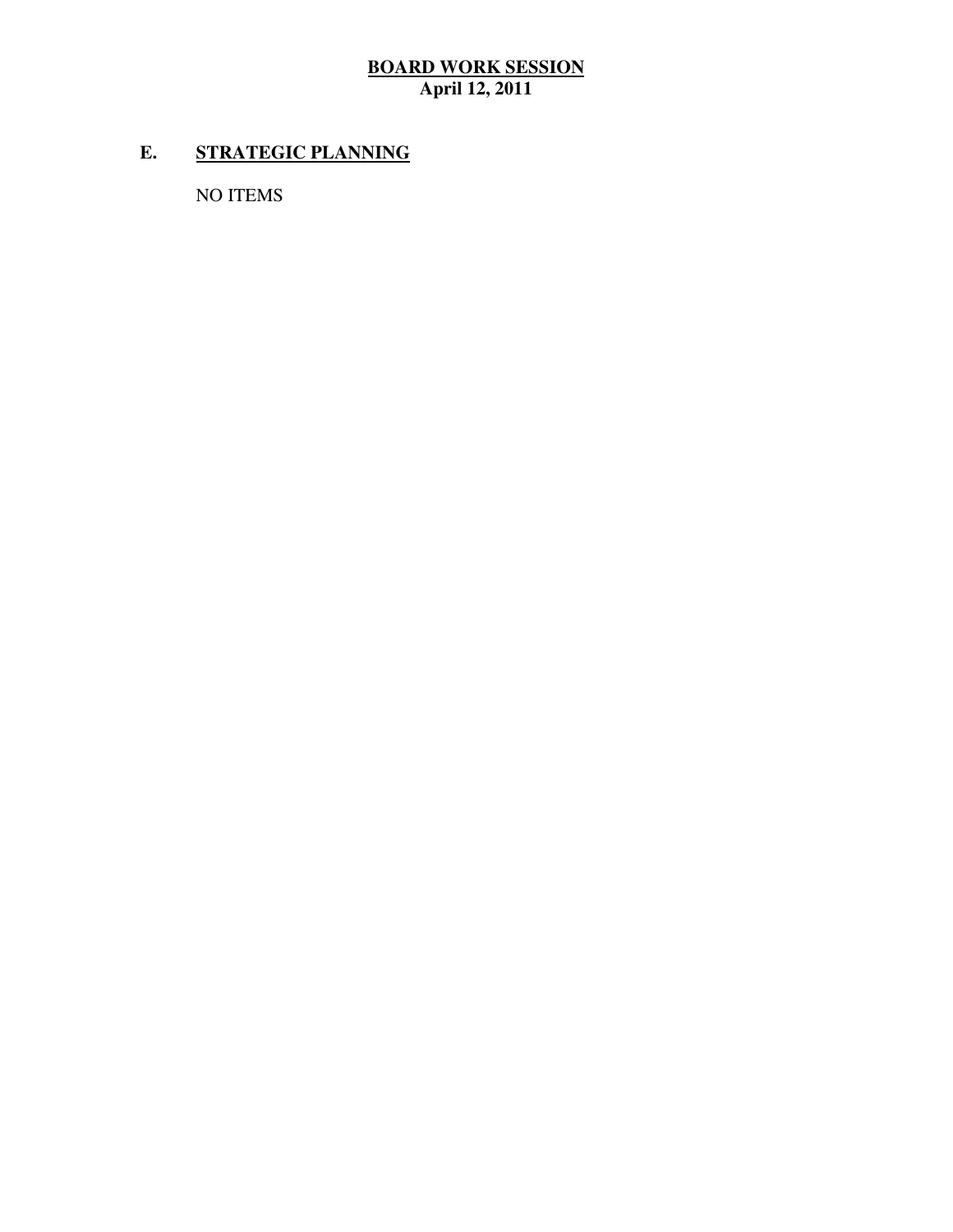**BOARD WORK SESSION**
**April 12, 2011**

## E. STRATEGIC PLANNING

NO ITEMS